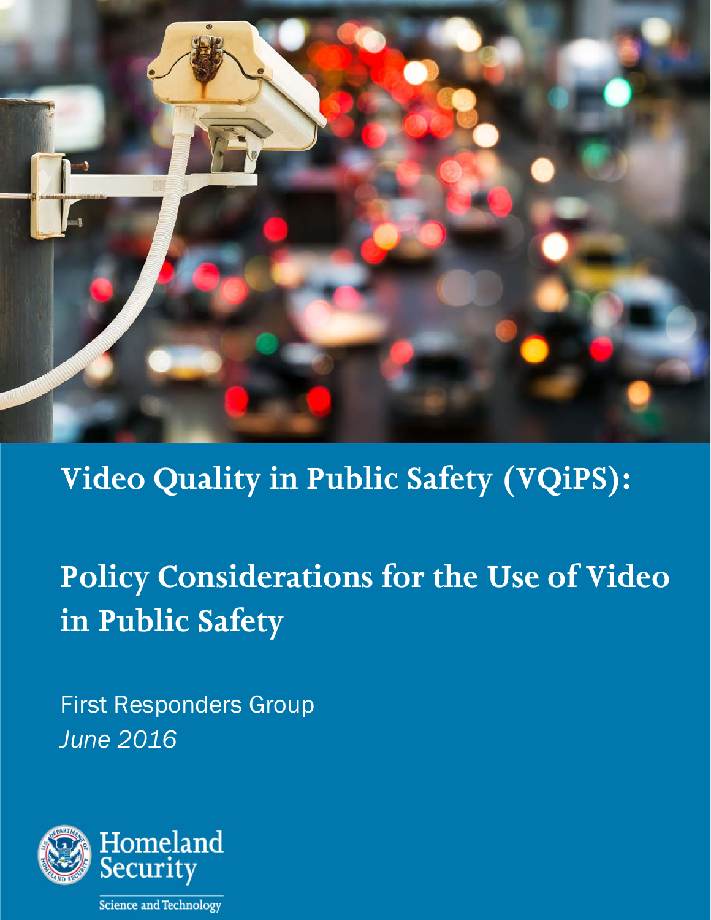# Video Quality in Public Safety (VQiPS):

# Policy Considerations for the Use of Video in Public Safety

First Responders Group

*June 2016*

Homeland Security

Science and Technology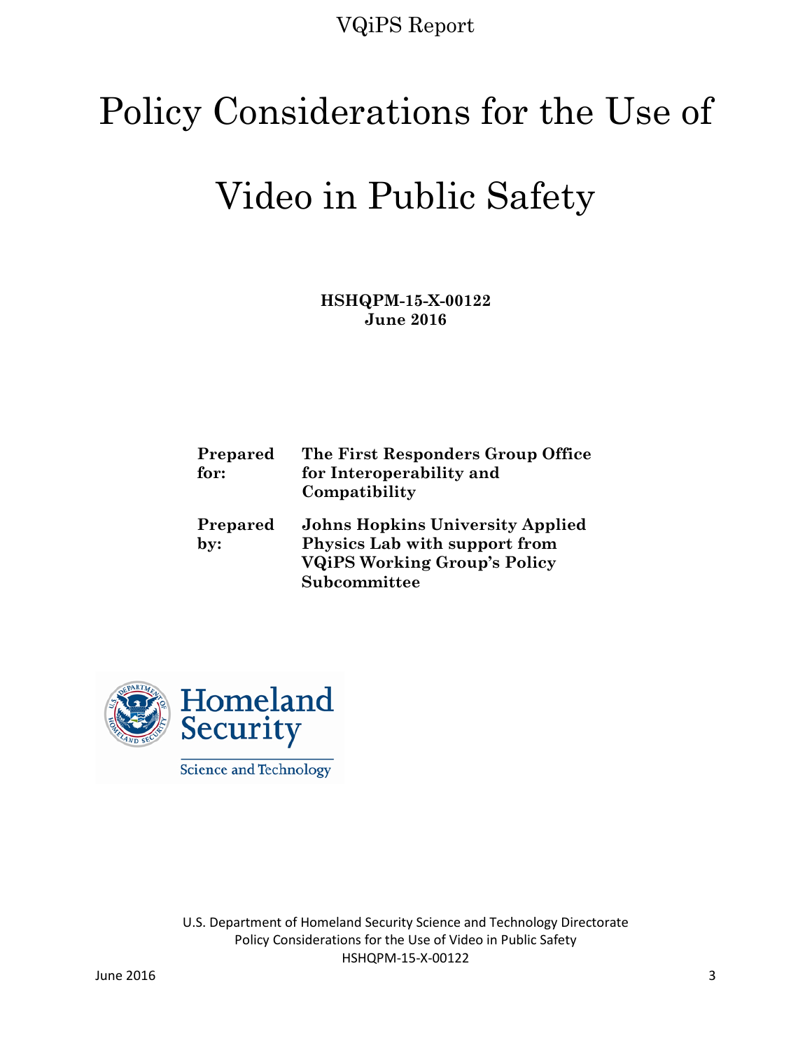# Policy Considerations for the Use of Video in Public Safety

**HSHQPM-15-X-00122**
**June 2016**

| | |
|---|---|
| **Prepared for:** | **The First Responders Group Office for Interoperability and Compatibility** |
| **Prepared by:** | **Johns Hopkins University Applied Physics Lab with support from VQiPS Working Group's Policy Subcommittee** |

Homeland Security

Science and Technology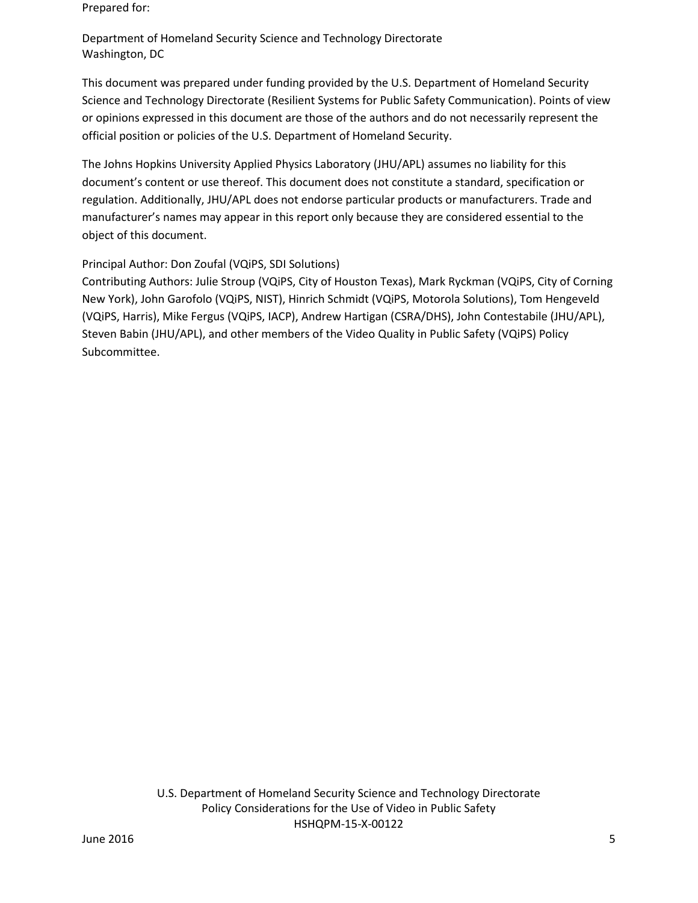Prepared for:

Department of Homeland Security Science and Technology Directorate
Washington, DC

This document was prepared under funding provided by the U.S. Department of Homeland Security Science and Technology Directorate (Resilient Systems for Public Safety Communication). Points of view or opinions expressed in this document are those of the authors and do not necessarily represent the official position or policies of the U.S. Department of Homeland Security.

The Johns Hopkins University Applied Physics Laboratory (JHU/APL) assumes no liability for this document's content or use thereof. This document does not constitute a standard, specification or regulation. Additionally, JHU/APL does not endorse particular products or manufacturers. Trade and manufacturer's names may appear in this report only because they are considered essential to the object of this document.

Principal Author: Don Zoufal (VQiPS, SDI Solutions)
Contributing Authors: Julie Stroup (VQiPS, City of Houston Texas), Mark Ryckman (VQiPS, City of Corning New York), John Garofolo (VQiPS, NIST), Hinrich Schmidt (VQiPS, Motorola Solutions), Tom Hengeveld (VQiPS, Harris), Mike Fergus (VQiPS, IACP), Andrew Hartigan (CSRA/DHS), John Contestabile (JHU/APL), Steven Babin (JHU/APL), and other members of the Video Quality in Public Safety (VQiPS) Policy Subcommittee.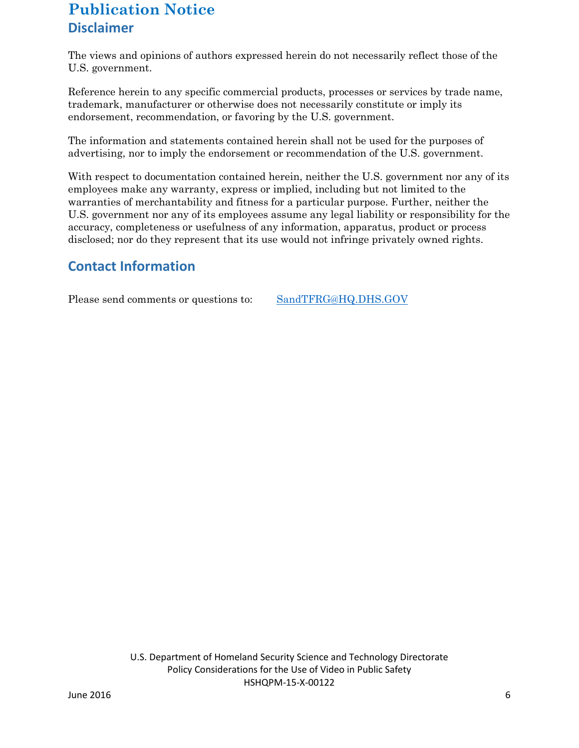# Publication Notice

## Disclaimer

The views and opinions of authors expressed herein do not necessarily reflect those of the U.S. government.

Reference herein to any specific commercial products, processes or services by trade name, trademark, manufacturer or otherwise does not necessarily constitute or imply its endorsement, recommendation, or favoring by the U.S. government.

The information and statements contained herein shall not be used for the purposes of advertising, nor to imply the endorsement or recommendation of the U.S. government.

With respect to documentation contained herein, neither the U.S. government nor any of its employees make any warranty, express or implied, including but not limited to the warranties of merchantability and fitness for a particular purpose. Further, neither the U.S. government nor any of its employees assume any legal liability or responsibility for the accuracy, completeness or usefulness of any information, apparatus, product or process disclosed; nor do they represent that its use would not infringe privately owned rights.

## Contact Information

Please send comments or questions to: SandTFRG@HQ.DHS.GOV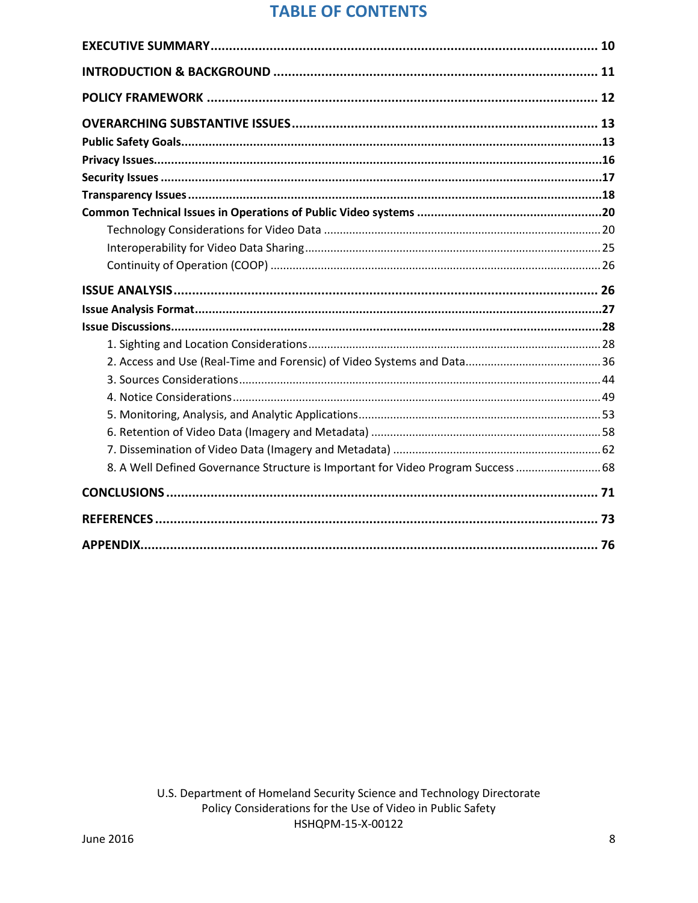# TABLE OF CONTENTS

**EXECUTIVE SUMMARY** ........................................................................................................ 10

**INTRODUCTION & BACKGROUND** ........................................................................................ 11

**POLICY FRAMEWORK** ........................................................................................................ 12

**OVERARCHING SUBSTANTIVE ISSUES** ................................................................................... 13

**Public Safety Goals** ..........................................................................................................13

**Privacy Issues** ...............................................................................................................16

**Security Issues** ...............................................................................................................17

**Transparency Issues** ........................................................................................................18

**Common Technical Issues in Operations of Public Video systems** ...........................................20

- Technology Considerations for Video Data ......................................................................20
- Interoperability for Video Data Sharing ...........................................................................25
- Continuity of Operation (COOP) ......................................................................................26

**ISSUE ANALYSIS** ................................................................................................................ 26

**Issue Analysis Format** .......................................................................................................27

**Issue Discussions** .............................................................................................................28

1. Sighting and Location Considerations ..........................................................................28
2. Access and Use (Real-Time and Forensic) of Video Systems and Data ..........................36
3. Sources Considerations ..................................................................................................44
4. Notice Considerations ....................................................................................................49
5. Monitoring, Analysis, and Analytic Applications ...........................................................53
6. Retention of Video Data (Imagery and Metadata) .........................................................58
7. Dissemination of Video Data (Imagery and Metadata) ..................................................62
8. A Well Defined Governance Structure is Important for Video Program Success ...........68

**CONCLUSIONS** .................................................................................................................. 71

**REFERENCES** ................................................................................................................... 73

**APPENDIX** ......................................................................................................................... 76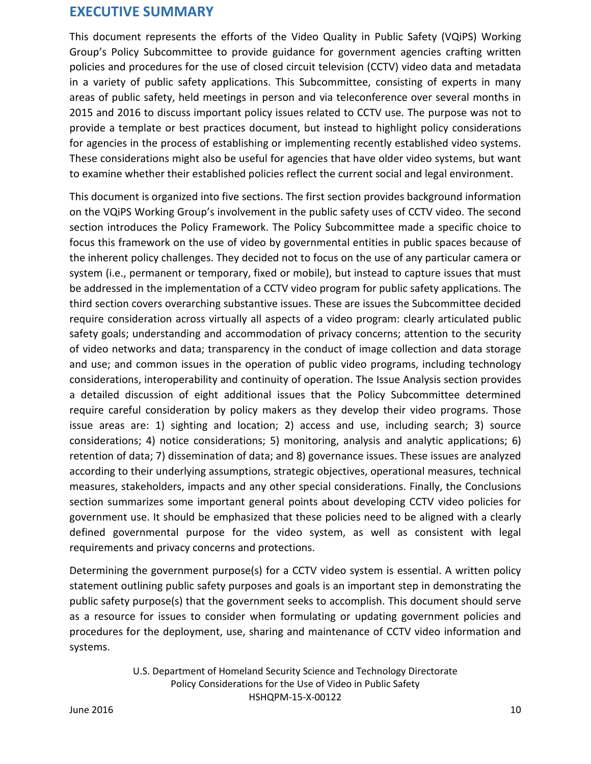# EXECUTIVE SUMMARY

This document represents the efforts of the Video Quality in Public Safety (VQiPS) Working Group's Policy Subcommittee to provide guidance for government agencies crafting written policies and procedures for the use of closed circuit television (CCTV) video data and metadata in a variety of public safety applications. This Subcommittee, consisting of experts in many areas of public safety, held meetings in person and via teleconference over several months in 2015 and 2016 to discuss important policy issues related to CCTV use. The purpose was not to provide a template or best practices document, but instead to highlight policy considerations for agencies in the process of establishing or implementing recently established video systems. These considerations might also be useful for agencies that have older video systems, but want to examine whether their established policies reflect the current social and legal environment.

This document is organized into five sections. The first section provides background information on the VQiPS Working Group's involvement in the public safety uses of CCTV video. The second section introduces the Policy Framework. The Policy Subcommittee made a specific choice to focus this framework on the use of video by governmental entities in public spaces because of the inherent policy challenges. They decided not to focus on the use of any particular camera or system (i.e., permanent or temporary, fixed or mobile), but instead to capture issues that must be addressed in the implementation of a CCTV video program for public safety applications. The third section covers overarching substantive issues. These are issues the Subcommittee decided require consideration across virtually all aspects of a video program: clearly articulated public safety goals; understanding and accommodation of privacy concerns; attention to the security of video networks and data; transparency in the conduct of image collection and data storage and use; and common issues in the operation of public video programs, including technology considerations, interoperability and continuity of operation. The Issue Analysis section provides a detailed discussion of eight additional issues that the Policy Subcommittee determined require careful consideration by policy makers as they develop their video programs. Those issue areas are: 1) sighting and location; 2) access and use, including search; 3) source considerations; 4) notice considerations; 5) monitoring, analysis and analytic applications; 6) retention of data; 7) dissemination of data; and 8) governance issues. These issues are analyzed according to their underlying assumptions, strategic objectives, operational measures, technical measures, stakeholders, impacts and any other special considerations. Finally, the Conclusions section summarizes some important general points about developing CCTV video policies for government use. It should be emphasized that these policies need to be aligned with a clearly defined governmental purpose for the video system, as well as consistent with legal requirements and privacy concerns and protections.

Determining the government purpose(s) for a CCTV video system is essential. A written policy statement outlining public safety purposes and goals is an important step in demonstrating the public safety purpose(s) that the government seeks to accomplish. This document should serve as a resource for issues to consider when formulating or updating government policies and procedures for the deployment, use, sharing and maintenance of CCTV video information and systems.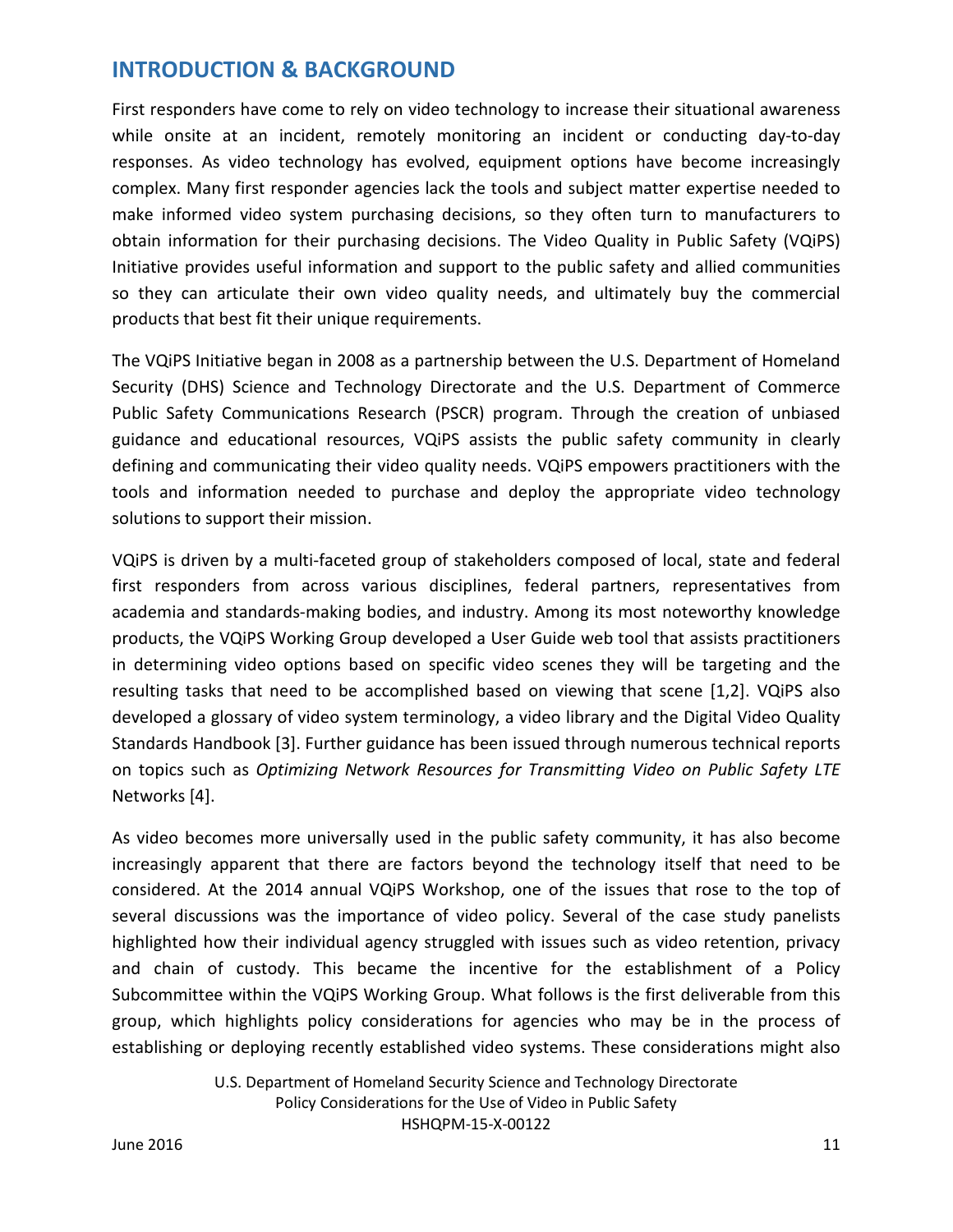## INTRODUCTION & BACKGROUND

First responders have come to rely on video technology to increase their situational awareness while onsite at an incident, remotely monitoring an incident or conducting day-to-day responses. As video technology has evolved, equipment options have become increasingly complex. Many first responder agencies lack the tools and subject matter expertise needed to make informed video system purchasing decisions, so they often turn to manufacturers to obtain information for their purchasing decisions. The Video Quality in Public Safety (VQiPS) Initiative provides useful information and support to the public safety and allied communities so they can articulate their own video quality needs, and ultimately buy the commercial products that best fit their unique requirements.

The VQiPS Initiative began in 2008 as a partnership between the U.S. Department of Homeland Security (DHS) Science and Technology Directorate and the U.S. Department of Commerce Public Safety Communications Research (PSCR) program. Through the creation of unbiased guidance and educational resources, VQiPS assists the public safety community in clearly defining and communicating their video quality needs. VQiPS empowers practitioners with the tools and information needed to purchase and deploy the appropriate video technology solutions to support their mission.

VQiPS is driven by a multi-faceted group of stakeholders composed of local, state and federal first responders from across various disciplines, federal partners, representatives from academia and standards-making bodies, and industry. Among its most noteworthy knowledge products, the VQiPS Working Group developed a User Guide web tool that assists practitioners in determining video options based on specific video scenes they will be targeting and the resulting tasks that need to be accomplished based on viewing that scene [1,2]. VQiPS also developed a glossary of video system terminology, a video library and the Digital Video Quality Standards Handbook [3]. Further guidance has been issued through numerous technical reports on topics such as *Optimizing Network Resources for Transmitting Video on Public Safety LTE* Networks [4].

As video becomes more universally used in the public safety community, it has also become increasingly apparent that there are factors beyond the technology itself that need to be considered. At the 2014 annual VQiPS Workshop, one of the issues that rose to the top of several discussions was the importance of video policy. Several of the case study panelists highlighted how their individual agency struggled with issues such as video retention, privacy and chain of custody. This became the incentive for the establishment of a Policy Subcommittee within the VQiPS Working Group. What follows is the first deliverable from this group, which highlights policy considerations for agencies who may be in the process of establishing or deploying recently established video systems. These considerations might also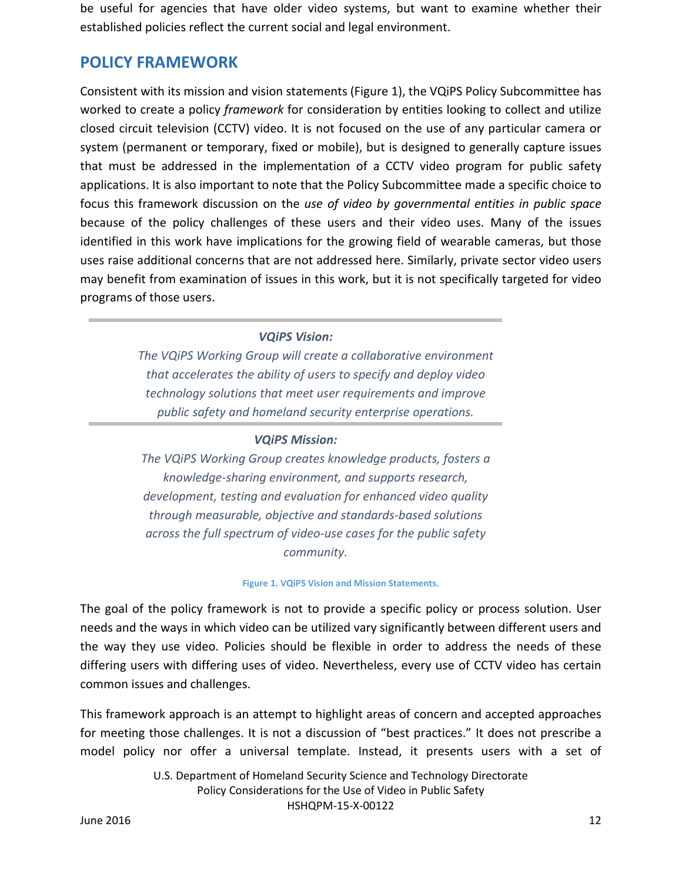be useful for agencies that have older video systems, but want to examine whether their established policies reflect the current social and legal environment.

## POLICY FRAMEWORK

Consistent with its mission and vision statements (Figure 1), the VQiPS Policy Subcommittee has worked to create a policy *framework* for consideration by entities looking to collect and utilize closed circuit television (CCTV) video. It is not focused on the use of any particular camera or system (permanent or temporary, fixed or mobile), but is designed to generally capture issues that must be addressed in the implementation of a CCTV video program for public safety applications. It is also important to note that the Policy Subcommittee made a specific choice to focus this framework discussion on the *use of video by governmental entities in public space* because of the policy challenges of these users and their video uses. Many of the issues identified in this work have implications for the growing field of wearable cameras, but those uses raise additional concerns that are not addressed here. Similarly, private sector video users may benefit from examination of issues in this work, but it is not specifically targeted for video programs of those users.

***VQiPS Vision:***

*The VQiPS Working Group will create a collaborative environment that accelerates the ability of users to specify and deploy video technology solutions that meet user requirements and improve public safety and homeland security enterprise operations.*

***VQiPS Mission:***

*The VQiPS Working Group creates knowledge products, fosters a knowledge-sharing environment, and supports research, development, testing and evaluation for enhanced video quality through measurable, objective and standards-based solutions across the full spectrum of video-use cases for the public safety community.*

**Figure 1. VQiPS Vision and Mission Statements.**

The goal of the policy framework is not to provide a specific policy or process solution. User needs and the ways in which video can be utilized vary significantly between different users and the way they use video. Policies should be flexible in order to address the needs of these differing users with differing uses of video. Nevertheless, every use of CCTV video has certain common issues and challenges.

This framework approach is an attempt to highlight areas of concern and accepted approaches for meeting those challenges. It is not a discussion of "best practices." It does not prescribe a model policy nor offer a universal template. Instead, it presents users with a set of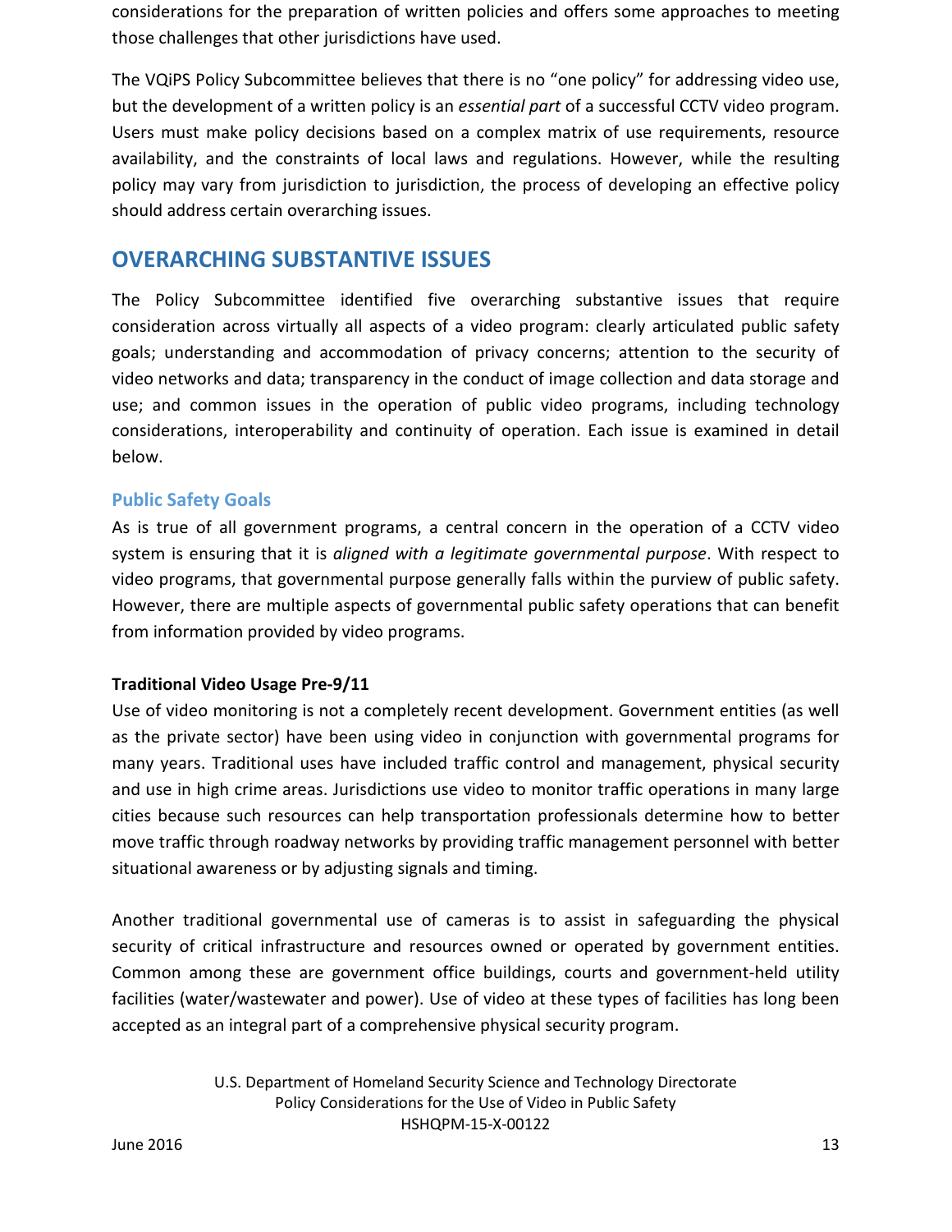considerations for the preparation of written policies and offers some approaches to meeting those challenges that other jurisdictions have used.

The VQiPS Policy Subcommittee believes that there is no "one policy" for addressing video use, but the development of a written policy is an *essential part* of a successful CCTV video program. Users must make policy decisions based on a complex matrix of use requirements, resource availability, and the constraints of local laws and regulations. However, while the resulting policy may vary from jurisdiction to jurisdiction, the process of developing an effective policy should address certain overarching issues.

## OVERARCHING SUBSTANTIVE ISSUES

The Policy Subcommittee identified five overarching substantive issues that require consideration across virtually all aspects of a video program: clearly articulated public safety goals; understanding and accommodation of privacy concerns; attention to the security of video networks and data; transparency in the conduct of image collection and data storage and use; and common issues in the operation of public video programs, including technology considerations, interoperability and continuity of operation. Each issue is examined in detail below.

### Public Safety Goals

As is true of all government programs, a central concern in the operation of a CCTV video system is ensuring that it is *aligned with a legitimate governmental purpose*. With respect to video programs, that governmental purpose generally falls within the purview of public safety. However, there are multiple aspects of governmental public safety operations that can benefit from information provided by video programs.

**Traditional Video Usage Pre-9/11**

Use of video monitoring is not a completely recent development. Government entities (as well as the private sector) have been using video in conjunction with governmental programs for many years. Traditional uses have included traffic control and management, physical security and use in high crime areas. Jurisdictions use video to monitor traffic operations in many large cities because such resources can help transportation professionals determine how to better move traffic through roadway networks by providing traffic management personnel with better situational awareness or by adjusting signals and timing.

Another traditional governmental use of cameras is to assist in safeguarding the physical security of critical infrastructure and resources owned or operated by government entities. Common among these are government office buildings, courts and government-held utility facilities (water/wastewater and power). Use of video at these types of facilities has long been accepted as an integral part of a comprehensive physical security program.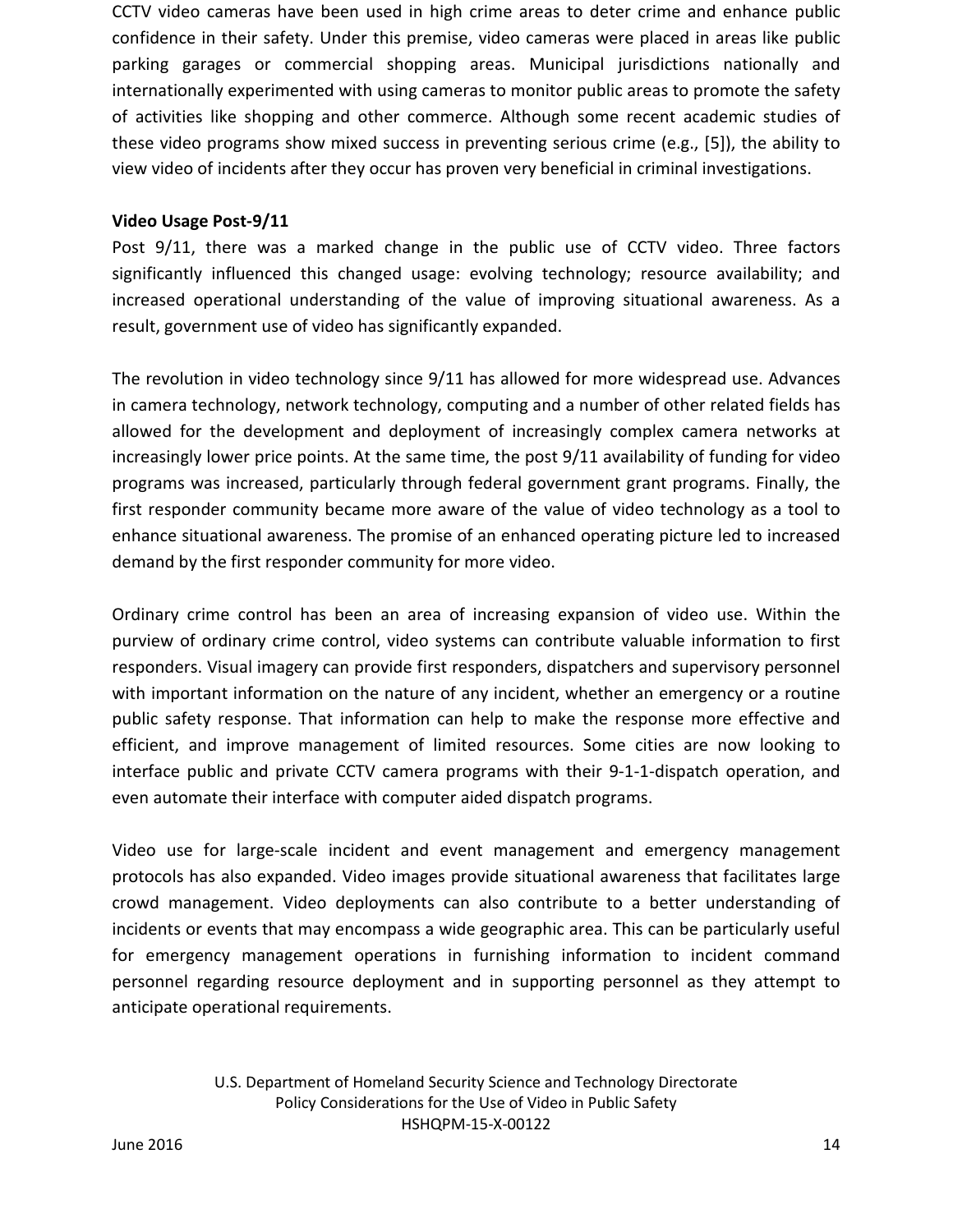CCTV video cameras have been used in high crime areas to deter crime and enhance public confidence in their safety. Under this premise, video cameras were placed in areas like public parking garages or commercial shopping areas. Municipal jurisdictions nationally and internationally experimented with using cameras to monitor public areas to promote the safety of activities like shopping and other commerce. Although some recent academic studies of these video programs show mixed success in preventing serious crime (e.g., [5]), the ability to view video of incidents after they occur has proven very beneficial in criminal investigations.

**Video Usage Post-9/11**

Post 9/11, there was a marked change in the public use of CCTV video. Three factors significantly influenced this changed usage: evolving technology; resource availability; and increased operational understanding of the value of improving situational awareness. As a result, government use of video has significantly expanded.

The revolution in video technology since 9/11 has allowed for more widespread use. Advances in camera technology, network technology, computing and a number of other related fields has allowed for the development and deployment of increasingly complex camera networks at increasingly lower price points. At the same time, the post 9/11 availability of funding for video programs was increased, particularly through federal government grant programs. Finally, the first responder community became more aware of the value of video technology as a tool to enhance situational awareness. The promise of an enhanced operating picture led to increased demand by the first responder community for more video.

Ordinary crime control has been an area of increasing expansion of video use. Within the purview of ordinary crime control, video systems can contribute valuable information to first responders. Visual imagery can provide first responders, dispatchers and supervisory personnel with important information on the nature of any incident, whether an emergency or a routine public safety response. That information can help to make the response more effective and efficient, and improve management of limited resources. Some cities are now looking to interface public and private CCTV camera programs with their 9-1-1-dispatch operation, and even automate their interface with computer aided dispatch programs.

Video use for large-scale incident and event management and emergency management protocols has also expanded. Video images provide situational awareness that facilitates large crowd management. Video deployments can also contribute to a better understanding of incidents or events that may encompass a wide geographic area. This can be particularly useful for emergency management operations in furnishing information to incident command personnel regarding resource deployment and in supporting personnel as they attempt to anticipate operational requirements.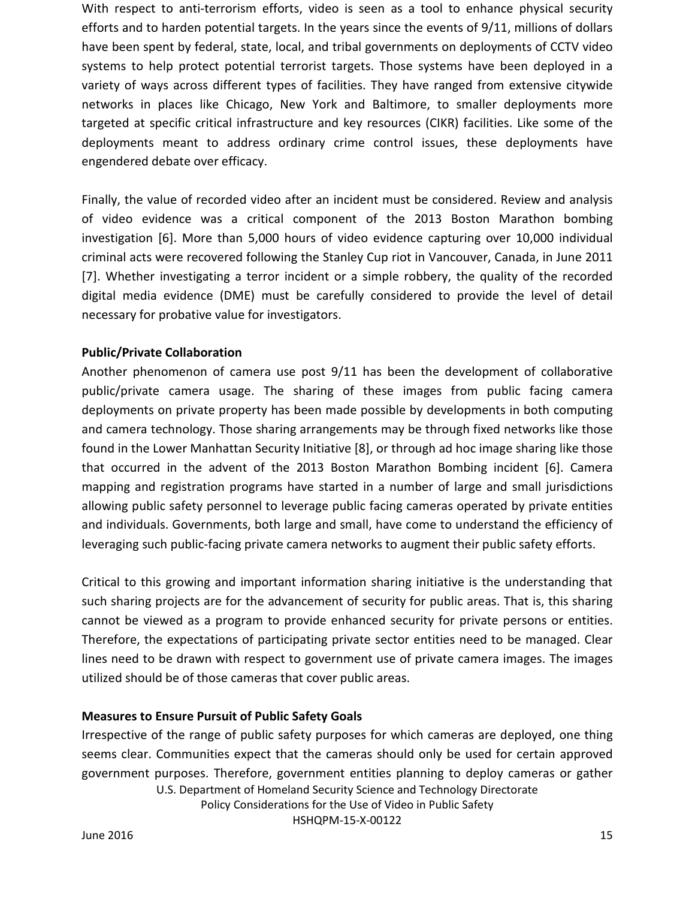With respect to anti-terrorism efforts, video is seen as a tool to enhance physical security efforts and to harden potential targets. In the years since the events of 9/11, millions of dollars have been spent by federal, state, local, and tribal governments on deployments of CCTV video systems to help protect potential terrorist targets. Those systems have been deployed in a variety of ways across different types of facilities. They have ranged from extensive citywide networks in places like Chicago, New York and Baltimore, to smaller deployments more targeted at specific critical infrastructure and key resources (CIKR) facilities. Like some of the deployments meant to address ordinary crime control issues, these deployments have engendered debate over efficacy.

Finally, the value of recorded video after an incident must be considered. Review and analysis of video evidence was a critical component of the 2013 Boston Marathon bombing investigation [6]. More than 5,000 hours of video evidence capturing over 10,000 individual criminal acts were recovered following the Stanley Cup riot in Vancouver, Canada, in June 2011 [7]. Whether investigating a terror incident or a simple robbery, the quality of the recorded digital media evidence (DME) must be carefully considered to provide the level of detail necessary for probative value for investigators.

**Public/Private Collaboration**

Another phenomenon of camera use post 9/11 has been the development of collaborative public/private camera usage. The sharing of these images from public facing camera deployments on private property has been made possible by developments in both computing and camera technology. Those sharing arrangements may be through fixed networks like those found in the Lower Manhattan Security Initiative [8], or through ad hoc image sharing like those that occurred in the advent of the 2013 Boston Marathon Bombing incident [6]. Camera mapping and registration programs have started in a number of large and small jurisdictions allowing public safety personnel to leverage public facing cameras operated by private entities and individuals. Governments, both large and small, have come to understand the efficiency of leveraging such public-facing private camera networks to augment their public safety efforts.

Critical to this growing and important information sharing initiative is the understanding that such sharing projects are for the advancement of security for public areas. That is, this sharing cannot be viewed as a program to provide enhanced security for private persons or entities. Therefore, the expectations of participating private sector entities need to be managed. Clear lines need to be drawn with respect to government use of private camera images. The images utilized should be of those cameras that cover public areas.

**Measures to Ensure Pursuit of Public Safety Goals**

Irrespective of the range of public safety purposes for which cameras are deployed, one thing seems clear. Communities expect that the cameras should only be used for certain approved government purposes. Therefore, government entities planning to deploy cameras or gather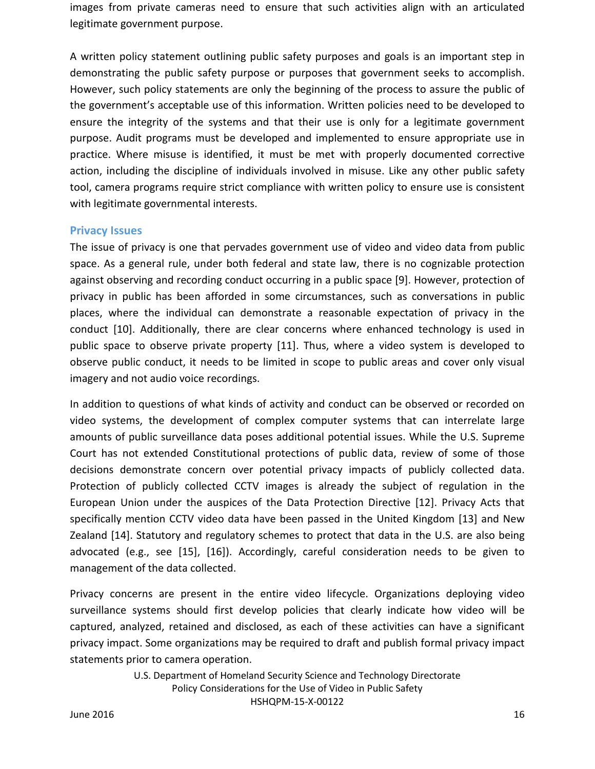images from private cameras need to ensure that such activities align with an articulated legitimate government purpose.

A written policy statement outlining public safety purposes and goals is an important step in demonstrating the public safety purpose or purposes that government seeks to accomplish. However, such policy statements are only the beginning of the process to assure the public of the government's acceptable use of this information. Written policies need to be developed to ensure the integrity of the systems and that their use is only for a legitimate government purpose. Audit programs must be developed and implemented to ensure appropriate use in practice. Where misuse is identified, it must be met with properly documented corrective action, including the discipline of individuals involved in misuse. Like any other public safety tool, camera programs require strict compliance with written policy to ensure use is consistent with legitimate governmental interests.

### Privacy Issues

The issue of privacy is one that pervades government use of video and video data from public space. As a general rule, under both federal and state law, there is no cognizable protection against observing and recording conduct occurring in a public space [9]. However, protection of privacy in public has been afforded in some circumstances, such as conversations in public places, where the individual can demonstrate a reasonable expectation of privacy in the conduct [10]. Additionally, there are clear concerns where enhanced technology is used in public space to observe private property [11]. Thus, where a video system is developed to observe public conduct, it needs to be limited in scope to public areas and cover only visual imagery and not audio voice recordings.

In addition to questions of what kinds of activity and conduct can be observed or recorded on video systems, the development of complex computer systems that can interrelate large amounts of public surveillance data poses additional potential issues. While the U.S. Supreme Court has not extended Constitutional protections of public data, review of some of those decisions demonstrate concern over potential privacy impacts of publicly collected data. Protection of publicly collected CCTV images is already the subject of regulation in the European Union under the auspices of the Data Protection Directive [12]. Privacy Acts that specifically mention CCTV video data have been passed in the United Kingdom [13] and New Zealand [14]. Statutory and regulatory schemes to protect that data in the U.S. are also being advocated (e.g., see [15], [16]). Accordingly, careful consideration needs to be given to management of the data collected.

Privacy concerns are present in the entire video lifecycle. Organizations deploying video surveillance systems should first develop policies that clearly indicate how video will be captured, analyzed, retained and disclosed, as each of these activities can have a significant privacy impact. Some organizations may be required to draft and publish formal privacy impact statements prior to camera operation.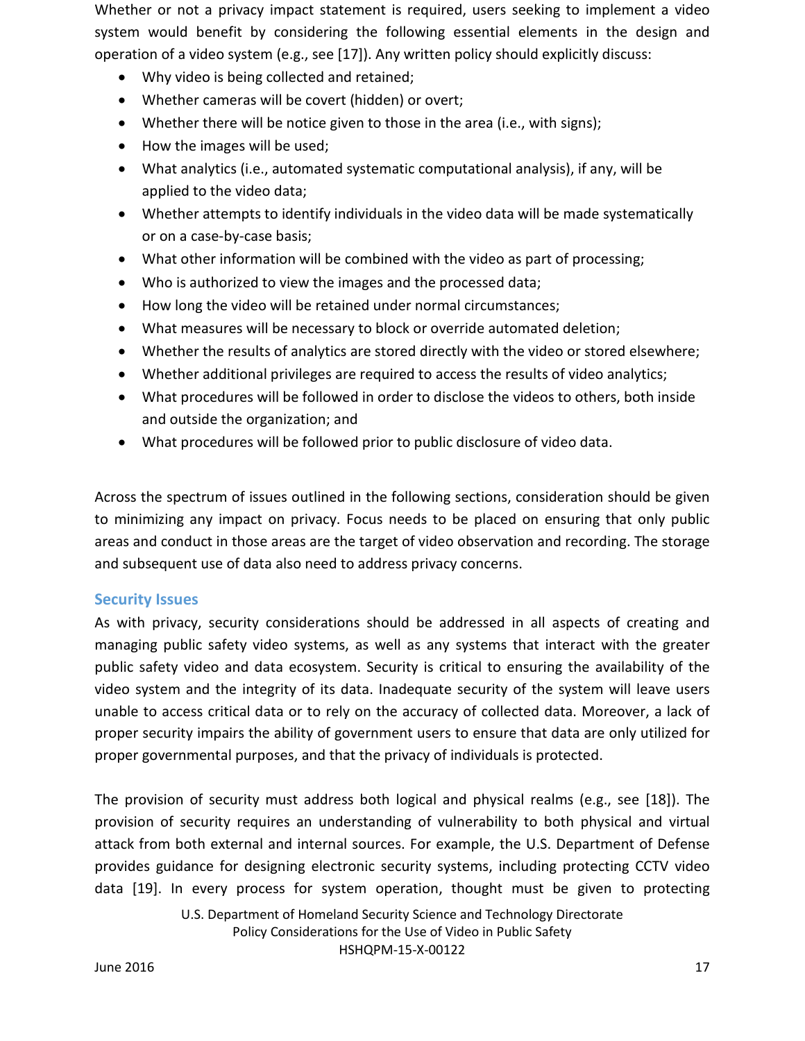Whether or not a privacy impact statement is required, users seeking to implement a video system would benefit by considering the following essential elements in the design and operation of a video system (e.g., see [17]). Any written policy should explicitly discuss:

- Why video is being collected and retained;
- Whether cameras will be covert (hidden) or overt;
- Whether there will be notice given to those in the area (i.e., with signs);
- How the images will be used;
- What analytics (i.e., automated systematic computational analysis), if any, will be applied to the video data;
- Whether attempts to identify individuals in the video data will be made systematically or on a case-by-case basis;
- What other information will be combined with the video as part of processing;
- Who is authorized to view the images and the processed data;
- How long the video will be retained under normal circumstances;
- What measures will be necessary to block or override automated deletion;
- Whether the results of analytics are stored directly with the video or stored elsewhere;
- Whether additional privileges are required to access the results of video analytics;
- What procedures will be followed in order to disclose the videos to others, both inside and outside the organization; and
- What procedures will be followed prior to public disclosure of video data.

Across the spectrum of issues outlined in the following sections, consideration should be given to minimizing any impact on privacy. Focus needs to be placed on ensuring that only public areas and conduct in those areas are the target of video observation and recording. The storage and subsequent use of data also need to address privacy concerns.

### Security Issues

As with privacy, security considerations should be addressed in all aspects of creating and managing public safety video systems, as well as any systems that interact with the greater public safety video and data ecosystem. Security is critical to ensuring the availability of the video system and the integrity of its data. Inadequate security of the system will leave users unable to access critical data or to rely on the accuracy of collected data. Moreover, a lack of proper security impairs the ability of government users to ensure that data are only utilized for proper governmental purposes, and that the privacy of individuals is protected.

The provision of security must address both logical and physical realms (e.g., see [18]). The provision of security requires an understanding of vulnerability to both physical and virtual attack from both external and internal sources. For example, the U.S. Department of Defense provides guidance for designing electronic security systems, including protecting CCTV video data [19]. In every process for system operation, thought must be given to protecting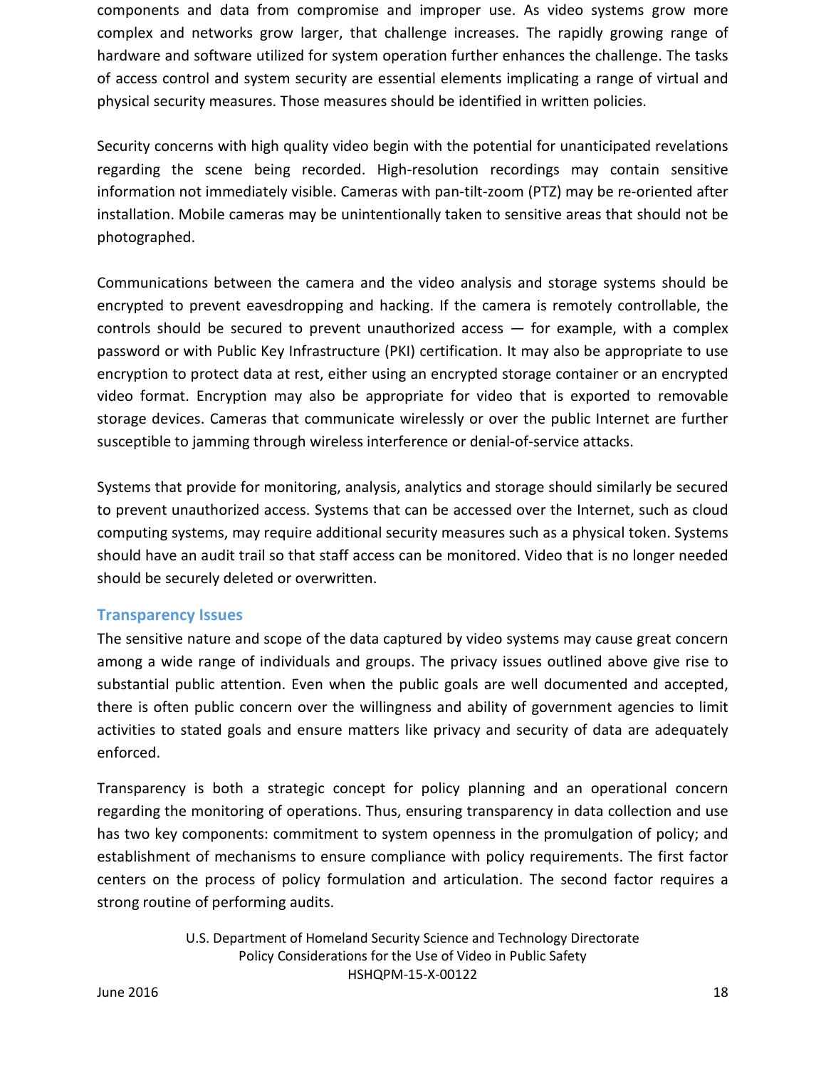components and data from compromise and improper use. As video systems grow more complex and networks grow larger, that challenge increases. The rapidly growing range of hardware and software utilized for system operation further enhances the challenge. The tasks of access control and system security are essential elements implicating a range of virtual and physical security measures. Those measures should be identified in written policies.

Security concerns with high quality video begin with the potential for unanticipated revelations regarding the scene being recorded. High-resolution recordings may contain sensitive information not immediately visible. Cameras with pan-tilt-zoom (PTZ) may be re-oriented after installation. Mobile cameras may be unintentionally taken to sensitive areas that should not be photographed.

Communications between the camera and the video analysis and storage systems should be encrypted to prevent eavesdropping and hacking. If the camera is remotely controllable, the controls should be secured to prevent unauthorized access — for example, with a complex password or with Public Key Infrastructure (PKI) certification. It may also be appropriate to use encryption to protect data at rest, either using an encrypted storage container or an encrypted video format. Encryption may also be appropriate for video that is exported to removable storage devices. Cameras that communicate wirelessly or over the public Internet are further susceptible to jamming through wireless interference or denial-of-service attacks.

Systems that provide for monitoring, analysis, analytics and storage should similarly be secured to prevent unauthorized access. Systems that can be accessed over the Internet, such as cloud computing systems, may require additional security measures such as a physical token. Systems should have an audit trail so that staff access can be monitored. Video that is no longer needed should be securely deleted or overwritten.

### Transparency Issues

The sensitive nature and scope of the data captured by video systems may cause great concern among a wide range of individuals and groups. The privacy issues outlined above give rise to substantial public attention. Even when the public goals are well documented and accepted, there is often public concern over the willingness and ability of government agencies to limit activities to stated goals and ensure matters like privacy and security of data are adequately enforced.

Transparency is both a strategic concept for policy planning and an operational concern regarding the monitoring of operations. Thus, ensuring transparency in data collection and use has two key components: commitment to system openness in the promulgation of policy; and establishment of mechanisms to ensure compliance with policy requirements. The first factor centers on the process of policy formulation and articulation. The second factor requires a strong routine of performing audits.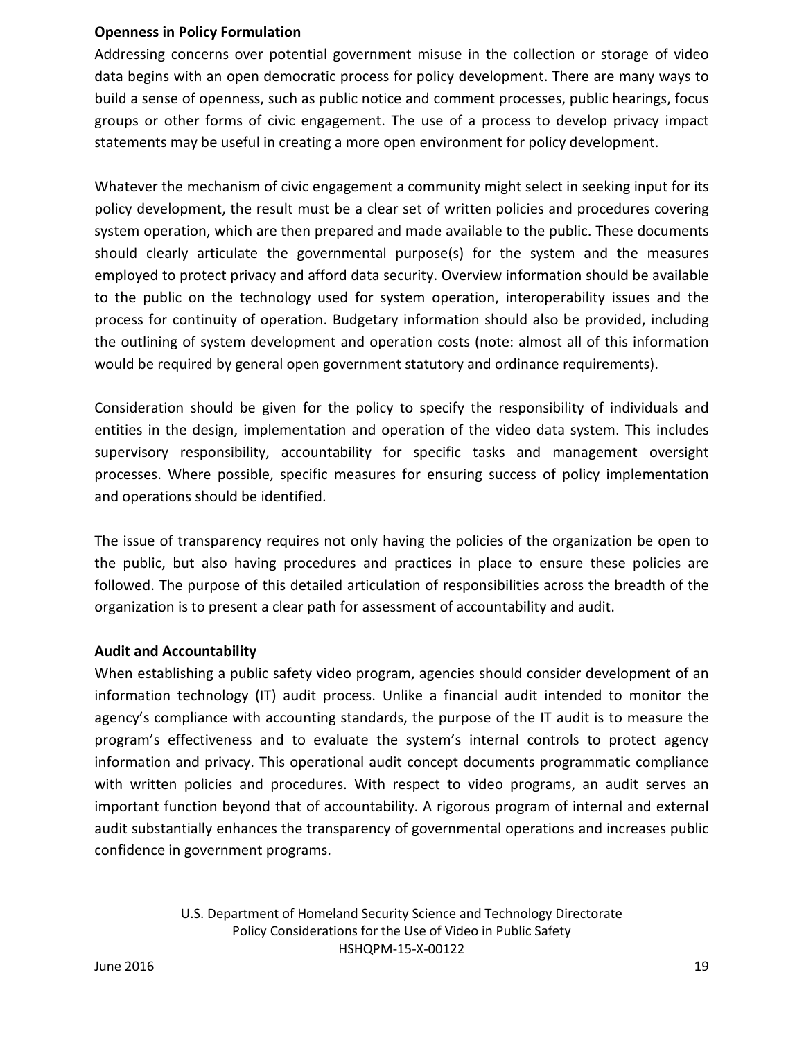**Openness in Policy Formulation**

Addressing concerns over potential government misuse in the collection or storage of video data begins with an open democratic process for policy development. There are many ways to build a sense of openness, such as public notice and comment processes, public hearings, focus groups or other forms of civic engagement. The use of a process to develop privacy impact statements may be useful in creating a more open environment for policy development.

Whatever the mechanism of civic engagement a community might select in seeking input for its policy development, the result must be a clear set of written policies and procedures covering system operation, which are then prepared and made available to the public. These documents should clearly articulate the governmental purpose(s) for the system and the measures employed to protect privacy and afford data security. Overview information should be available to the public on the technology used for system operation, interoperability issues and the process for continuity of operation. Budgetary information should also be provided, including the outlining of system development and operation costs (note: almost all of this information would be required by general open government statutory and ordinance requirements).

Consideration should be given for the policy to specify the responsibility of individuals and entities in the design, implementation and operation of the video data system. This includes supervisory responsibility, accountability for specific tasks and management oversight processes. Where possible, specific measures for ensuring success of policy implementation and operations should be identified.

The issue of transparency requires not only having the policies of the organization be open to the public, but also having procedures and practices in place to ensure these policies are followed. The purpose of this detailed articulation of responsibilities across the breadth of the organization is to present a clear path for assessment of accountability and audit.

**Audit and Accountability**

When establishing a public safety video program, agencies should consider development of an information technology (IT) audit process. Unlike a financial audit intended to monitor the agency's compliance with accounting standards, the purpose of the IT audit is to measure the program's effectiveness and to evaluate the system's internal controls to protect agency information and privacy. This operational audit concept documents programmatic compliance with written policies and procedures. With respect to video programs, an audit serves an important function beyond that of accountability. A rigorous program of internal and external audit substantially enhances the transparency of governmental operations and increases public confidence in government programs.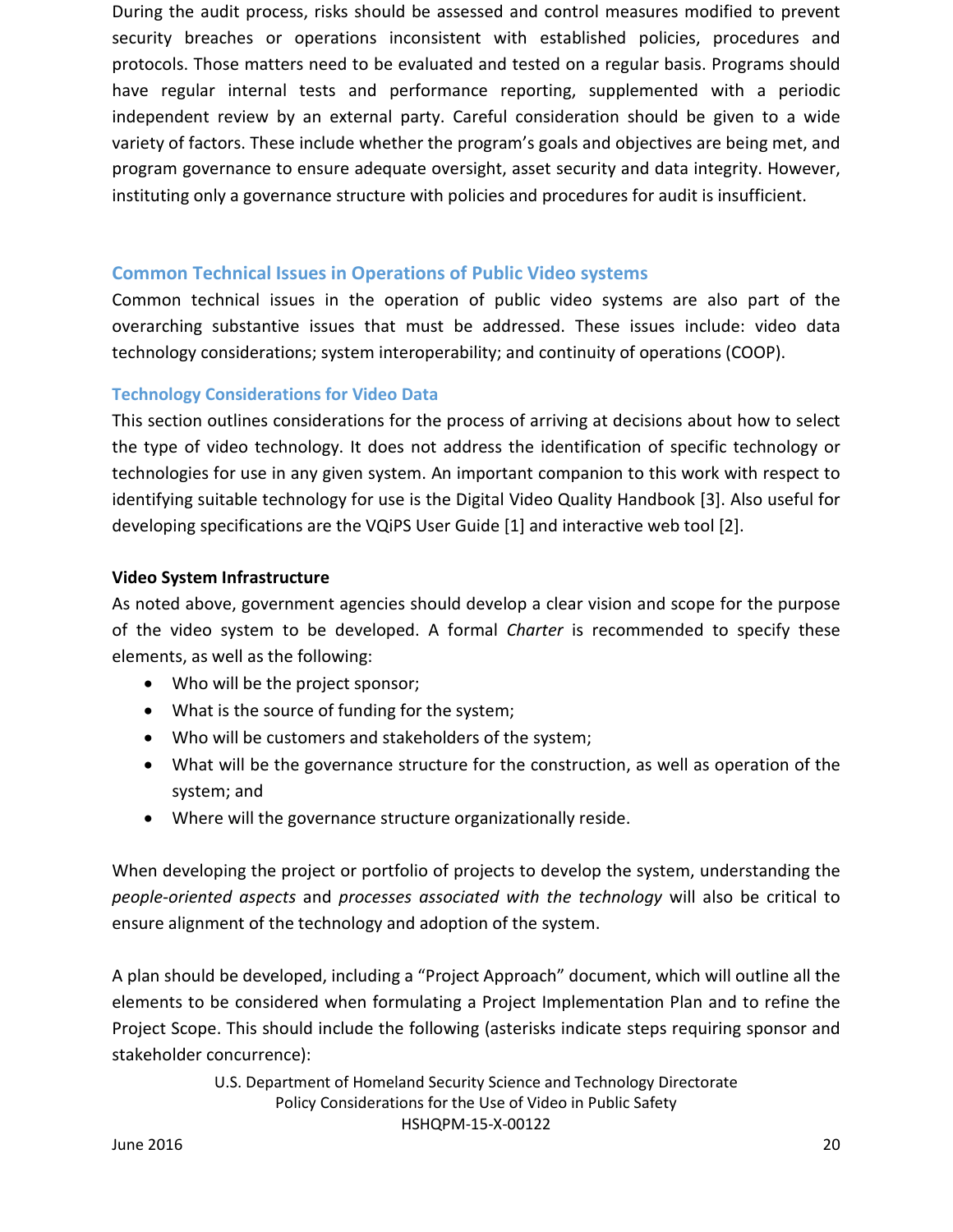During the audit process, risks should be assessed and control measures modified to prevent security breaches or operations inconsistent with established policies, procedures and protocols. Those matters need to be evaluated and tested on a regular basis. Programs should have regular internal tests and performance reporting, supplemented with a periodic independent review by an external party. Careful consideration should be given to a wide variety of factors. These include whether the program's goals and objectives are being met, and program governance to ensure adequate oversight, asset security and data integrity. However, instituting only a governance structure with policies and procedures for audit is insufficient.

## Common Technical Issues in Operations of Public Video systems

Common technical issues in the operation of public video systems are also part of the overarching substantive issues that must be addressed. These issues include: video data technology considerations; system interoperability; and continuity of operations (COOP).

### Technology Considerations for Video Data

This section outlines considerations for the process of arriving at decisions about how to select the type of video technology. It does not address the identification of specific technology or technologies for use in any given system. An important companion to this work with respect to identifying suitable technology for use is the Digital Video Quality Handbook [3]. Also useful for developing specifications are the VQiPS User Guide [1] and interactive web tool [2].

**Video System Infrastructure**

As noted above, government agencies should develop a clear vision and scope for the purpose of the video system to be developed. A formal *Charter* is recommended to specify these elements, as well as the following:

- Who will be the project sponsor;
- What is the source of funding for the system;
- Who will be customers and stakeholders of the system;
- What will be the governance structure for the construction, as well as operation of the system; and
- Where will the governance structure organizationally reside.

When developing the project or portfolio of projects to develop the system, understanding the *people-oriented aspects* and *processes associated with the technology* will also be critical to ensure alignment of the technology and adoption of the system.

A plan should be developed, including a "Project Approach" document, which will outline all the elements to be considered when formulating a Project Implementation Plan and to refine the Project Scope. This should include the following (asterisks indicate steps requiring sponsor and stakeholder concurrence):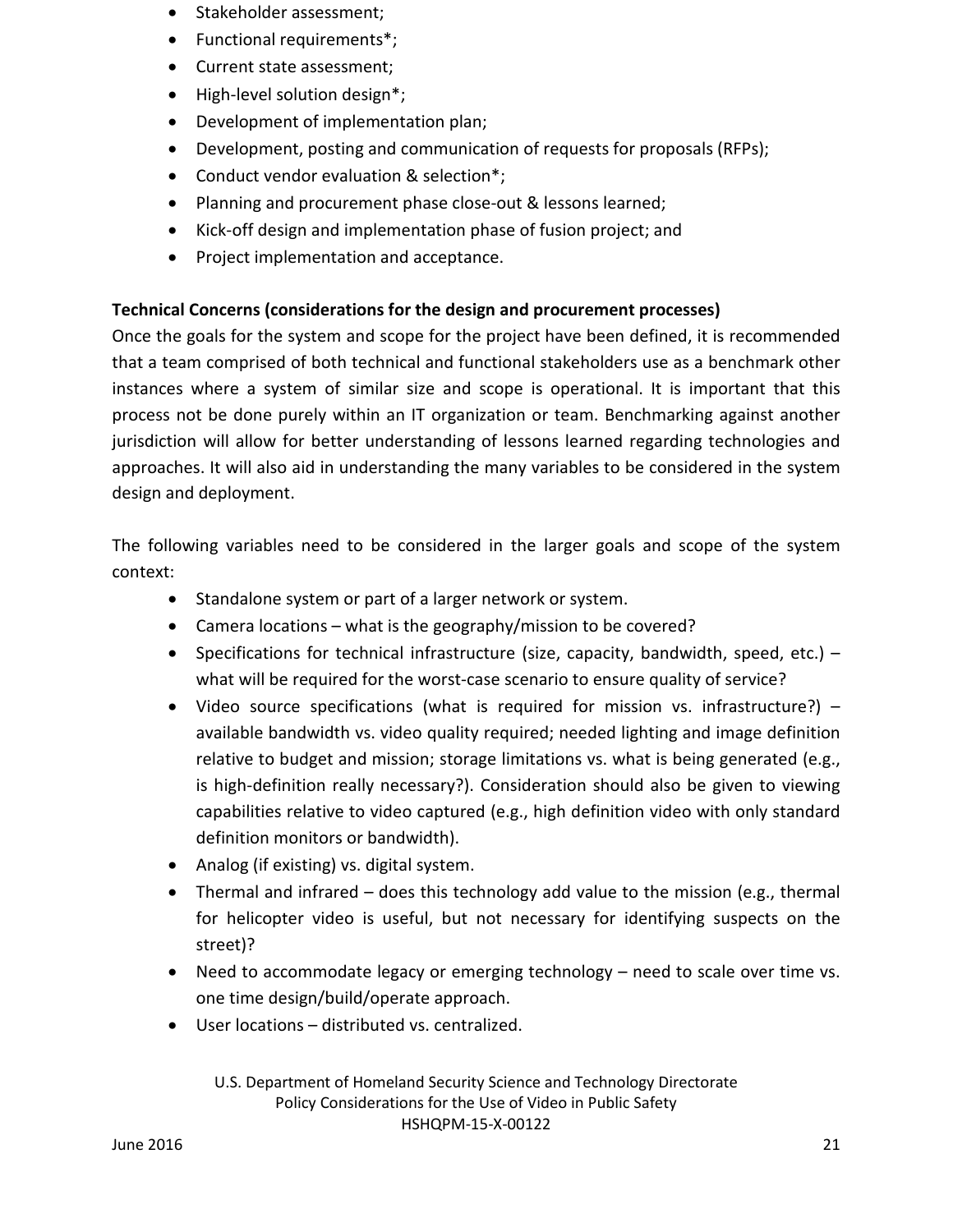- Stakeholder assessment;
- Functional requirements*;
- Current state assessment;
- High-level solution design*;
- Development of implementation plan;
- Development, posting and communication of requests for proposals (RFPs);
- Conduct vendor evaluation & selection*;
- Planning and procurement phase close-out & lessons learned;
- Kick-off design and implementation phase of fusion project; and
- Project implementation and acceptance.

**Technical Concerns (considerations for the design and procurement processes)**

Once the goals for the system and scope for the project have been defined, it is recommended that a team comprised of both technical and functional stakeholders use as a benchmark other instances where a system of similar size and scope is operational. It is important that this process not be done purely within an IT organization or team. Benchmarking against another jurisdiction will allow for better understanding of lessons learned regarding technologies and approaches. It will also aid in understanding the many variables to be considered in the system design and deployment.

The following variables need to be considered in the larger goals and scope of the system context:

- Standalone system or part of a larger network or system.
- Camera locations – what is the geography/mission to be covered?
- Specifications for technical infrastructure (size, capacity, bandwidth, speed, etc.) – what will be required for the worst-case scenario to ensure quality of service?
- Video source specifications (what is required for mission vs. infrastructure?) – available bandwidth vs. video quality required; needed lighting and image definition relative to budget and mission; storage limitations vs. what is being generated (e.g., is high-definition really necessary?). Consideration should also be given to viewing capabilities relative to video captured (e.g., high definition video with only standard definition monitors or bandwidth).
- Analog (if existing) vs. digital system.
- Thermal and infrared – does this technology add value to the mission (e.g., thermal for helicopter video is useful, but not necessary for identifying suspects on the street)?
- Need to accommodate legacy or emerging technology – need to scale over time vs. one time design/build/operate approach.
- User locations – distributed vs. centralized.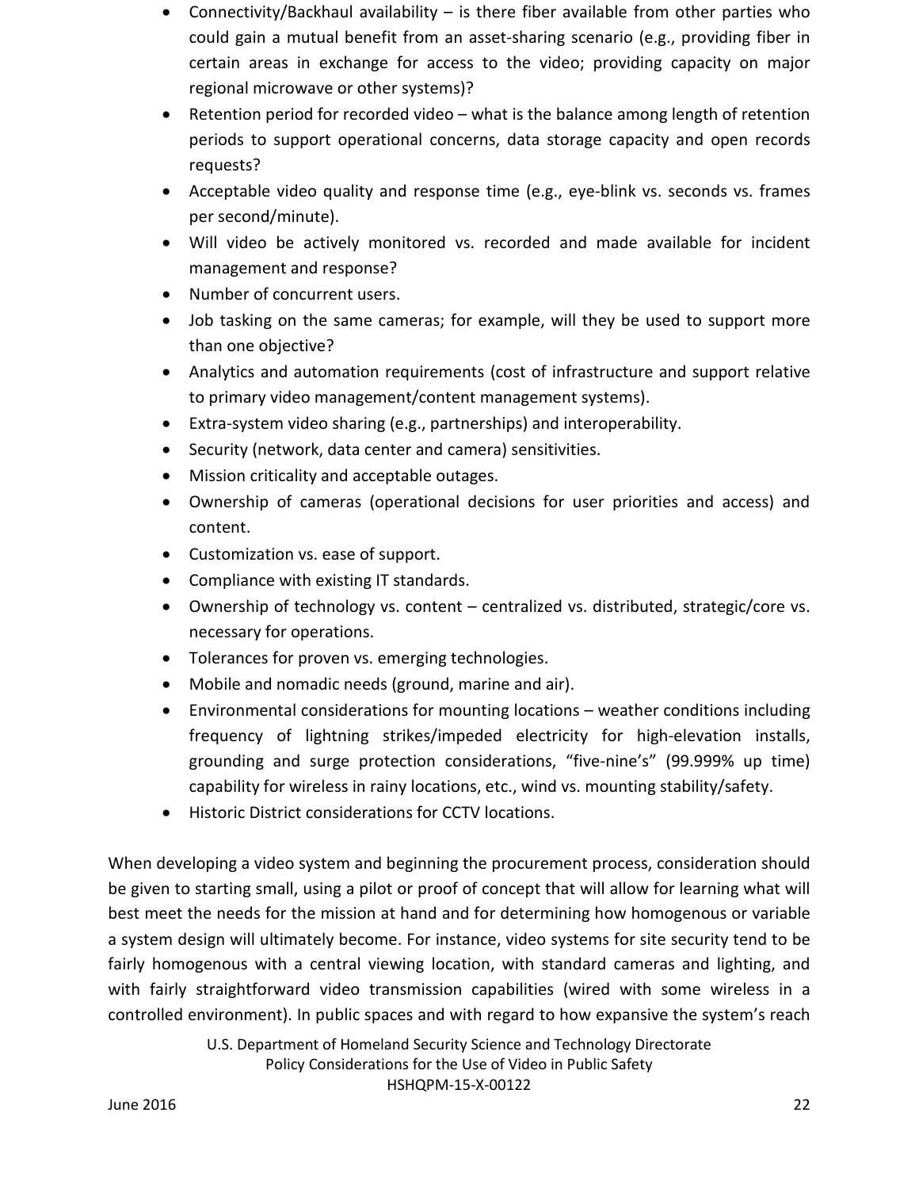- Connectivity/Backhaul availability – is there fiber available from other parties who could gain a mutual benefit from an asset-sharing scenario (e.g., providing fiber in certain areas in exchange for access to the video; providing capacity on major regional microwave or other systems)?
- Retention period for recorded video – what is the balance among length of retention periods to support operational concerns, data storage capacity and open records requests?
- Acceptable video quality and response time (e.g., eye-blink vs. seconds vs. frames per second/minute).
- Will video be actively monitored vs. recorded and made available for incident management and response?
- Number of concurrent users.
- Job tasking on the same cameras; for example, will they be used to support more than one objective?
- Analytics and automation requirements (cost of infrastructure and support relative to primary video management/content management systems).
- Extra-system video sharing (e.g., partnerships) and interoperability.
- Security (network, data center and camera) sensitivities.
- Mission criticality and acceptable outages.
- Ownership of cameras (operational decisions for user priorities and access) and content.
- Customization vs. ease of support.
- Compliance with existing IT standards.
- Ownership of technology vs. content – centralized vs. distributed, strategic/core vs. necessary for operations.
- Tolerances for proven vs. emerging technologies.
- Mobile and nomadic needs (ground, marine and air).
- Environmental considerations for mounting locations – weather conditions including frequency of lightning strikes/impeded electricity for high-elevation installs, grounding and surge protection considerations, "five-nine's" (99.999% up time) capability for wireless in rainy locations, etc., wind vs. mounting stability/safety.
- Historic District considerations for CCTV locations.

When developing a video system and beginning the procurement process, consideration should be given to starting small, using a pilot or proof of concept that will allow for learning what will best meet the needs for the mission at hand and for determining how homogenous or variable a system design will ultimately become. For instance, video systems for site security tend to be fairly homogenous with a central viewing location, with standard cameras and lighting, and with fairly straightforward video transmission capabilities (wired with some wireless in a controlled environment). In public spaces and with regard to how expansive the system's reach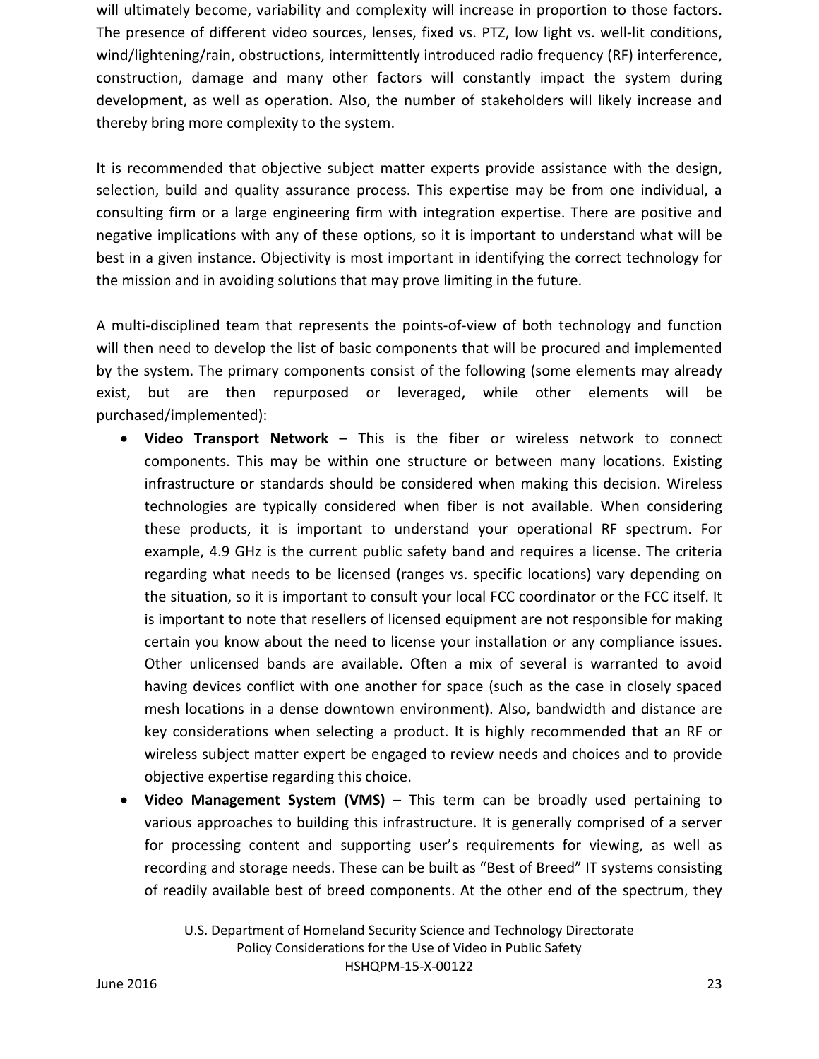will ultimately become, variability and complexity will increase in proportion to those factors. The presence of different video sources, lenses, fixed vs. PTZ, low light vs. well-lit conditions, wind/lightening/rain, obstructions, intermittently introduced radio frequency (RF) interference, construction, damage and many other factors will constantly impact the system during development, as well as operation. Also, the number of stakeholders will likely increase and thereby bring more complexity to the system.

It is recommended that objective subject matter experts provide assistance with the design, selection, build and quality assurance process. This expertise may be from one individual, a consulting firm or a large engineering firm with integration expertise. There are positive and negative implications with any of these options, so it is important to understand what will be best in a given instance. Objectivity is most important in identifying the correct technology for the mission and in avoiding solutions that may prove limiting in the future.

A multi-disciplined team that represents the points-of-view of both technology and function will then need to develop the list of basic components that will be procured and implemented by the system. The primary components consist of the following (some elements may already exist, but are then repurposed or leveraged, while other elements will be purchased/implemented):

- **Video Transport Network** – This is the fiber or wireless network to connect components. This may be within one structure or between many locations. Existing infrastructure or standards should be considered when making this decision. Wireless technologies are typically considered when fiber is not available. When considering these products, it is important to understand your operational RF spectrum. For example, 4.9 GHz is the current public safety band and requires a license. The criteria regarding what needs to be licensed (ranges vs. specific locations) vary depending on the situation, so it is important to consult your local FCC coordinator or the FCC itself. It is important to note that resellers of licensed equipment are not responsible for making certain you know about the need to license your installation or any compliance issues. Other unlicensed bands are available. Often a mix of several is warranted to avoid having devices conflict with one another for space (such as the case in closely spaced mesh locations in a dense downtown environment). Also, bandwidth and distance are key considerations when selecting a product. It is highly recommended that an RF or wireless subject matter expert be engaged to review needs and choices and to provide objective expertise regarding this choice.
- **Video Management System (VMS)** – This term can be broadly used pertaining to various approaches to building this infrastructure. It is generally comprised of a server for processing content and supporting user's requirements for viewing, as well as recording and storage needs. These can be built as "Best of Breed" IT systems consisting of readily available best of breed components. At the other end of the spectrum, they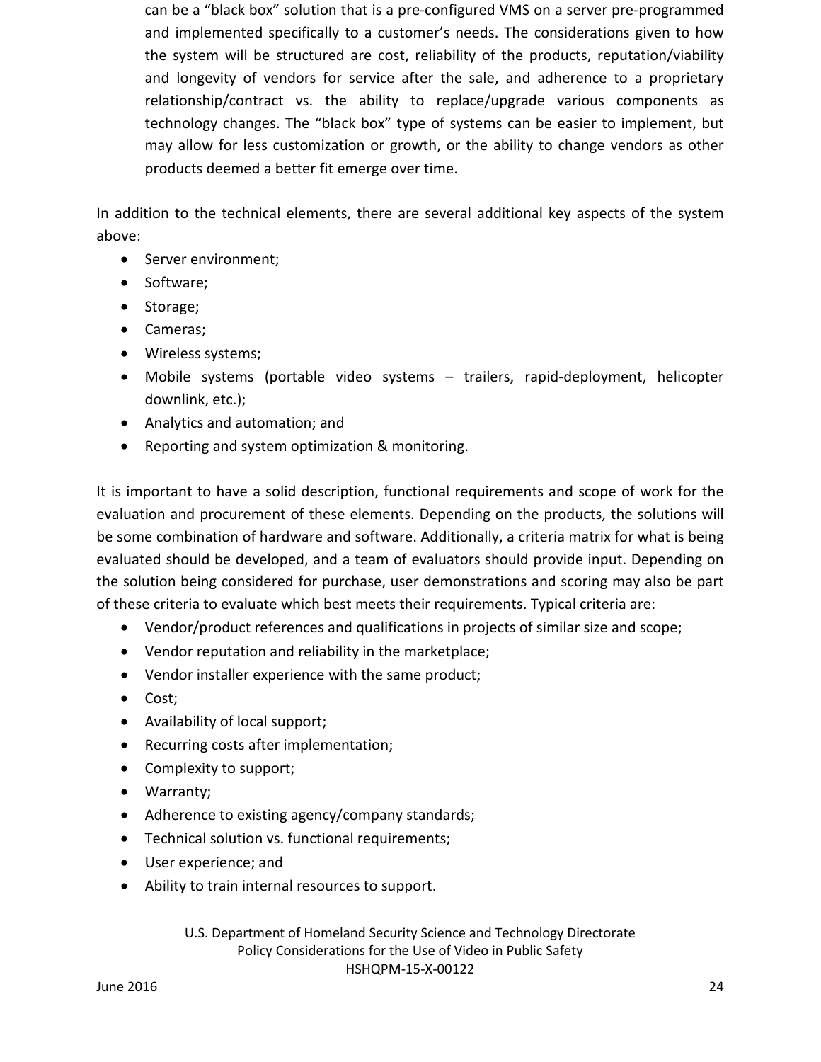can be a "black box" solution that is a pre-configured VMS on a server pre-programmed and implemented specifically to a customer's needs. The considerations given to how the system will be structured are cost, reliability of the products, reputation/viability and longevity of vendors for service after the sale, and adherence to a proprietary relationship/contract vs. the ability to replace/upgrade various components as technology changes. The "black box" type of systems can be easier to implement, but may allow for less customization or growth, or the ability to change vendors as other products deemed a better fit emerge over time.

In addition to the technical elements, there are several additional key aspects of the system above:

- Server environment;
- Software;
- Storage;
- Cameras;
- Wireless systems;
- Mobile systems (portable video systems – trailers, rapid-deployment, helicopter downlink, etc.);
- Analytics and automation; and
- Reporting and system optimization & monitoring.

It is important to have a solid description, functional requirements and scope of work for the evaluation and procurement of these elements. Depending on the products, the solutions will be some combination of hardware and software. Additionally, a criteria matrix for what is being evaluated should be developed, and a team of evaluators should provide input. Depending on the solution being considered for purchase, user demonstrations and scoring may also be part of these criteria to evaluate which best meets their requirements. Typical criteria are:

- Vendor/product references and qualifications in projects of similar size and scope;
- Vendor reputation and reliability in the marketplace;
- Vendor installer experience with the same product;
- Cost;
- Availability of local support;
- Recurring costs after implementation;
- Complexity to support;
- Warranty;
- Adherence to existing agency/company standards;
- Technical solution vs. functional requirements;
- User experience; and
- Ability to train internal resources to support.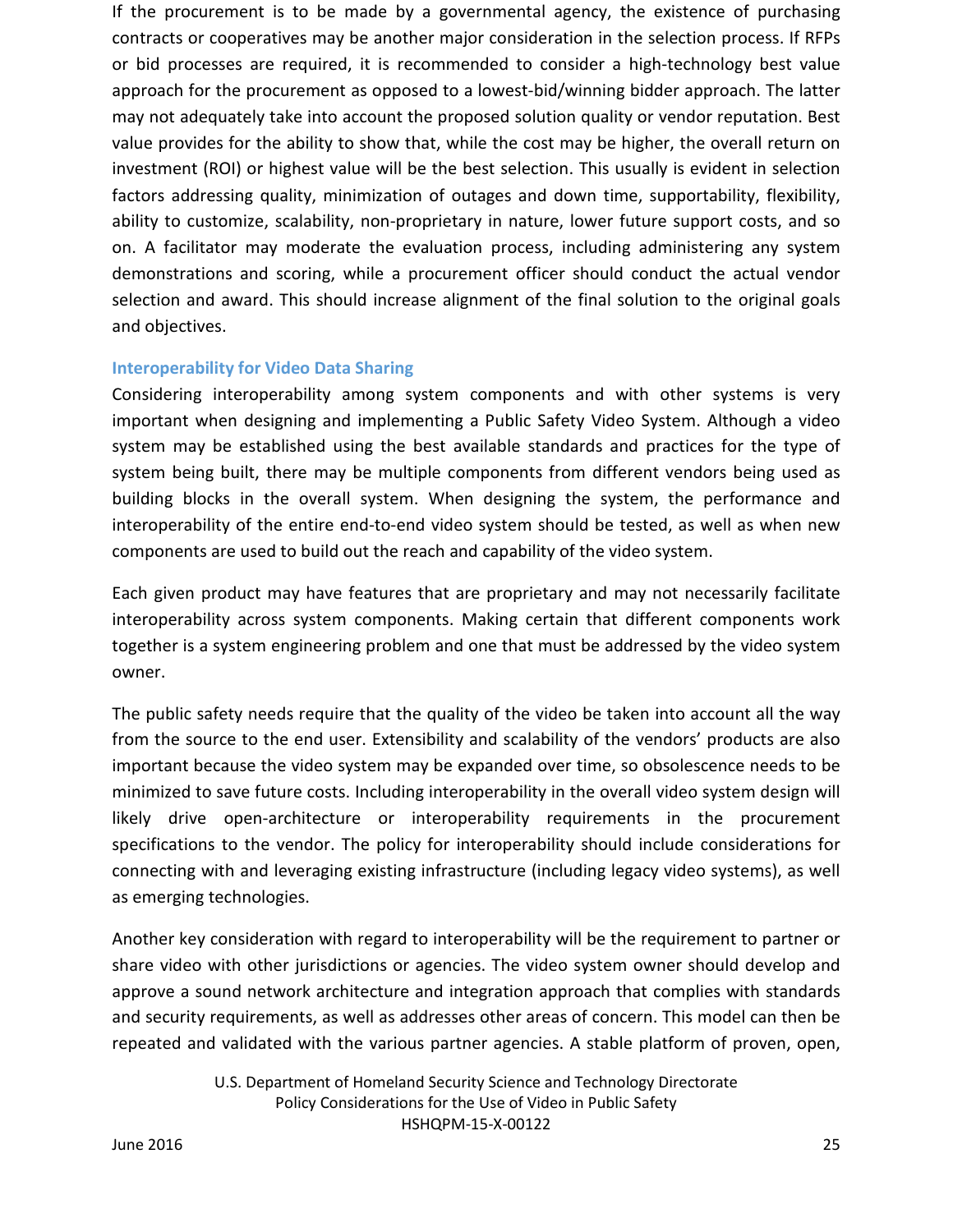If the procurement is to be made by a governmental agency, the existence of purchasing contracts or cooperatives may be another major consideration in the selection process. If RFPs or bid processes are required, it is recommended to consider a high-technology best value approach for the procurement as opposed to a lowest-bid/winning bidder approach. The latter may not adequately take into account the proposed solution quality or vendor reputation. Best value provides for the ability to show that, while the cost may be higher, the overall return on investment (ROI) or highest value will be the best selection. This usually is evident in selection factors addressing quality, minimization of outages and down time, supportability, flexibility, ability to customize, scalability, non-proprietary in nature, lower future support costs, and so on. A facilitator may moderate the evaluation process, including administering any system demonstrations and scoring, while a procurement officer should conduct the actual vendor selection and award. This should increase alignment of the final solution to the original goals and objectives.

### Interoperability for Video Data Sharing

Considering interoperability among system components and with other systems is very important when designing and implementing a Public Safety Video System. Although a video system may be established using the best available standards and practices for the type of system being built, there may be multiple components from different vendors being used as building blocks in the overall system. When designing the system, the performance and interoperability of the entire end-to-end video system should be tested, as well as when new components are used to build out the reach and capability of the video system.

Each given product may have features that are proprietary and may not necessarily facilitate interoperability across system components. Making certain that different components work together is a system engineering problem and one that must be addressed by the video system owner.

The public safety needs require that the quality of the video be taken into account all the way from the source to the end user. Extensibility and scalability of the vendors' products are also important because the video system may be expanded over time, so obsolescence needs to be minimized to save future costs. Including interoperability in the overall video system design will likely drive open-architecture or interoperability requirements in the procurement specifications to the vendor. The policy for interoperability should include considerations for connecting with and leveraging existing infrastructure (including legacy video systems), as well as emerging technologies.

Another key consideration with regard to interoperability will be the requirement to partner or share video with other jurisdictions or agencies. The video system owner should develop and approve a sound network architecture and integration approach that complies with standards and security requirements, as well as addresses other areas of concern. This model can then be repeated and validated with the various partner agencies. A stable platform of proven, open,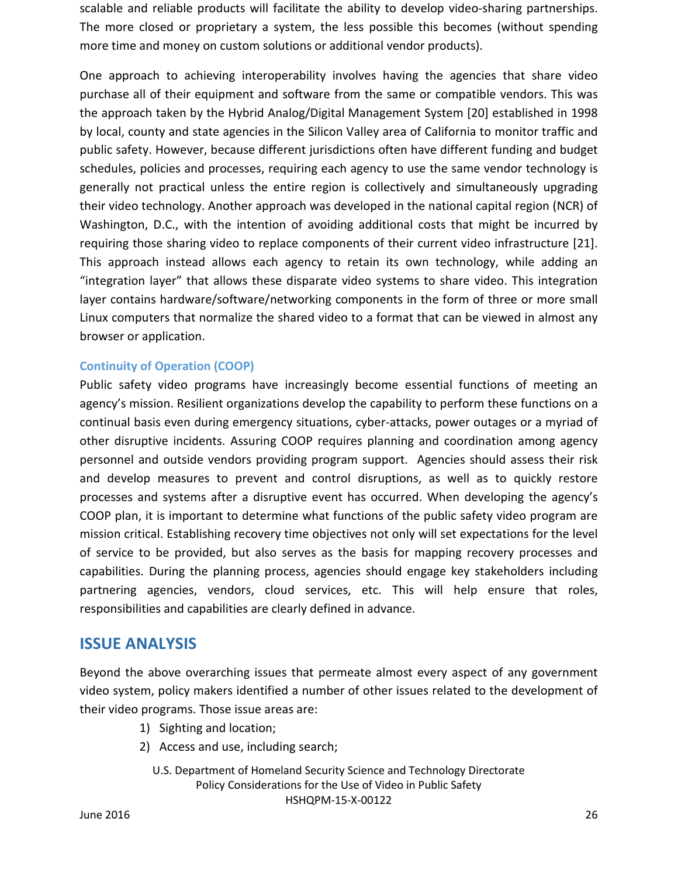scalable and reliable products will facilitate the ability to develop video-sharing partnerships. The more closed or proprietary a system, the less possible this becomes (without spending more time and money on custom solutions or additional vendor products).

One approach to achieving interoperability involves having the agencies that share video purchase all of their equipment and software from the same or compatible vendors. This was the approach taken by the Hybrid Analog/Digital Management System [20] established in 1998 by local, county and state agencies in the Silicon Valley area of California to monitor traffic and public safety. However, because different jurisdictions often have different funding and budget schedules, policies and processes, requiring each agency to use the same vendor technology is generally not practical unless the entire region is collectively and simultaneously upgrading their video technology. Another approach was developed in the national capital region (NCR) of Washington, D.C., with the intention of avoiding additional costs that might be incurred by requiring those sharing video to replace components of their current video infrastructure [21]. This approach instead allows each agency to retain its own technology, while adding an "integration layer" that allows these disparate video systems to share video. This integration layer contains hardware/software/networking components in the form of three or more small Linux computers that normalize the shared video to a format that can be viewed in almost any browser or application.

### Continuity of Operation (COOP)

Public safety video programs have increasingly become essential functions of meeting an agency's mission. Resilient organizations develop the capability to perform these functions on a continual basis even during emergency situations, cyber-attacks, power outages or a myriad of other disruptive incidents. Assuring COOP requires planning and coordination among agency personnel and outside vendors providing program support. Agencies should assess their risk and develop measures to prevent and control disruptions, as well as to quickly restore processes and systems after a disruptive event has occurred. When developing the agency's COOP plan, it is important to determine what functions of the public safety video program are mission critical. Establishing recovery time objectives not only will set expectations for the level of service to be provided, but also serves as the basis for mapping recovery processes and capabilities. During the planning process, agencies should engage key stakeholders including partnering agencies, vendors, cloud services, etc. This will help ensure that roles, responsibilities and capabilities are clearly defined in advance.

## ISSUE ANALYSIS

Beyond the above overarching issues that permeate almost every aspect of any government video system, policy makers identified a number of other issues related to the development of their video programs. Those issue areas are:

1) Sighting and location;
2) Access and use, including search;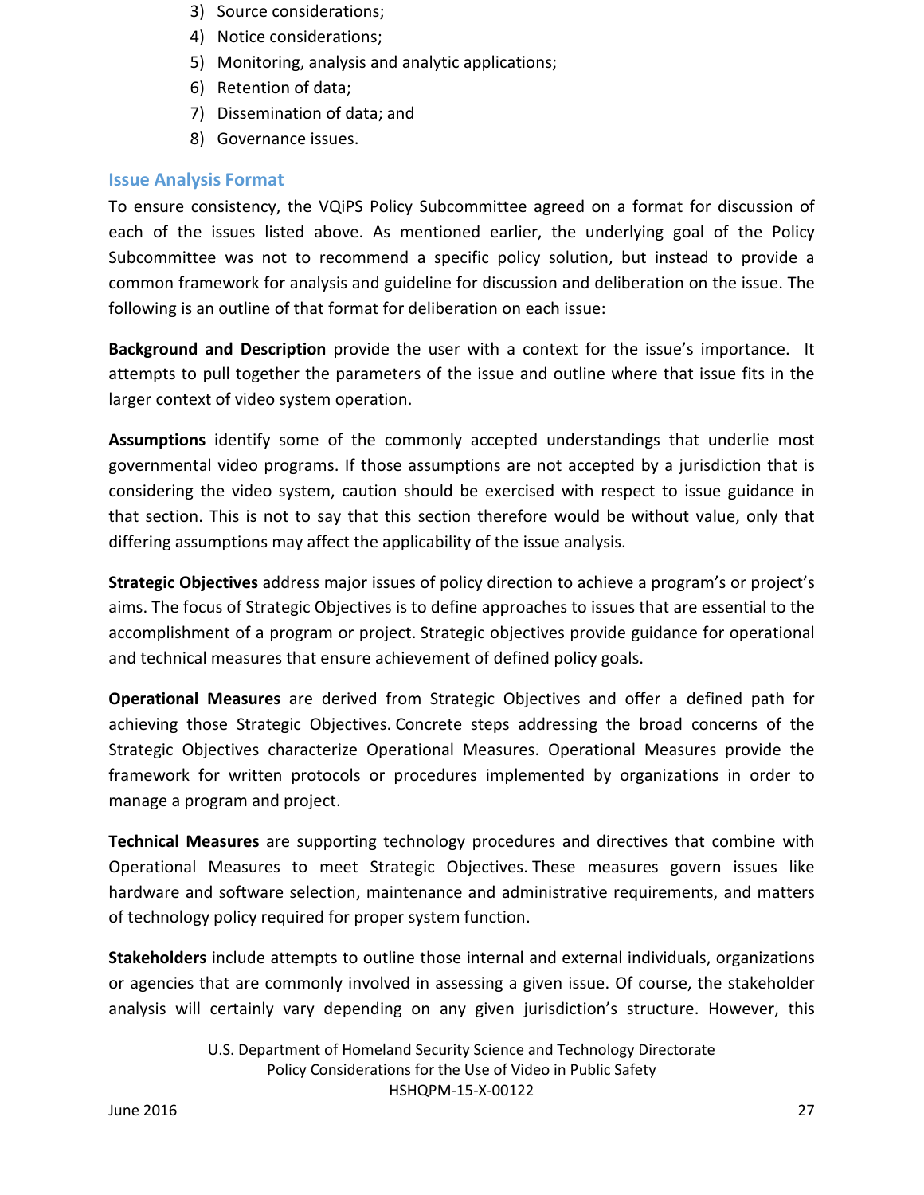3) Source considerations;
4) Notice considerations;
5) Monitoring, analysis and analytic applications;
6) Retention of data;
7) Dissemination of data; and
8) Governance issues.

### Issue Analysis Format

To ensure consistency, the VQiPS Policy Subcommittee agreed on a format for discussion of each of the issues listed above. As mentioned earlier, the underlying goal of the Policy Subcommittee was not to recommend a specific policy solution, but instead to provide a common framework for analysis and guideline for discussion and deliberation on the issue. The following is an outline of that format for deliberation on each issue:

**Background and Description** provide the user with a context for the issue's importance. It attempts to pull together the parameters of the issue and outline where that issue fits in the larger context of video system operation.

**Assumptions** identify some of the commonly accepted understandings that underlie most governmental video programs. If those assumptions are not accepted by a jurisdiction that is considering the video system, caution should be exercised with respect to issue guidance in that section. This is not to say that this section therefore would be without value, only that differing assumptions may affect the applicability of the issue analysis.

**Strategic Objectives** address major issues of policy direction to achieve a program's or project's aims. The focus of Strategic Objectives is to define approaches to issues that are essential to the accomplishment of a program or project. Strategic objectives provide guidance for operational and technical measures that ensure achievement of defined policy goals.

**Operational Measures** are derived from Strategic Objectives and offer a defined path for achieving those Strategic Objectives. Concrete steps addressing the broad concerns of the Strategic Objectives characterize Operational Measures. Operational Measures provide the framework for written protocols or procedures implemented by organizations in order to manage a program and project.

**Technical Measures** are supporting technology procedures and directives that combine with Operational Measures to meet Strategic Objectives. These measures govern issues like hardware and software selection, maintenance and administrative requirements, and matters of technology policy required for proper system function.

**Stakeholders** include attempts to outline those internal and external individuals, organizations or agencies that are commonly involved in assessing a given issue. Of course, the stakeholder analysis will certainly vary depending on any given jurisdiction's structure. However, this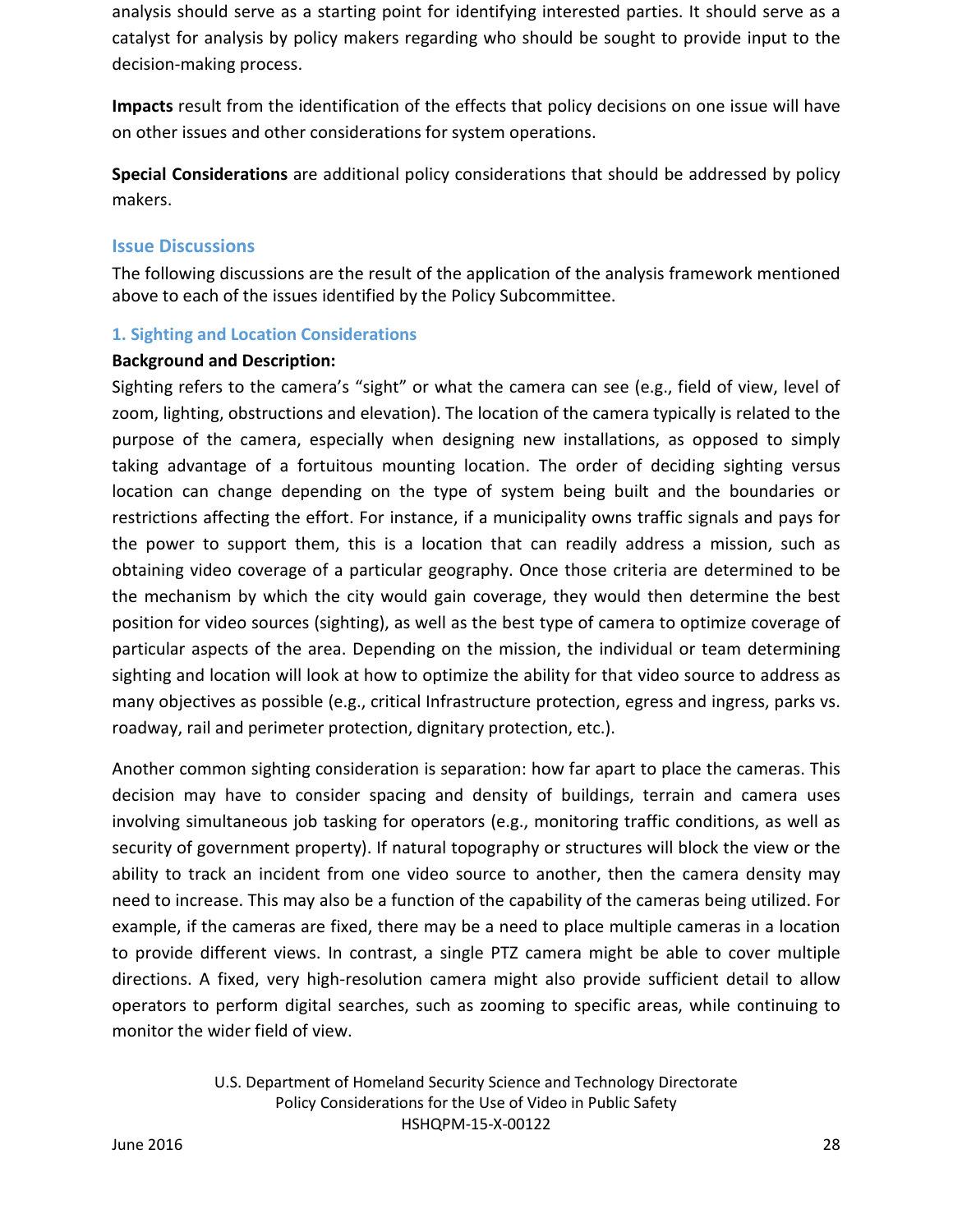analysis should serve as a starting point for identifying interested parties. It should serve as a catalyst for analysis by policy makers regarding who should be sought to provide input to the decision-making process.

**Impacts** result from the identification of the effects that policy decisions on one issue will have on other issues and other considerations for system operations.

**Special Considerations** are additional policy considerations that should be addressed by policy makers.

## Issue Discussions

The following discussions are the result of the application of the analysis framework mentioned above to each of the issues identified by the Policy Subcommittee.

### 1. Sighting and Location Considerations

**Background and Description:**

Sighting refers to the camera's "sight" or what the camera can see (e.g., field of view, level of zoom, lighting, obstructions and elevation). The location of the camera typically is related to the purpose of the camera, especially when designing new installations, as opposed to simply taking advantage of a fortuitous mounting location. The order of deciding sighting versus location can change depending on the type of system being built and the boundaries or restrictions affecting the effort. For instance, if a municipality owns traffic signals and pays for the power to support them, this is a location that can readily address a mission, such as obtaining video coverage of a particular geography. Once those criteria are determined to be the mechanism by which the city would gain coverage, they would then determine the best position for video sources (sighting), as well as the best type of camera to optimize coverage of particular aspects of the area. Depending on the mission, the individual or team determining sighting and location will look at how to optimize the ability for that video source to address as many objectives as possible (e.g., critical Infrastructure protection, egress and ingress, parks vs. roadway, rail and perimeter protection, dignitary protection, etc.).

Another common sighting consideration is separation: how far apart to place the cameras. This decision may have to consider spacing and density of buildings, terrain and camera uses involving simultaneous job tasking for operators (e.g., monitoring traffic conditions, as well as security of government property). If natural topography or structures will block the view or the ability to track an incident from one video source to another, then the camera density may need to increase. This may also be a function of the capability of the cameras being utilized. For example, if the cameras are fixed, there may be a need to place multiple cameras in a location to provide different views. In contrast, a single PTZ camera might be able to cover multiple directions. A fixed, very high-resolution camera might also provide sufficient detail to allow operators to perform digital searches, such as zooming to specific areas, while continuing to monitor the wider field of view.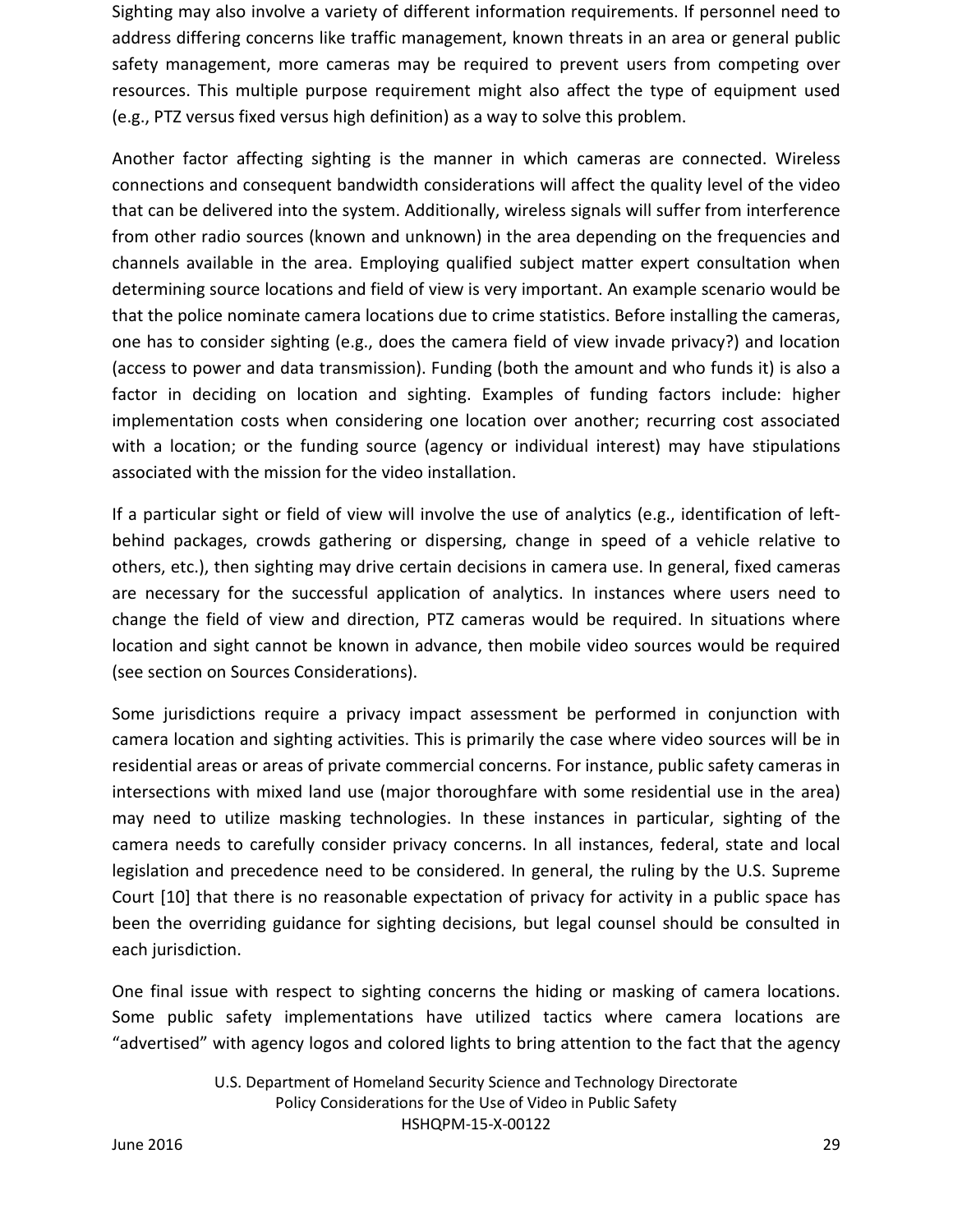Sighting may also involve a variety of different information requirements. If personnel need to address differing concerns like traffic management, known threats in an area or general public safety management, more cameras may be required to prevent users from competing over resources. This multiple purpose requirement might also affect the type of equipment used (e.g., PTZ versus fixed versus high definition) as a way to solve this problem.

Another factor affecting sighting is the manner in which cameras are connected. Wireless connections and consequent bandwidth considerations will affect the quality level of the video that can be delivered into the system. Additionally, wireless signals will suffer from interference from other radio sources (known and unknown) in the area depending on the frequencies and channels available in the area. Employing qualified subject matter expert consultation when determining source locations and field of view is very important. An example scenario would be that the police nominate camera locations due to crime statistics. Before installing the cameras, one has to consider sighting (e.g., does the camera field of view invade privacy?) and location (access to power and data transmission). Funding (both the amount and who funds it) is also a factor in deciding on location and sighting. Examples of funding factors include: higher implementation costs when considering one location over another; recurring cost associated with a location; or the funding source (agency or individual interest) may have stipulations associated with the mission for the video installation.

If a particular sight or field of view will involve the use of analytics (e.g., identification of left-behind packages, crowds gathering or dispersing, change in speed of a vehicle relative to others, etc.), then sighting may drive certain decisions in camera use. In general, fixed cameras are necessary for the successful application of analytics. In instances where users need to change the field of view and direction, PTZ cameras would be required. In situations where location and sight cannot be known in advance, then mobile video sources would be required (see section on Sources Considerations).

Some jurisdictions require a privacy impact assessment be performed in conjunction with camera location and sighting activities. This is primarily the case where video sources will be in residential areas or areas of private commercial concerns. For instance, public safety cameras in intersections with mixed land use (major thoroughfare with some residential use in the area) may need to utilize masking technologies. In these instances in particular, sighting of the camera needs to carefully consider privacy concerns. In all instances, federal, state and local legislation and precedence need to be considered. In general, the ruling by the U.S. Supreme Court [10] that there is no reasonable expectation of privacy for activity in a public space has been the overriding guidance for sighting decisions, but legal counsel should be consulted in each jurisdiction.

One final issue with respect to sighting concerns the hiding or masking of camera locations. Some public safety implementations have utilized tactics where camera locations are "advertised" with agency logos and colored lights to bring attention to the fact that the agency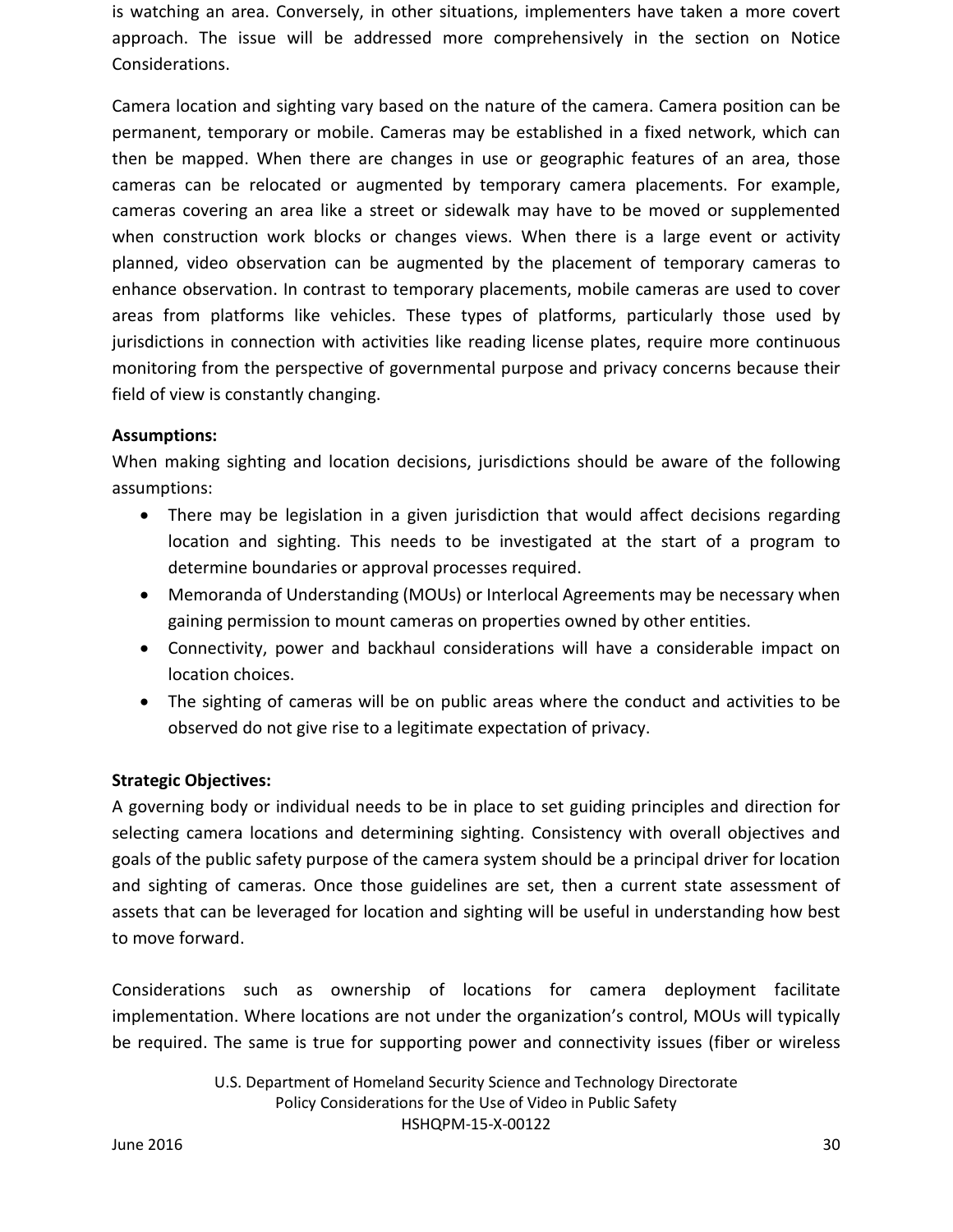is watching an area. Conversely, in other situations, implementers have taken a more covert approach. The issue will be addressed more comprehensively in the section on Notice Considerations.

Camera location and sighting vary based on the nature of the camera. Camera position can be permanent, temporary or mobile. Cameras may be established in a fixed network, which can then be mapped. When there are changes in use or geographic features of an area, those cameras can be relocated or augmented by temporary camera placements. For example, cameras covering an area like a street or sidewalk may have to be moved or supplemented when construction work blocks or changes views. When there is a large event or activity planned, video observation can be augmented by the placement of temporary cameras to enhance observation. In contrast to temporary placements, mobile cameras are used to cover areas from platforms like vehicles. These types of platforms, particularly those used by jurisdictions in connection with activities like reading license plates, require more continuous monitoring from the perspective of governmental purpose and privacy concerns because their field of view is constantly changing.

**Assumptions:**

When making sighting and location decisions, jurisdictions should be aware of the following assumptions:

- There may be legislation in a given jurisdiction that would affect decisions regarding location and sighting. This needs to be investigated at the start of a program to determine boundaries or approval processes required.
- Memoranda of Understanding (MOUs) or Interlocal Agreements may be necessary when gaining permission to mount cameras on properties owned by other entities.
- Connectivity, power and backhaul considerations will have a considerable impact on location choices.
- The sighting of cameras will be on public areas where the conduct and activities to be observed do not give rise to a legitimate expectation of privacy.

**Strategic Objectives:**

A governing body or individual needs to be in place to set guiding principles and direction for selecting camera locations and determining sighting. Consistency with overall objectives and goals of the public safety purpose of the camera system should be a principal driver for location and sighting of cameras. Once those guidelines are set, then a current state assessment of assets that can be leveraged for location and sighting will be useful in understanding how best to move forward.

Considerations such as ownership of locations for camera deployment facilitate implementation. Where locations are not under the organization's control, MOUs will typically be required. The same is true for supporting power and connectivity issues (fiber or wireless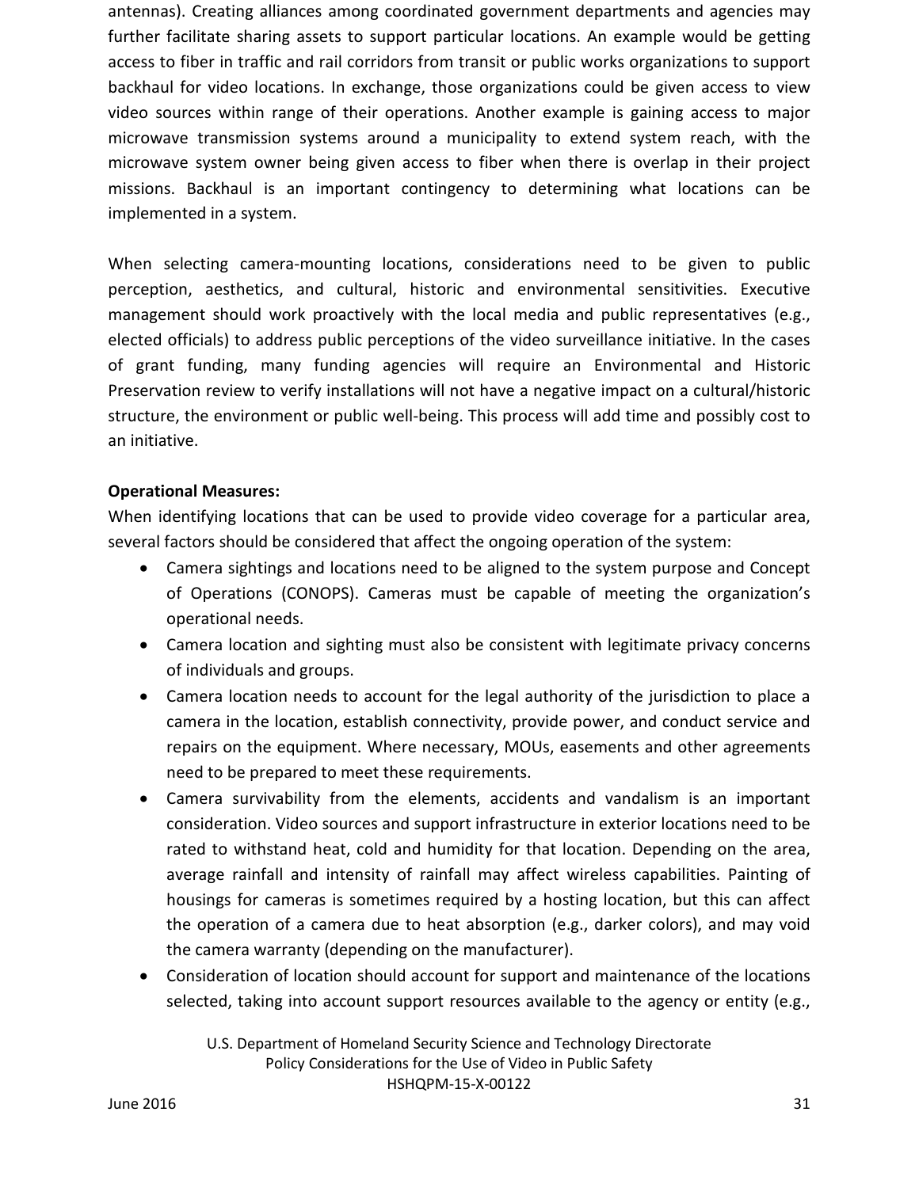antennas). Creating alliances among coordinated government departments and agencies may further facilitate sharing assets to support particular locations. An example would be getting access to fiber in traffic and rail corridors from transit or public works organizations to support backhaul for video locations. In exchange, those organizations could be given access to view video sources within range of their operations. Another example is gaining access to major microwave transmission systems around a municipality to extend system reach, with the microwave system owner being given access to fiber when there is overlap in their project missions. Backhaul is an important contingency to determining what locations can be implemented in a system.

When selecting camera-mounting locations, considerations need to be given to public perception, aesthetics, and cultural, historic and environmental sensitivities. Executive management should work proactively with the local media and public representatives (e.g., elected officials) to address public perceptions of the video surveillance initiative. In the cases of grant funding, many funding agencies will require an Environmental and Historic Preservation review to verify installations will not have a negative impact on a cultural/historic structure, the environment or public well-being. This process will add time and possibly cost to an initiative.

**Operational Measures:**
When identifying locations that can be used to provide video coverage for a particular area, several factors should be considered that affect the ongoing operation of the system:

- Camera sightings and locations need to be aligned to the system purpose and Concept of Operations (CONOPS). Cameras must be capable of meeting the organization's operational needs.
- Camera location and sighting must also be consistent with legitimate privacy concerns of individuals and groups.
- Camera location needs to account for the legal authority of the jurisdiction to place a camera in the location, establish connectivity, provide power, and conduct service and repairs on the equipment. Where necessary, MOUs, easements and other agreements need to be prepared to meet these requirements.
- Camera survivability from the elements, accidents and vandalism is an important consideration. Video sources and support infrastructure in exterior locations need to be rated to withstand heat, cold and humidity for that location. Depending on the area, average rainfall and intensity of rainfall may affect wireless capabilities. Painting of housings for cameras is sometimes required by a hosting location, but this can affect the operation of a camera due to heat absorption (e.g., darker colors), and may void the camera warranty (depending on the manufacturer).
- Consideration of location should account for support and maintenance of the locations selected, taking into account support resources available to the agency or entity (e.g.,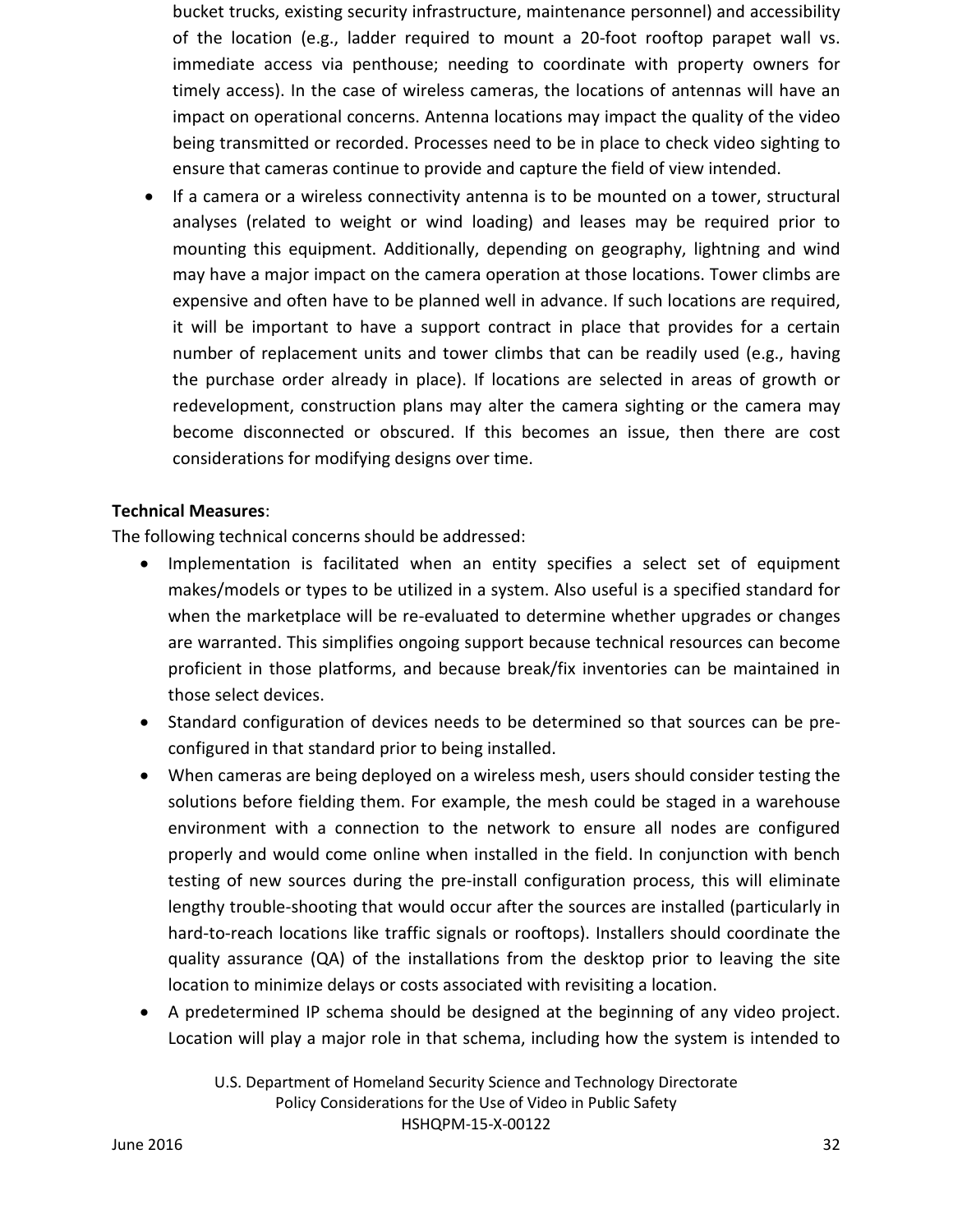bucket trucks, existing security infrastructure, maintenance personnel) and accessibility of the location (e.g., ladder required to mount a 20-foot rooftop parapet wall vs. immediate access via penthouse; needing to coordinate with property owners for timely access). In the case of wireless cameras, the locations of antennas will have an impact on operational concerns. Antenna locations may impact the quality of the video being transmitted or recorded. Processes need to be in place to check video sighting to ensure that cameras continue to provide and capture the field of view intended.

- If a camera or a wireless connectivity antenna is to be mounted on a tower, structural analyses (related to weight or wind loading) and leases may be required prior to mounting this equipment. Additionally, depending on geography, lightning and wind may have a major impact on the camera operation at those locations. Tower climbs are expensive and often have to be planned well in advance. If such locations are required, it will be important to have a support contract in place that provides for a certain number of replacement units and tower climbs that can be readily used (e.g., having the purchase order already in place). If locations are selected in areas of growth or redevelopment, construction plans may alter the camera sighting or the camera may become disconnected or obscured. If this becomes an issue, then there are cost considerations for modifying designs over time.

**Technical Measures**:

The following technical concerns should be addressed:

- Implementation is facilitated when an entity specifies a select set of equipment makes/models or types to be utilized in a system. Also useful is a specified standard for when the marketplace will be re-evaluated to determine whether upgrades or changes are warranted. This simplifies ongoing support because technical resources can become proficient in those platforms, and because break/fix inventories can be maintained in those select devices.
- Standard configuration of devices needs to be determined so that sources can be pre-configured in that standard prior to being installed.
- When cameras are being deployed on a wireless mesh, users should consider testing the solutions before fielding them. For example, the mesh could be staged in a warehouse environment with a connection to the network to ensure all nodes are configured properly and would come online when installed in the field. In conjunction with bench testing of new sources during the pre-install configuration process, this will eliminate lengthy trouble-shooting that would occur after the sources are installed (particularly in hard-to-reach locations like traffic signals or rooftops). Installers should coordinate the quality assurance (QA) of the installations from the desktop prior to leaving the site location to minimize delays or costs associated with revisiting a location.
- A predetermined IP schema should be designed at the beginning of any video project. Location will play a major role in that schema, including how the system is intended to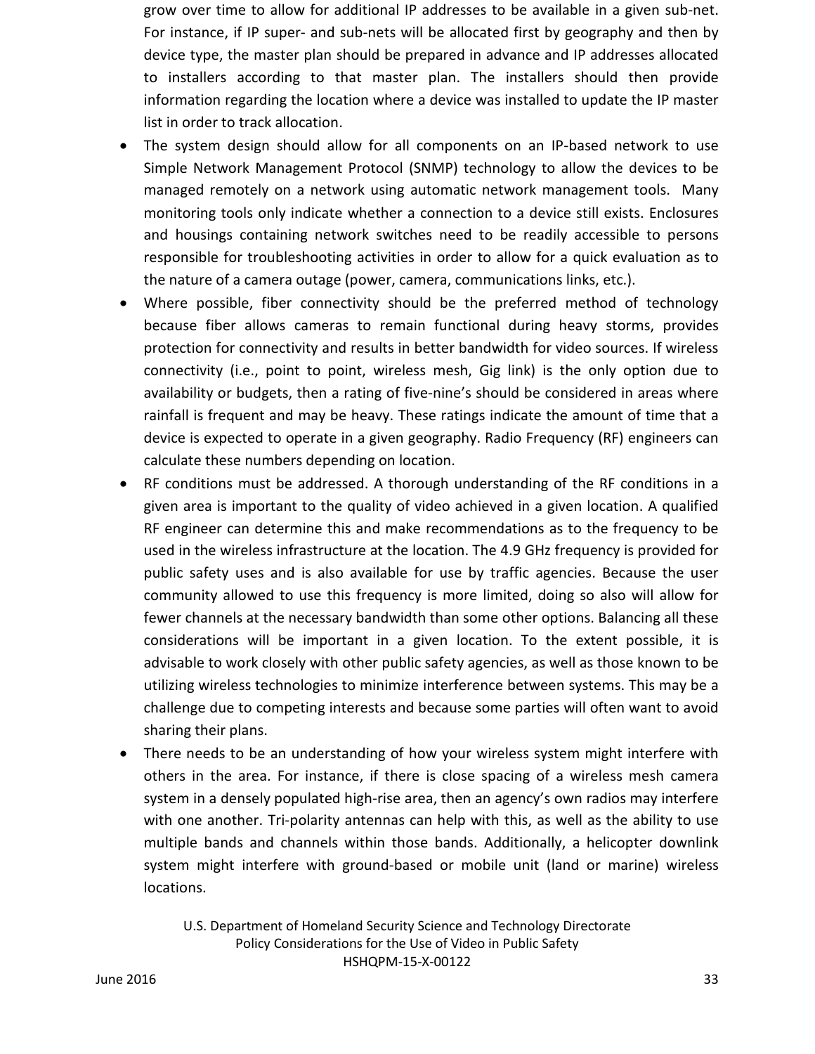grow over time to allow for additional IP addresses to be available in a given sub-net. For instance, if IP super- and sub-nets will be allocated first by geography and then by device type, the master plan should be prepared in advance and IP addresses allocated to installers according to that master plan. The installers should then provide information regarding the location where a device was installed to update the IP master list in order to track allocation.

- The system design should allow for all components on an IP-based network to use Simple Network Management Protocol (SNMP) technology to allow the devices to be managed remotely on a network using automatic network management tools. Many monitoring tools only indicate whether a connection to a device still exists. Enclosures and housings containing network switches need to be readily accessible to persons responsible for troubleshooting activities in order to allow for a quick evaluation as to the nature of a camera outage (power, camera, communications links, etc.).
- Where possible, fiber connectivity should be the preferred method of technology because fiber allows cameras to remain functional during heavy storms, provides protection for connectivity and results in better bandwidth for video sources. If wireless connectivity (i.e., point to point, wireless mesh, Gig link) is the only option due to availability or budgets, then a rating of five-nine's should be considered in areas where rainfall is frequent and may be heavy. These ratings indicate the amount of time that a device is expected to operate in a given geography. Radio Frequency (RF) engineers can calculate these numbers depending on location.
- RF conditions must be addressed. A thorough understanding of the RF conditions in a given area is important to the quality of video achieved in a given location. A qualified RF engineer can determine this and make recommendations as to the frequency to be used in the wireless infrastructure at the location. The 4.9 GHz frequency is provided for public safety uses and is also available for use by traffic agencies. Because the user community allowed to use this frequency is more limited, doing so also will allow for fewer channels at the necessary bandwidth than some other options. Balancing all these considerations will be important in a given location. To the extent possible, it is advisable to work closely with other public safety agencies, as well as those known to be utilizing wireless technologies to minimize interference between systems. This may be a challenge due to competing interests and because some parties will often want to avoid sharing their plans.
- There needs to be an understanding of how your wireless system might interfere with others in the area. For instance, if there is close spacing of a wireless mesh camera system in a densely populated high-rise area, then an agency's own radios may interfere with one another. Tri-polarity antennas can help with this, as well as the ability to use multiple bands and channels within those bands. Additionally, a helicopter downlink system might interfere with ground-based or mobile unit (land or marine) wireless locations.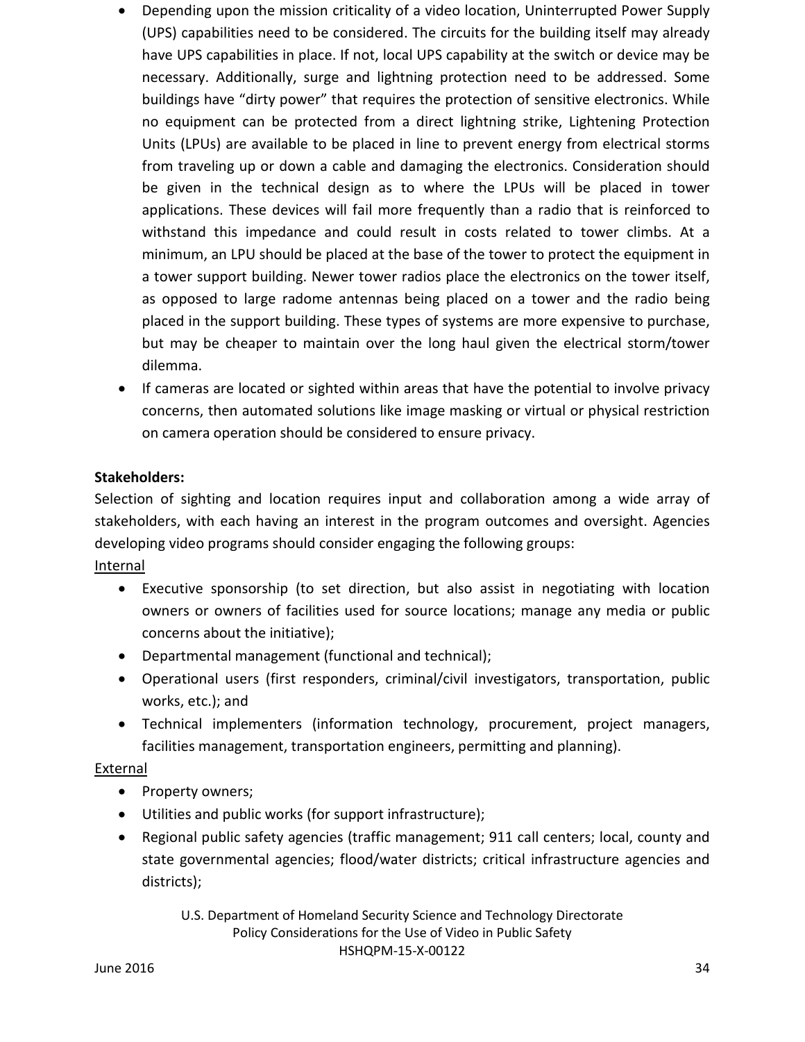- Depending upon the mission criticality of a video location, Uninterrupted Power Supply (UPS) capabilities need to be considered. The circuits for the building itself may already have UPS capabilities in place. If not, local UPS capability at the switch or device may be necessary. Additionally, surge and lightning protection need to be addressed. Some buildings have "dirty power" that requires the protection of sensitive electronics. While no equipment can be protected from a direct lightning strike, Lightening Protection Units (LPUs) are available to be placed in line to prevent energy from electrical storms from traveling up or down a cable and damaging the electronics. Consideration should be given in the technical design as to where the LPUs will be placed in tower applications. These devices will fail more frequently than a radio that is reinforced to withstand this impedance and could result in costs related to tower climbs. At a minimum, an LPU should be placed at the base of the tower to protect the equipment in a tower support building. Newer tower radios place the electronics on the tower itself, as opposed to large radome antennas being placed on a tower and the radio being placed in the support building. These types of systems are more expensive to purchase, but may be cheaper to maintain over the long haul given the electrical storm/tower dilemma.
- If cameras are located or sighted within areas that have the potential to involve privacy concerns, then automated solutions like image masking or virtual or physical restriction on camera operation should be considered to ensure privacy.

**Stakeholders:**

Selection of sighting and location requires input and collaboration among a wide array of stakeholders, with each having an interest in the program outcomes and oversight. Agencies developing video programs should consider engaging the following groups:

Internal

- Executive sponsorship (to set direction, but also assist in negotiating with location owners or owners of facilities used for source locations; manage any media or public concerns about the initiative);
- Departmental management (functional and technical);
- Operational users (first responders, criminal/civil investigators, transportation, public works, etc.); and
- Technical implementers (information technology, procurement, project managers, facilities management, transportation engineers, permitting and planning).

External

- Property owners;
- Utilities and public works (for support infrastructure);
- Regional public safety agencies (traffic management; 911 call centers; local, county and state governmental agencies; flood/water districts; critical infrastructure agencies and districts);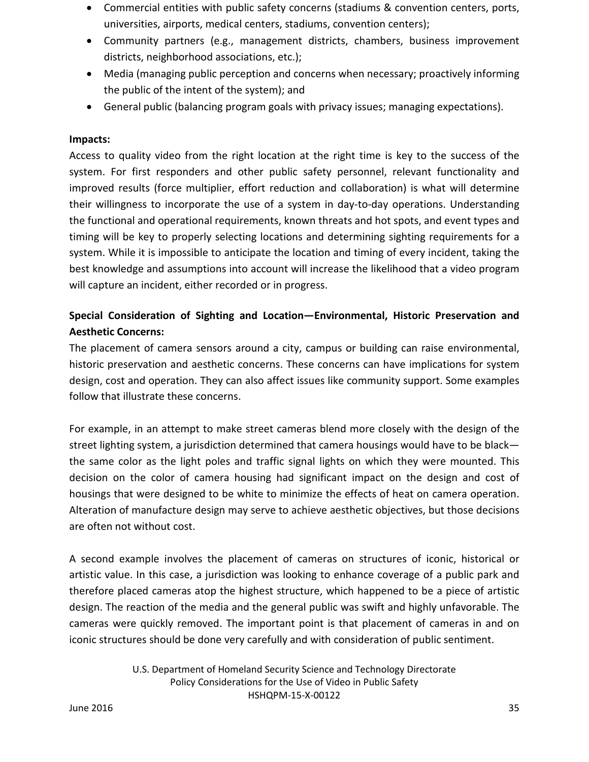- Commercial entities with public safety concerns (stadiums & convention centers, ports, universities, airports, medical centers, stadiums, convention centers);
- Community partners (e.g., management districts, chambers, business improvement districts, neighborhood associations, etc.);
- Media (managing public perception and concerns when necessary; proactively informing the public of the intent of the system); and
- General public (balancing program goals with privacy issues; managing expectations).

**Impacts:**

Access to quality video from the right location at the right time is key to the success of the system. For first responders and other public safety personnel, relevant functionality and improved results (force multiplier, effort reduction and collaboration) is what will determine their willingness to incorporate the use of a system in day-to-day operations. Understanding the functional and operational requirements, known threats and hot spots, and event types and timing will be key to properly selecting locations and determining sighting requirements for a system. While it is impossible to anticipate the location and timing of every incident, taking the best knowledge and assumptions into account will increase the likelihood that a video program will capture an incident, either recorded or in progress.

**Special Consideration of Sighting and Location—Environmental, Historic Preservation and Aesthetic Concerns:**

The placement of camera sensors around a city, campus or building can raise environmental, historic preservation and aesthetic concerns. These concerns can have implications for system design, cost and operation. They can also affect issues like community support. Some examples follow that illustrate these concerns.

For example, in an attempt to make street cameras blend more closely with the design of the street lighting system, a jurisdiction determined that camera housings would have to be black—the same color as the light poles and traffic signal lights on which they were mounted. This decision on the color of camera housing had significant impact on the design and cost of housings that were designed to be white to minimize the effects of heat on camera operation. Alteration of manufacture design may serve to achieve aesthetic objectives, but those decisions are often not without cost.

A second example involves the placement of cameras on structures of iconic, historical or artistic value. In this case, a jurisdiction was looking to enhance coverage of a public park and therefore placed cameras atop the highest structure, which happened to be a piece of artistic design. The reaction of the media and the general public was swift and highly unfavorable. The cameras were quickly removed. The important point is that placement of cameras in and on iconic structures should be done very carefully and with consideration of public sentiment.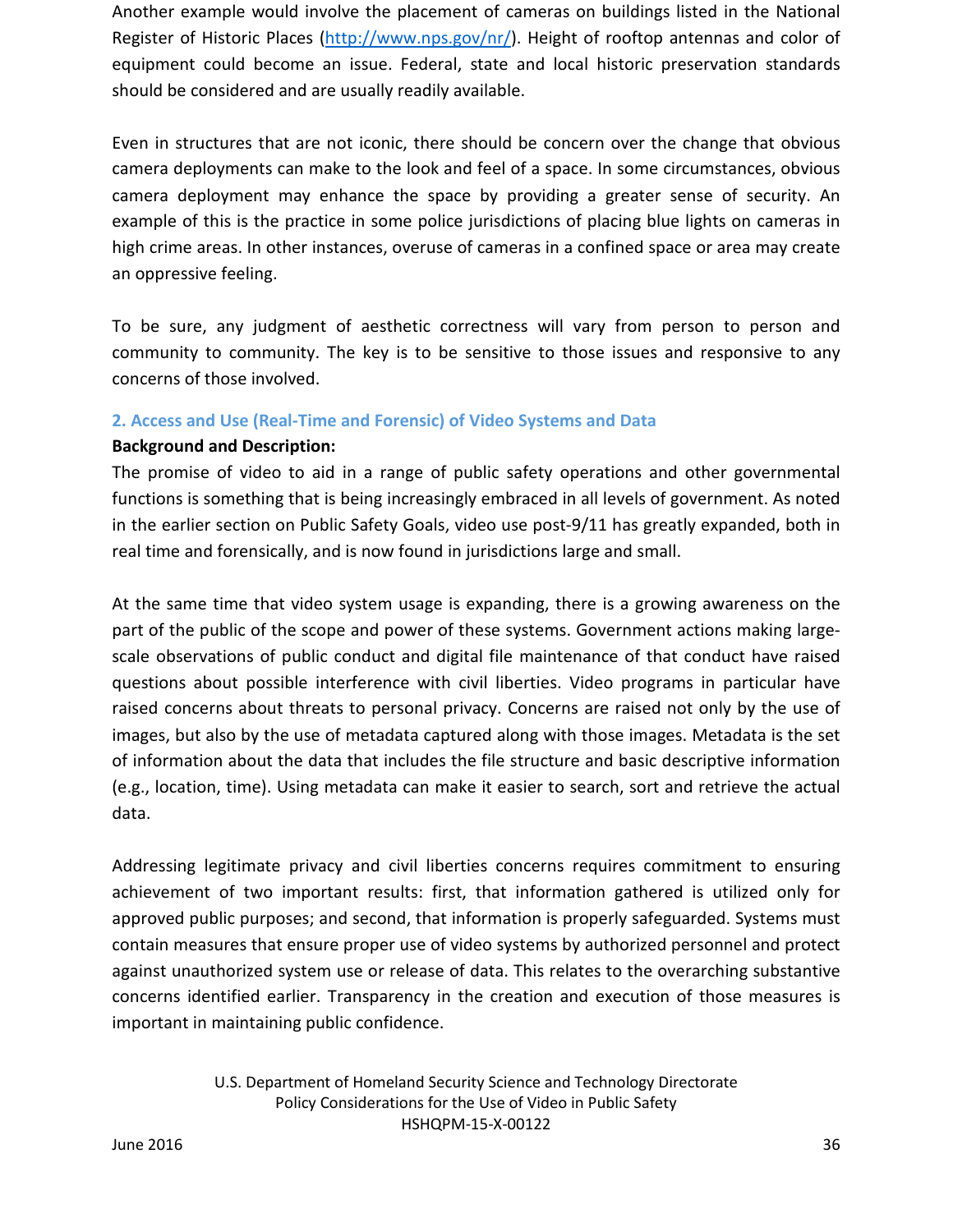Another example would involve the placement of cameras on buildings listed in the National Register of Historic Places (http://www.nps.gov/nr/). Height of rooftop antennas and color of equipment could become an issue. Federal, state and local historic preservation standards should be considered and are usually readily available.

Even in structures that are not iconic, there should be concern over the change that obvious camera deployments can make to the look and feel of a space. In some circumstances, obvious camera deployment may enhance the space by providing a greater sense of security. An example of this is the practice in some police jurisdictions of placing blue lights on cameras in high crime areas. In other instances, overuse of cameras in a confined space or area may create an oppressive feeling.

To be sure, any judgment of aesthetic correctness will vary from person to person and community to community. The key is to be sensitive to those issues and responsive to any concerns of those involved.

### 2. Access and Use (Real-Time and Forensic) of Video Systems and Data

**Background and Description:**

The promise of video to aid in a range of public safety operations and other governmental functions is something that is being increasingly embraced in all levels of government. As noted in the earlier section on Public Safety Goals, video use post-9/11 has greatly expanded, both in real time and forensically, and is now found in jurisdictions large and small.

At the same time that video system usage is expanding, there is a growing awareness on the part of the public of the scope and power of these systems. Government actions making large-scale observations of public conduct and digital file maintenance of that conduct have raised questions about possible interference with civil liberties. Video programs in particular have raised concerns about threats to personal privacy. Concerns are raised not only by the use of images, but also by the use of metadata captured along with those images. Metadata is the set of information about the data that includes the file structure and basic descriptive information (e.g., location, time). Using metadata can make it easier to search, sort and retrieve the actual data.

Addressing legitimate privacy and civil liberties concerns requires commitment to ensuring achievement of two important results: first, that information gathered is utilized only for approved public purposes; and second, that information is properly safeguarded. Systems must contain measures that ensure proper use of video systems by authorized personnel and protect against unauthorized system use or release of data. This relates to the overarching substantive concerns identified earlier. Transparency in the creation and execution of those measures is important in maintaining public confidence.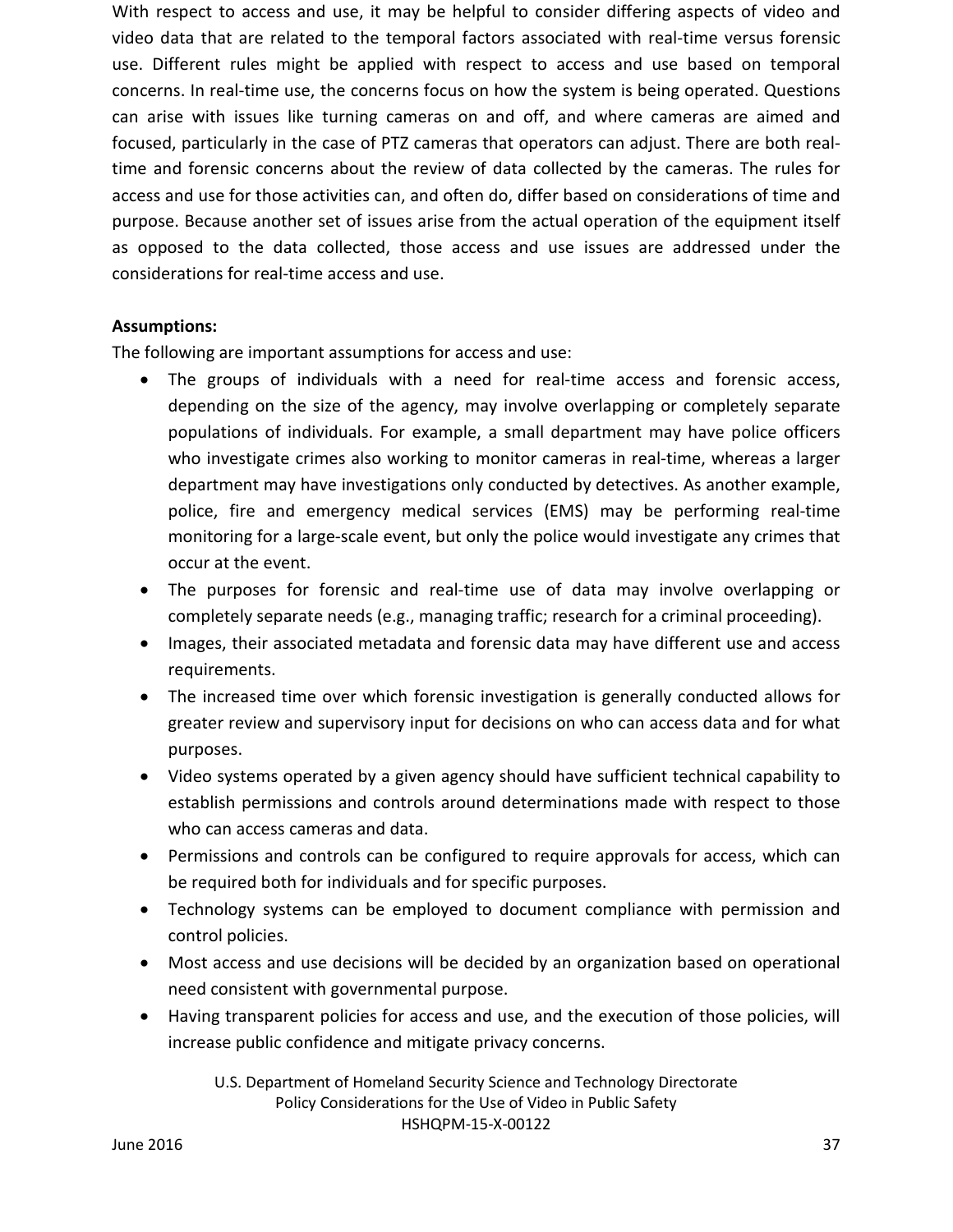With respect to access and use, it may be helpful to consider differing aspects of video and video data that are related to the temporal factors associated with real-time versus forensic use. Different rules might be applied with respect to access and use based on temporal concerns. In real-time use, the concerns focus on how the system is being operated. Questions can arise with issues like turning cameras on and off, and where cameras are aimed and focused, particularly in the case of PTZ cameras that operators can adjust. There are both real-time and forensic concerns about the review of data collected by the cameras. The rules for access and use for those activities can, and often do, differ based on considerations of time and purpose. Because another set of issues arise from the actual operation of the equipment itself as opposed to the data collected, those access and use issues are addressed under the considerations for real-time access and use.

**Assumptions:**

The following are important assumptions for access and use:

- The groups of individuals with a need for real-time access and forensic access, depending on the size of the agency, may involve overlapping or completely separate populations of individuals. For example, a small department may have police officers who investigate crimes also working to monitor cameras in real-time, whereas a larger department may have investigations only conducted by detectives. As another example, police, fire and emergency medical services (EMS) may be performing real-time monitoring for a large-scale event, but only the police would investigate any crimes that occur at the event.
- The purposes for forensic and real-time use of data may involve overlapping or completely separate needs (e.g., managing traffic; research for a criminal proceeding).
- Images, their associated metadata and forensic data may have different use and access requirements.
- The increased time over which forensic investigation is generally conducted allows for greater review and supervisory input for decisions on who can access data and for what purposes.
- Video systems operated by a given agency should have sufficient technical capability to establish permissions and controls around determinations made with respect to those who can access cameras and data.
- Permissions and controls can be configured to require approvals for access, which can be required both for individuals and for specific purposes.
- Technology systems can be employed to document compliance with permission and control policies.
- Most access and use decisions will be decided by an organization based on operational need consistent with governmental purpose.
- Having transparent policies for access and use, and the execution of those policies, will increase public confidence and mitigate privacy concerns.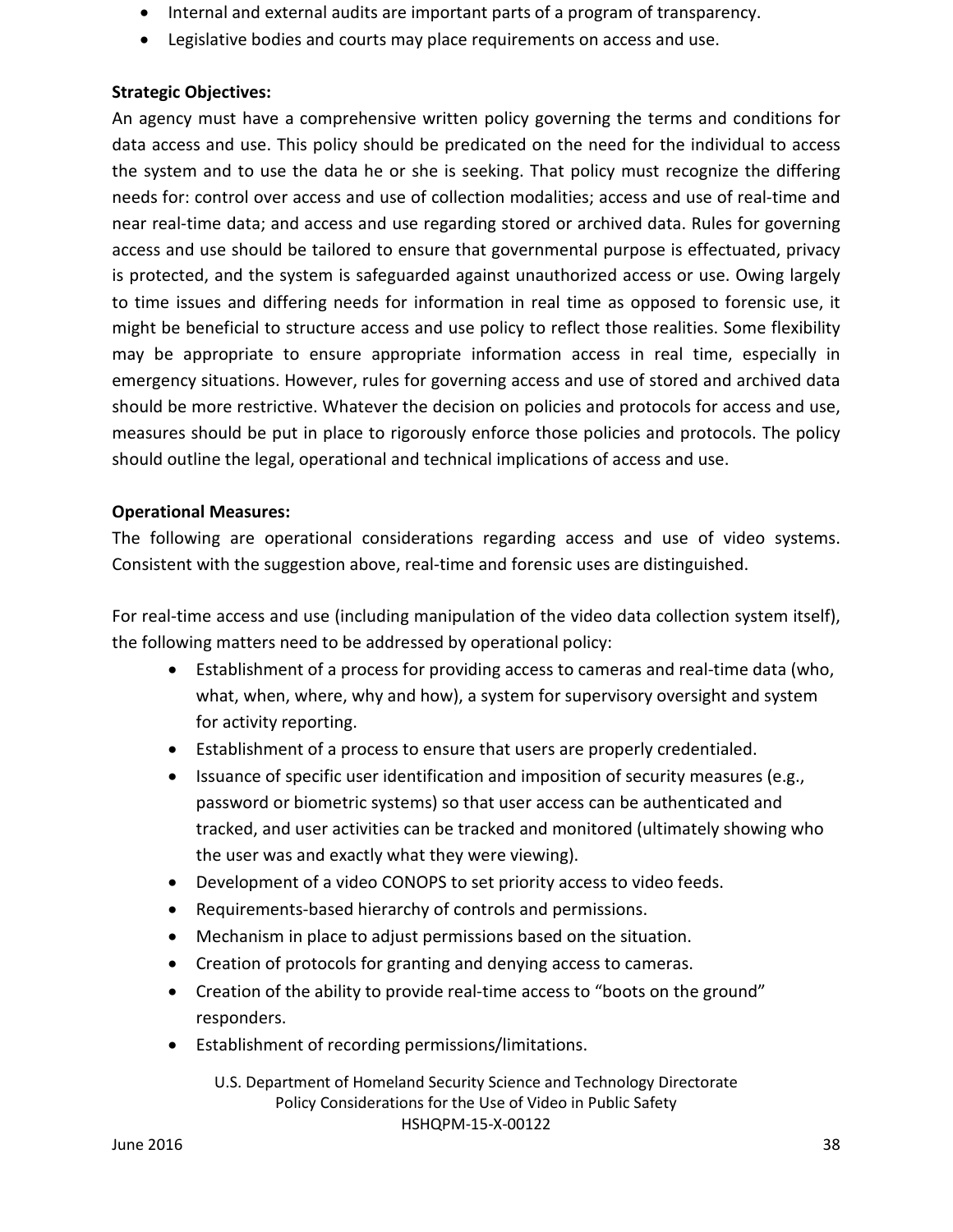- Internal and external audits are important parts of a program of transparency.
- Legislative bodies and courts may place requirements on access and use.

**Strategic Objectives:**
An agency must have a comprehensive written policy governing the terms and conditions for data access and use. This policy should be predicated on the need for the individual to access the system and to use the data he or she is seeking. That policy must recognize the differing needs for: control over access and use of collection modalities; access and use of real-time and near real-time data; and access and use regarding stored or archived data. Rules for governing access and use should be tailored to ensure that governmental purpose is effectuated, privacy is protected, and the system is safeguarded against unauthorized access or use. Owing largely to time issues and differing needs for information in real time as opposed to forensic use, it might be beneficial to structure access and use policy to reflect those realities. Some flexibility may be appropriate to ensure appropriate information access in real time, especially in emergency situations. However, rules for governing access and use of stored and archived data should be more restrictive. Whatever the decision on policies and protocols for access and use, measures should be put in place to rigorously enforce those policies and protocols. The policy should outline the legal, operational and technical implications of access and use.

**Operational Measures:**
The following are operational considerations regarding access and use of video systems. Consistent with the suggestion above, real-time and forensic uses are distinguished.

For real-time access and use (including manipulation of the video data collection system itself), the following matters need to be addressed by operational policy:

- Establishment of a process for providing access to cameras and real-time data (who, what, when, where, why and how), a system for supervisory oversight and system for activity reporting.
- Establishment of a process to ensure that users are properly credentialed.
- Issuance of specific user identification and imposition of security measures (e.g., password or biometric systems) so that user access can be authenticated and tracked, and user activities can be tracked and monitored (ultimately showing who the user was and exactly what they were viewing).
- Development of a video CONOPS to set priority access to video feeds.
- Requirements-based hierarchy of controls and permissions.
- Mechanism in place to adjust permissions based on the situation.
- Creation of protocols for granting and denying access to cameras.
- Creation of the ability to provide real-time access to "boots on the ground" responders.
- Establishment of recording permissions/limitations.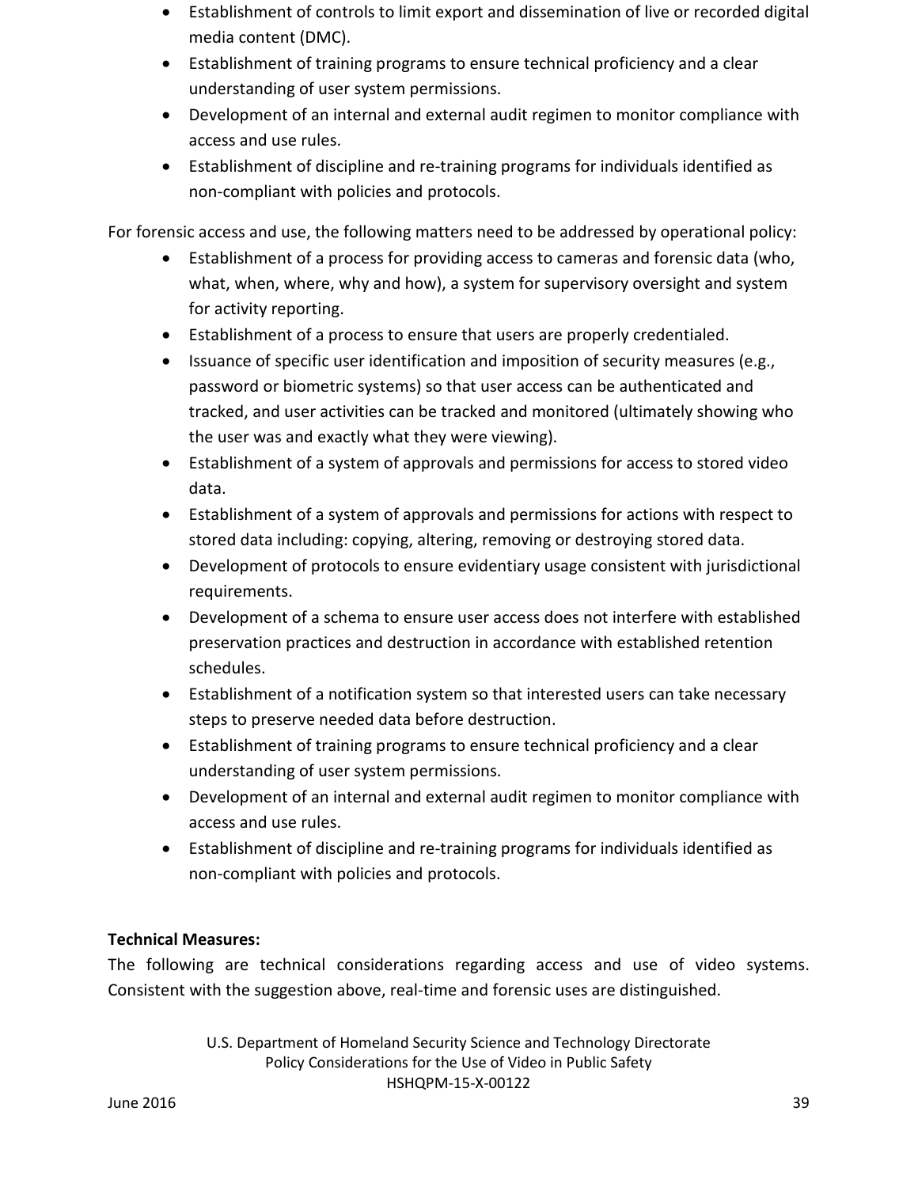- Establishment of controls to limit export and dissemination of live or recorded digital media content (DMC).
- Establishment of training programs to ensure technical proficiency and a clear understanding of user system permissions.
- Development of an internal and external audit regimen to monitor compliance with access and use rules.
- Establishment of discipline and re-training programs for individuals identified as non-compliant with policies and protocols.

For forensic access and use, the following matters need to be addressed by operational policy:

- Establishment of a process for providing access to cameras and forensic data (who, what, when, where, why and how), a system for supervisory oversight and system for activity reporting.
- Establishment of a process to ensure that users are properly credentialed.
- Issuance of specific user identification and imposition of security measures (e.g., password or biometric systems) so that user access can be authenticated and tracked, and user activities can be tracked and monitored (ultimately showing who the user was and exactly what they were viewing).
- Establishment of a system of approvals and permissions for access to stored video data.
- Establishment of a system of approvals and permissions for actions with respect to stored data including: copying, altering, removing or destroying stored data.
- Development of protocols to ensure evidentiary usage consistent with jurisdictional requirements.
- Development of a schema to ensure user access does not interfere with established preservation practices and destruction in accordance with established retention schedules.
- Establishment of a notification system so that interested users can take necessary steps to preserve needed data before destruction.
- Establishment of training programs to ensure technical proficiency and a clear understanding of user system permissions.
- Development of an internal and external audit regimen to monitor compliance with access and use rules.
- Establishment of discipline and re-training programs for individuals identified as non-compliant with policies and protocols.

**Technical Measures:**

The following are technical considerations regarding access and use of video systems. Consistent with the suggestion above, real-time and forensic uses are distinguished.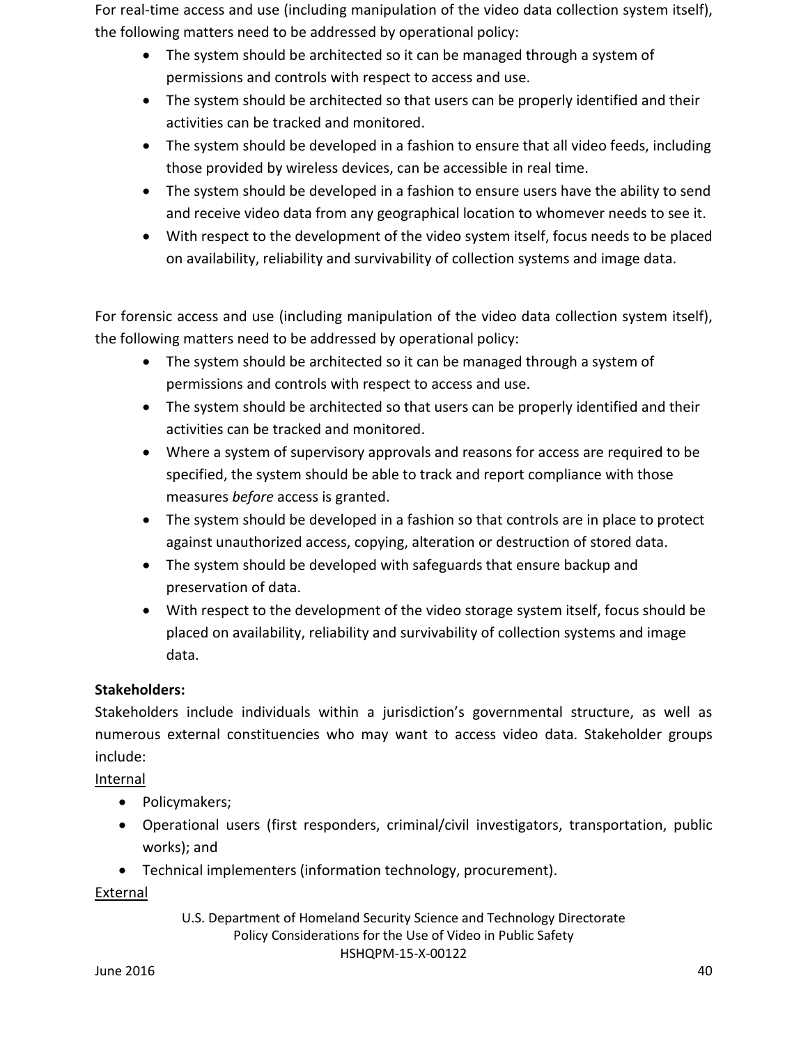For real-time access and use (including manipulation of the video data collection system itself), the following matters need to be addressed by operational policy:

- The system should be architected so it can be managed through a system of permissions and controls with respect to access and use.
- The system should be architected so that users can be properly identified and their activities can be tracked and monitored.
- The system should be developed in a fashion to ensure that all video feeds, including those provided by wireless devices, can be accessible in real time.
- The system should be developed in a fashion to ensure users have the ability to send and receive video data from any geographical location to whomever needs to see it.
- With respect to the development of the video system itself, focus needs to be placed on availability, reliability and survivability of collection systems and image data.

For forensic access and use (including manipulation of the video data collection system itself), the following matters need to be addressed by operational policy:

- The system should be architected so it can be managed through a system of permissions and controls with respect to access and use.
- The system should be architected so that users can be properly identified and their activities can be tracked and monitored.
- Where a system of supervisory approvals and reasons for access are required to be specified, the system should be able to track and report compliance with those measures *before* access is granted.
- The system should be developed in a fashion so that controls are in place to protect against unauthorized access, copying, alteration or destruction of stored data.
- The system should be developed with safeguards that ensure backup and preservation of data.
- With respect to the development of the video storage system itself, focus should be placed on availability, reliability and survivability of collection systems and image data.

**Stakeholders:**

Stakeholders include individuals within a jurisdiction's governmental structure, as well as numerous external constituencies who may want to access video data. Stakeholder groups include:

<u>Internal</u>

- Policymakers;
- Operational users (first responders, criminal/civil investigators, transportation, public works); and
- Technical implementers (information technology, procurement).

<u>External</u>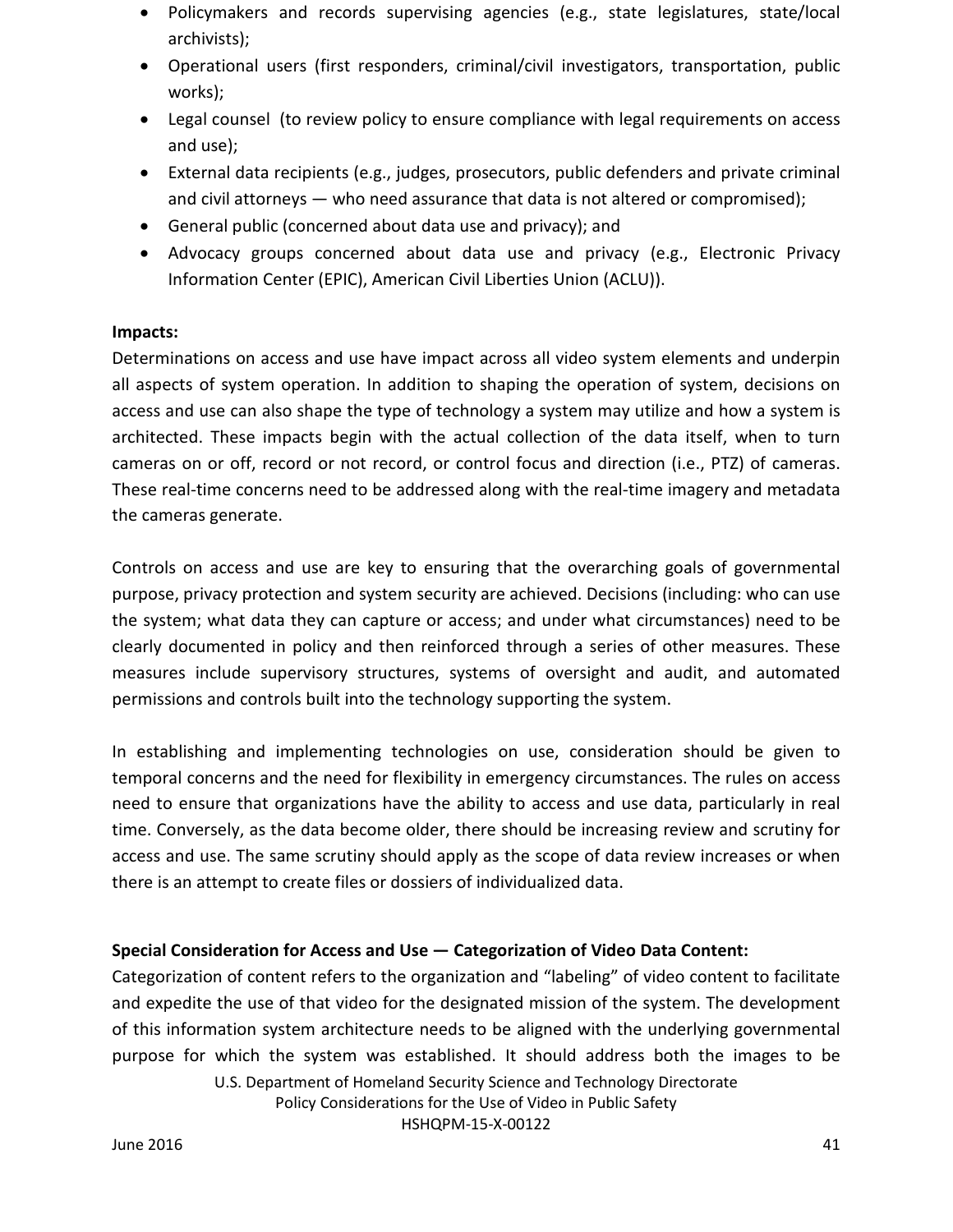- Policymakers and records supervising agencies (e.g., state legislatures, state/local archivists);
- Operational users (first responders, criminal/civil investigators, transportation, public works);
- Legal counsel (to review policy to ensure compliance with legal requirements on access and use);
- External data recipients (e.g., judges, prosecutors, public defenders and private criminal and civil attorneys — who need assurance that data is not altered or compromised);
- General public (concerned about data use and privacy); and
- Advocacy groups concerned about data use and privacy (e.g., Electronic Privacy Information Center (EPIC), American Civil Liberties Union (ACLU)).

**Impacts:**
Determinations on access and use have impact across all video system elements and underpin all aspects of system operation. In addition to shaping the operation of system, decisions on access and use can also shape the type of technology a system may utilize and how a system is architected. These impacts begin with the actual collection of the data itself, when to turn cameras on or off, record or not record, or control focus and direction (i.e., PTZ) of cameras. These real-time concerns need to be addressed along with the real-time imagery and metadata the cameras generate.

Controls on access and use are key to ensuring that the overarching goals of governmental purpose, privacy protection and system security are achieved. Decisions (including: who can use the system; what data they can capture or access; and under what circumstances) need to be clearly documented in policy and then reinforced through a series of other measures. These measures include supervisory structures, systems of oversight and audit, and automated permissions and controls built into the technology supporting the system.

In establishing and implementing technologies on use, consideration should be given to temporal concerns and the need for flexibility in emergency circumstances. The rules on access need to ensure that organizations have the ability to access and use data, particularly in real time. Conversely, as the data become older, there should be increasing review and scrutiny for access and use. The same scrutiny should apply as the scope of data review increases or when there is an attempt to create files or dossiers of individualized data.

**Special Consideration for Access and Use — Categorization of Video Data Content:**
Categorization of content refers to the organization and "labeling" of video content to facilitate and expedite the use of that video for the designated mission of the system. The development of this information system architecture needs to be aligned with the underlying governmental purpose for which the system was established. It should address both the images to be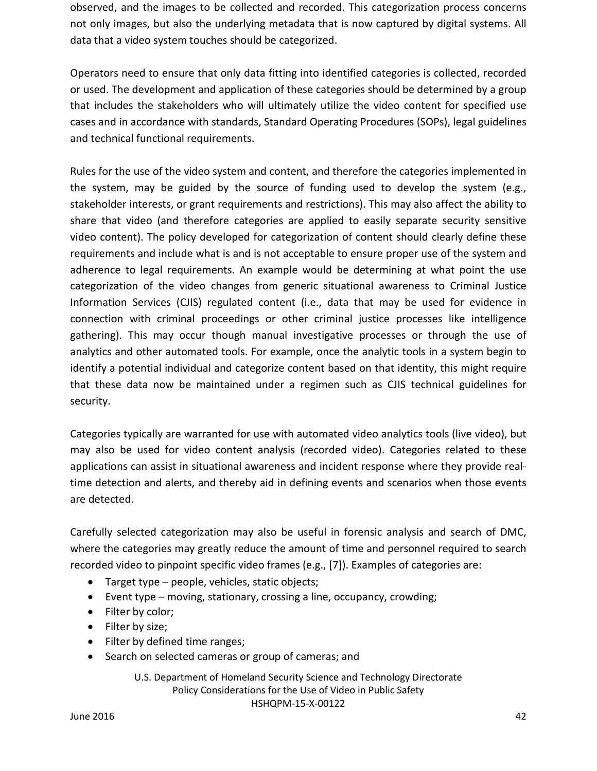observed, and the images to be collected and recorded. This categorization process concerns not only images, but also the underlying metadata that is now captured by digital systems. All data that a video system touches should be categorized.

Operators need to ensure that only data fitting into identified categories is collected, recorded or used. The development and application of these categories should be determined by a group that includes the stakeholders who will ultimately utilize the video content for specified use cases and in accordance with standards, Standard Operating Procedures (SOPs), legal guidelines and technical functional requirements.

Rules for the use of the video system and content, and therefore the categories implemented in the system, may be guided by the source of funding used to develop the system (e.g., stakeholder interests, or grant requirements and restrictions). This may also affect the ability to share that video (and therefore categories are applied to easily separate security sensitive video content). The policy developed for categorization of content should clearly define these requirements and include what is and is not acceptable to ensure proper use of the system and adherence to legal requirements. An example would be determining at what point the use categorization of the video changes from generic situational awareness to Criminal Justice Information Services (CJIS) regulated content (i.e., data that may be used for evidence in connection with criminal proceedings or other criminal justice processes like intelligence gathering). This may occur though manual investigative processes or through the use of analytics and other automated tools. For example, once the analytic tools in a system begin to identify a potential individual and categorize content based on that identity, this might require that these data now be maintained under a regimen such as CJIS technical guidelines for security.

Categories typically are warranted for use with automated video analytics tools (live video), but may also be used for video content analysis (recorded video). Categories related to these applications can assist in situational awareness and incident response where they provide real-time detection and alerts, and thereby aid in defining events and scenarios when those events are detected.

Carefully selected categorization may also be useful in forensic analysis and search of DMC, where the categories may greatly reduce the amount of time and personnel required to search recorded video to pinpoint specific video frames (e.g., [7]). Examples of categories are:

- Target type – people, vehicles, static objects;
- Event type – moving, stationary, crossing a line, occupancy, crowding;
- Filter by color;
- Filter by size;
- Filter by defined time ranges;
- Search on selected cameras or group of cameras; and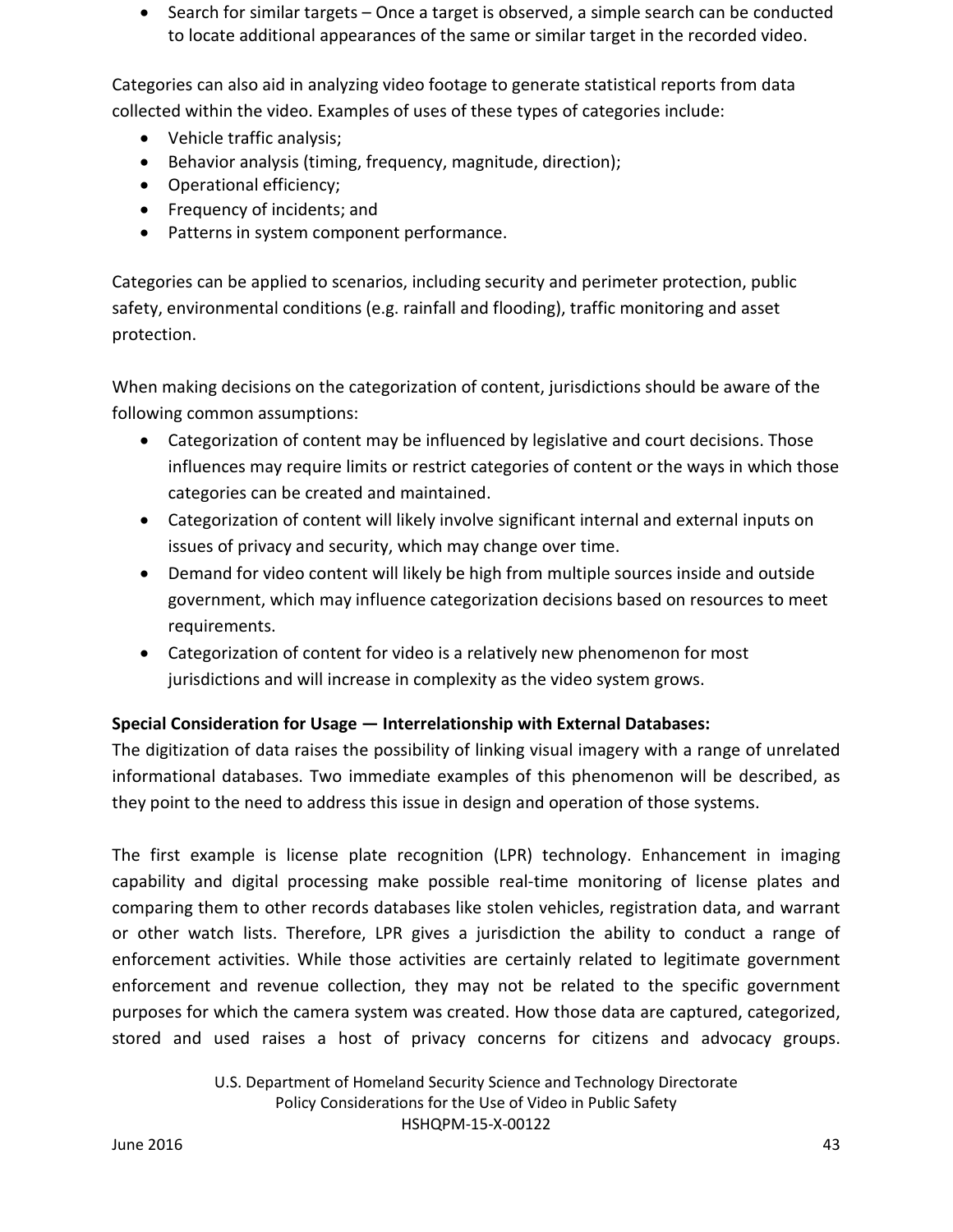- Search for similar targets – Once a target is observed, a simple search can be conducted to locate additional appearances of the same or similar target in the recorded video.

Categories can also aid in analyzing video footage to generate statistical reports from data collected within the video. Examples of uses of these types of categories include:

- Vehicle traffic analysis;
- Behavior analysis (timing, frequency, magnitude, direction);
- Operational efficiency;
- Frequency of incidents; and
- Patterns in system component performance.

Categories can be applied to scenarios, including security and perimeter protection, public safety, environmental conditions (e.g. rainfall and flooding), traffic monitoring and asset protection.

When making decisions on the categorization of content, jurisdictions should be aware of the following common assumptions:

- Categorization of content may be influenced by legislative and court decisions. Those influences may require limits or restrict categories of content or the ways in which those categories can be created and maintained.
- Categorization of content will likely involve significant internal and external inputs on issues of privacy and security, which may change over time.
- Demand for video content will likely be high from multiple sources inside and outside government, which may influence categorization decisions based on resources to meet requirements.
- Categorization of content for video is a relatively new phenomenon for most jurisdictions and will increase in complexity as the video system grows.

**Special Consideration for Usage — Interrelationship with External Databases:**
The digitization of data raises the possibility of linking visual imagery with a range of unrelated informational databases. Two immediate examples of this phenomenon will be described, as they point to the need to address this issue in design and operation of those systems.

The first example is license plate recognition (LPR) technology. Enhancement in imaging capability and digital processing make possible real-time monitoring of license plates and comparing them to other records databases like stolen vehicles, registration data, and warrant or other watch lists. Therefore, LPR gives a jurisdiction the ability to conduct a range of enforcement activities. While those activities are certainly related to legitimate government enforcement and revenue collection, they may not be related to the specific government purposes for which the camera system was created. How those data are captured, categorized, stored and used raises a host of privacy concerns for citizens and advocacy groups.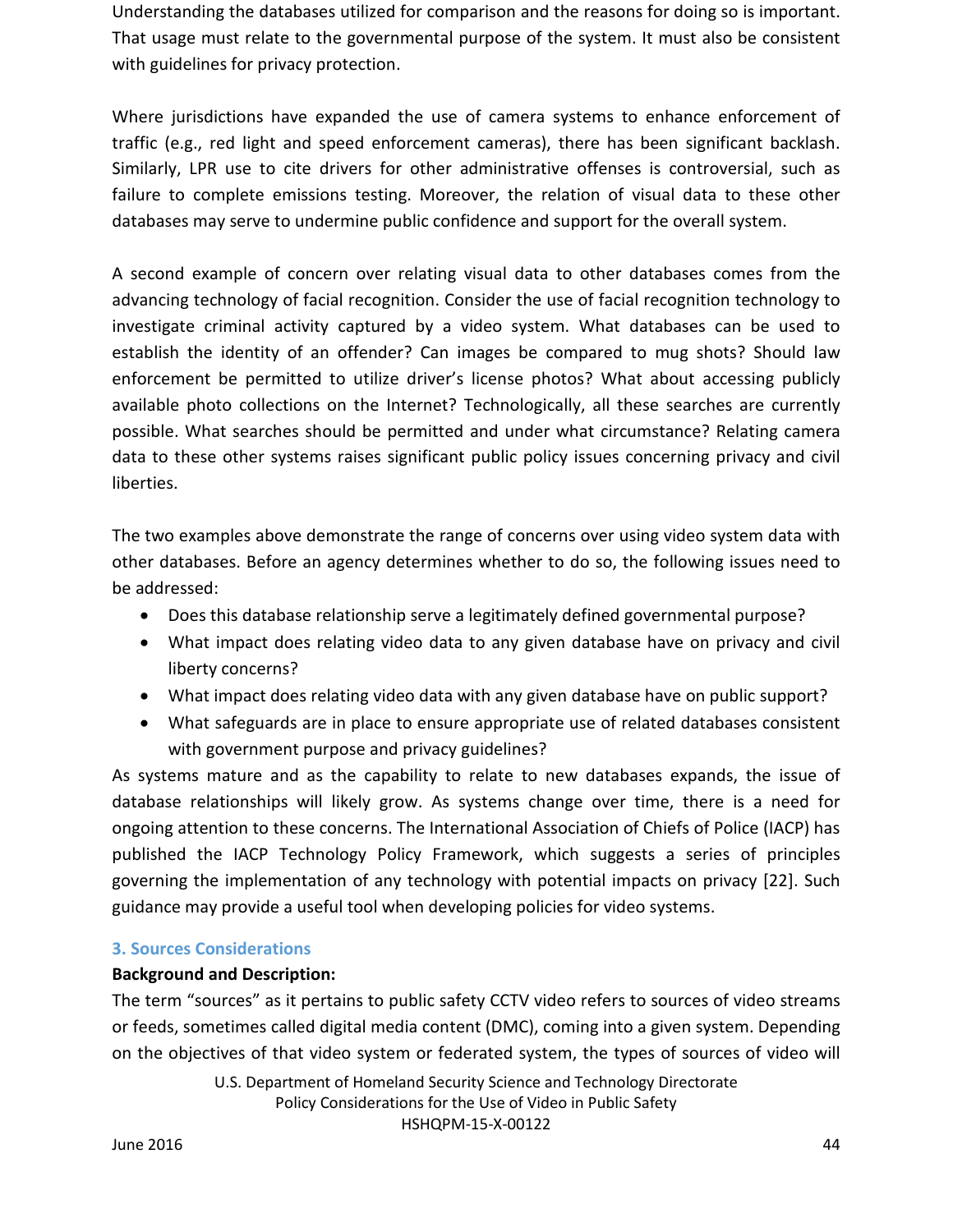Understanding the databases utilized for comparison and the reasons for doing so is important. That usage must relate to the governmental purpose of the system. It must also be consistent with guidelines for privacy protection.

Where jurisdictions have expanded the use of camera systems to enhance enforcement of traffic (e.g., red light and speed enforcement cameras), there has been significant backlash. Similarly, LPR use to cite drivers for other administrative offenses is controversial, such as failure to complete emissions testing. Moreover, the relation of visual data to these other databases may serve to undermine public confidence and support for the overall system.

A second example of concern over relating visual data to other databases comes from the advancing technology of facial recognition. Consider the use of facial recognition technology to investigate criminal activity captured by a video system. What databases can be used to establish the identity of an offender? Can images be compared to mug shots? Should law enforcement be permitted to utilize driver's license photos? What about accessing publicly available photo collections on the Internet? Technologically, all these searches are currently possible. What searches should be permitted and under what circumstance? Relating camera data to these other systems raises significant public policy issues concerning privacy and civil liberties.

The two examples above demonstrate the range of concerns over using video system data with other databases. Before an agency determines whether to do so, the following issues need to be addressed:

- Does this database relationship serve a legitimately defined governmental purpose?
- What impact does relating video data to any given database have on privacy and civil liberty concerns?
- What impact does relating video data with any given database have on public support?
- What safeguards are in place to ensure appropriate use of related databases consistent with government purpose and privacy guidelines?

As systems mature and as the capability to relate to new databases expands, the issue of database relationships will likely grow. As systems change over time, there is a need for ongoing attention to these concerns. The International Association of Chiefs of Police (IACP) has published the IACP Technology Policy Framework, which suggests a series of principles governing the implementation of any technology with potential impacts on privacy [22]. Such guidance may provide a useful tool when developing policies for video systems.

### 3. Sources Considerations

**Background and Description:**

The term "sources" as it pertains to public safety CCTV video refers to sources of video streams or feeds, sometimes called digital media content (DMC), coming into a given system. Depending on the objectives of that video system or federated system, the types of sources of video will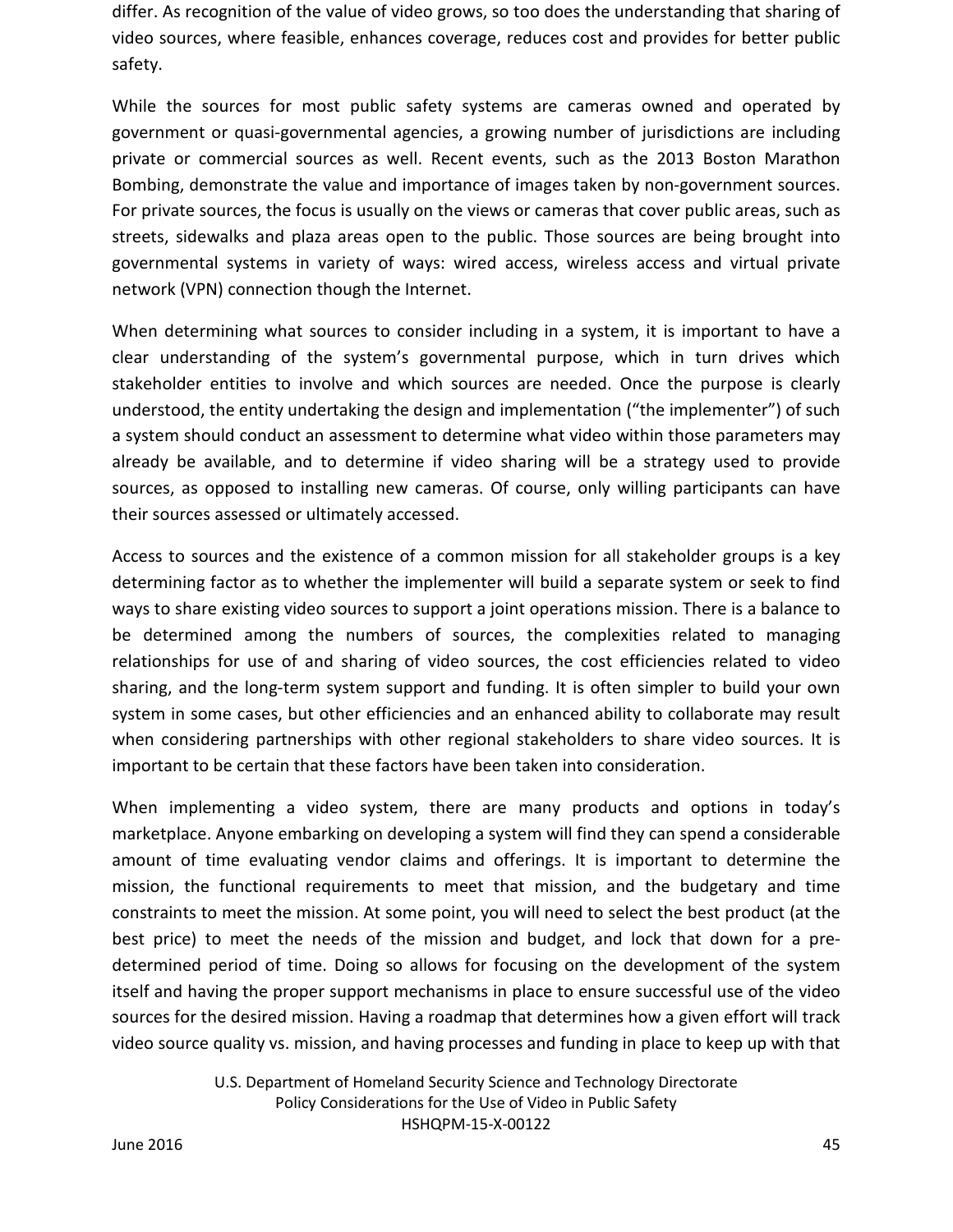differ. As recognition of the value of video grows, so too does the understanding that sharing of video sources, where feasible, enhances coverage, reduces cost and provides for better public safety.

While the sources for most public safety systems are cameras owned and operated by government or quasi-governmental agencies, a growing number of jurisdictions are including private or commercial sources as well. Recent events, such as the 2013 Boston Marathon Bombing, demonstrate the value and importance of images taken by non-government sources. For private sources, the focus is usually on the views or cameras that cover public areas, such as streets, sidewalks and plaza areas open to the public. Those sources are being brought into governmental systems in variety of ways: wired access, wireless access and virtual private network (VPN) connection though the Internet.

When determining what sources to consider including in a system, it is important to have a clear understanding of the system's governmental purpose, which in turn drives which stakeholder entities to involve and which sources are needed. Once the purpose is clearly understood, the entity undertaking the design and implementation ("the implementer") of such a system should conduct an assessment to determine what video within those parameters may already be available, and to determine if video sharing will be a strategy used to provide sources, as opposed to installing new cameras. Of course, only willing participants can have their sources assessed or ultimately accessed.

Access to sources and the existence of a common mission for all stakeholder groups is a key determining factor as to whether the implementer will build a separate system or seek to find ways to share existing video sources to support a joint operations mission. There is a balance to be determined among the numbers of sources, the complexities related to managing relationships for use of and sharing of video sources, the cost efficiencies related to video sharing, and the long-term system support and funding. It is often simpler to build your own system in some cases, but other efficiencies and an enhanced ability to collaborate may result when considering partnerships with other regional stakeholders to share video sources. It is important to be certain that these factors have been taken into consideration.

When implementing a video system, there are many products and options in today's marketplace. Anyone embarking on developing a system will find they can spend a considerable amount of time evaluating vendor claims and offerings. It is important to determine the mission, the functional requirements to meet that mission, and the budgetary and time constraints to meet the mission. At some point, you will need to select the best product (at the best price) to meet the needs of the mission and budget, and lock that down for a pre-determined period of time. Doing so allows for focusing on the development of the system itself and having the proper support mechanisms in place to ensure successful use of the video sources for the desired mission. Having a roadmap that determines how a given effort will track video source quality vs. mission, and having processes and funding in place to keep up with that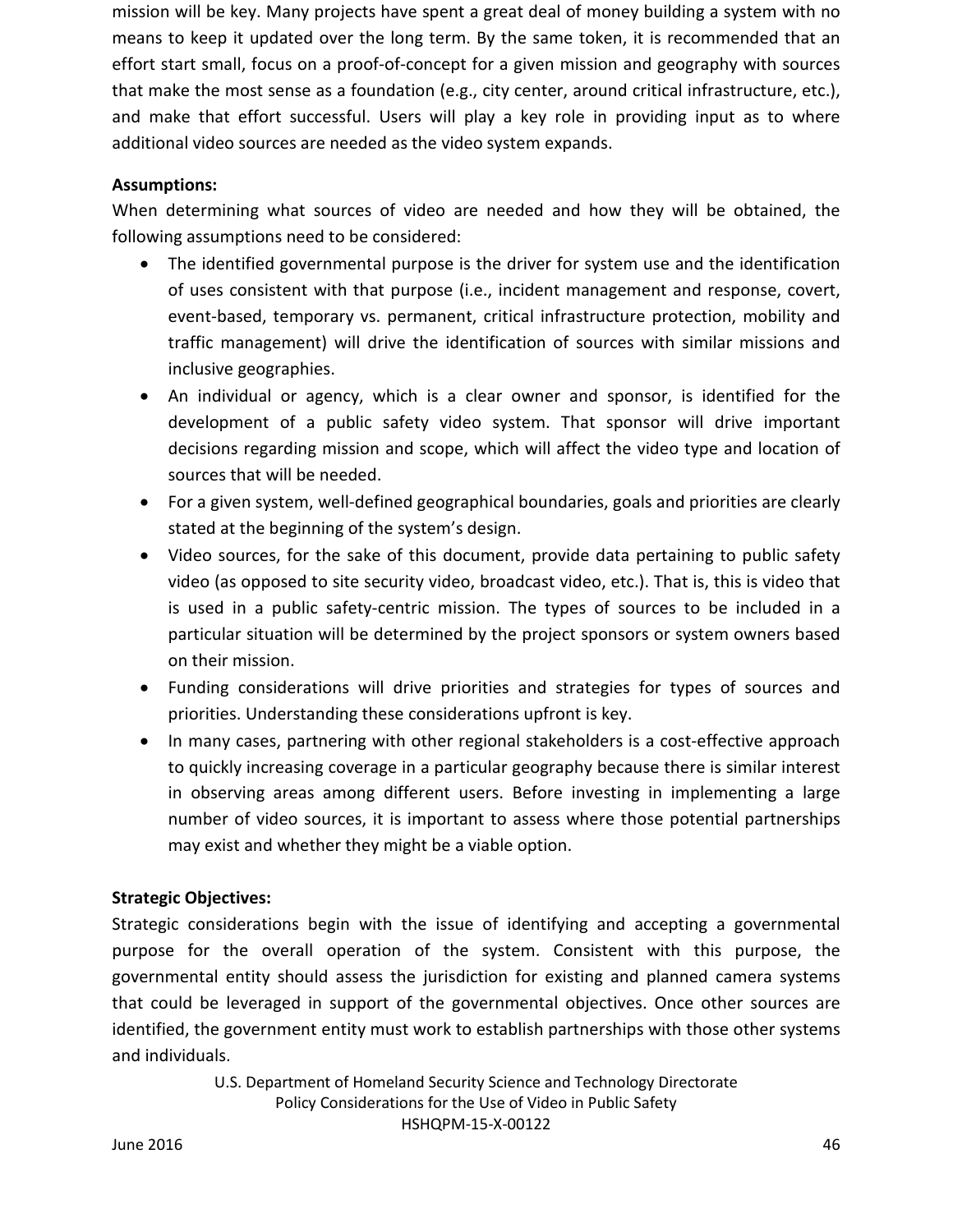mission will be key. Many projects have spent a great deal of money building a system with no means to keep it updated over the long term. By the same token, it is recommended that an effort start small, focus on a proof-of-concept for a given mission and geography with sources that make the most sense as a foundation (e.g., city center, around critical infrastructure, etc.), and make that effort successful. Users will play a key role in providing input as to where additional video sources are needed as the video system expands.

**Assumptions:**

When determining what sources of video are needed and how they will be obtained, the following assumptions need to be considered:

- The identified governmental purpose is the driver for system use and the identification of uses consistent with that purpose (i.e., incident management and response, covert, event-based, temporary vs. permanent, critical infrastructure protection, mobility and traffic management) will drive the identification of sources with similar missions and inclusive geographies.
- An individual or agency, which is a clear owner and sponsor, is identified for the development of a public safety video system. That sponsor will drive important decisions regarding mission and scope, which will affect the video type and location of sources that will be needed.
- For a given system, well-defined geographical boundaries, goals and priorities are clearly stated at the beginning of the system's design.
- Video sources, for the sake of this document, provide data pertaining to public safety video (as opposed to site security video, broadcast video, etc.). That is, this is video that is used in a public safety-centric mission. The types of sources to be included in a particular situation will be determined by the project sponsors or system owners based on their mission.
- Funding considerations will drive priorities and strategies for types of sources and priorities. Understanding these considerations upfront is key.
- In many cases, partnering with other regional stakeholders is a cost-effective approach to quickly increasing coverage in a particular geography because there is similar interest in observing areas among different users. Before investing in implementing a large number of video sources, it is important to assess where those potential partnerships may exist and whether they might be a viable option.

**Strategic Objectives:**

Strategic considerations begin with the issue of identifying and accepting a governmental purpose for the overall operation of the system. Consistent with this purpose, the governmental entity should assess the jurisdiction for existing and planned camera systems that could be leveraged in support of the governmental objectives. Once other sources are identified, the government entity must work to establish partnerships with those other systems and individuals.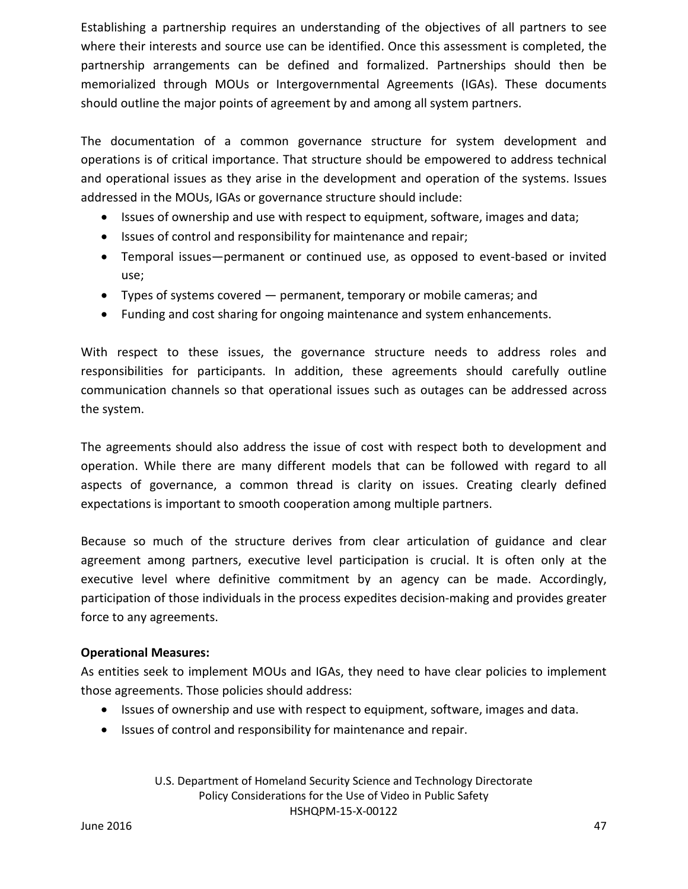Establishing a partnership requires an understanding of the objectives of all partners to see where their interests and source use can be identified. Once this assessment is completed, the partnership arrangements can be defined and formalized. Partnerships should then be memorialized through MOUs or Intergovernmental Agreements (IGAs). These documents should outline the major points of agreement by and among all system partners.

The documentation of a common governance structure for system development and operations is of critical importance. That structure should be empowered to address technical and operational issues as they arise in the development and operation of the systems. Issues addressed in the MOUs, IGAs or governance structure should include:

- Issues of ownership and use with respect to equipment, software, images and data;
- Issues of control and responsibility for maintenance and repair;
- Temporal issues—permanent or continued use, as opposed to event-based or invited use;
- Types of systems covered — permanent, temporary or mobile cameras; and
- Funding and cost sharing for ongoing maintenance and system enhancements.

With respect to these issues, the governance structure needs to address roles and responsibilities for participants. In addition, these agreements should carefully outline communication channels so that operational issues such as outages can be addressed across the system.

The agreements should also address the issue of cost with respect both to development and operation. While there are many different models that can be followed with regard to all aspects of governance, a common thread is clarity on issues. Creating clearly defined expectations is important to smooth cooperation among multiple partners.

Because so much of the structure derives from clear articulation of guidance and clear agreement among partners, executive level participation is crucial. It is often only at the executive level where definitive commitment by an agency can be made. Accordingly, participation of those individuals in the process expedites decision-making and provides greater force to any agreements.

**Operational Measures:**

As entities seek to implement MOUs and IGAs, they need to have clear policies to implement those agreements. Those policies should address:

- Issues of ownership and use with respect to equipment, software, images and data.
- Issues of control and responsibility for maintenance and repair.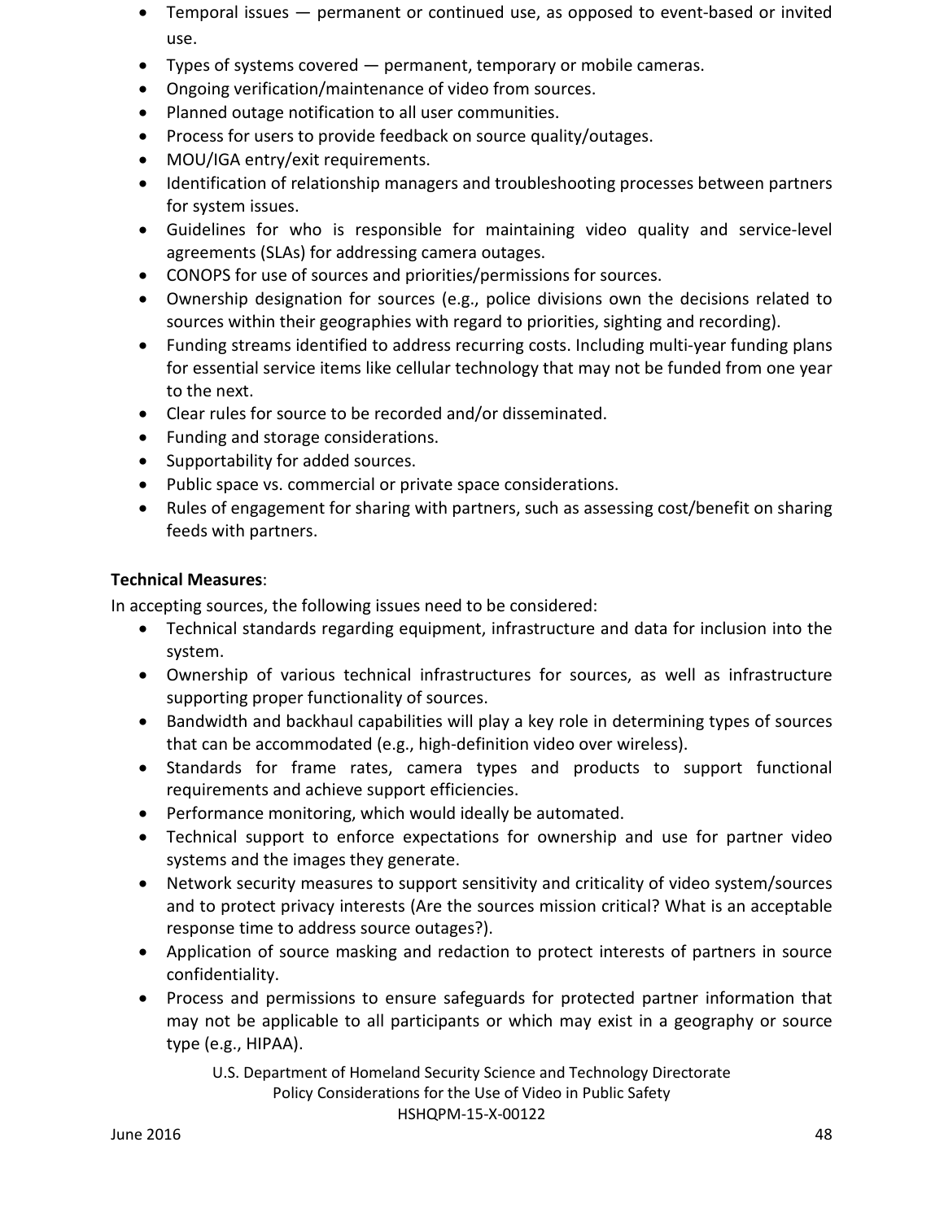- Temporal issues — permanent or continued use, as opposed to event-based or invited use.
- Types of systems covered — permanent, temporary or mobile cameras.
- Ongoing verification/maintenance of video from sources.
- Planned outage notification to all user communities.
- Process for users to provide feedback on source quality/outages.
- MOU/IGA entry/exit requirements.
- Identification of relationship managers and troubleshooting processes between partners for system issues.
- Guidelines for who is responsible for maintaining video quality and service-level agreements (SLAs) for addressing camera outages.
- CONOPS for use of sources and priorities/permissions for sources.
- Ownership designation for sources (e.g., police divisions own the decisions related to sources within their geographies with regard to priorities, sighting and recording).
- Funding streams identified to address recurring costs. Including multi-year funding plans for essential service items like cellular technology that may not be funded from one year to the next.
- Clear rules for source to be recorded and/or disseminated.
- Funding and storage considerations.
- Supportability for added sources.
- Public space vs. commercial or private space considerations.
- Rules of engagement for sharing with partners, such as assessing cost/benefit on sharing feeds with partners.

**Technical Measures**:

In accepting sources, the following issues need to be considered:

- Technical standards regarding equipment, infrastructure and data for inclusion into the system.
- Ownership of various technical infrastructures for sources, as well as infrastructure supporting proper functionality of sources.
- Bandwidth and backhaul capabilities will play a key role in determining types of sources that can be accommodated (e.g., high-definition video over wireless).
- Standards for frame rates, camera types and products to support functional requirements and achieve support efficiencies.
- Performance monitoring, which would ideally be automated.
- Technical support to enforce expectations for ownership and use for partner video systems and the images they generate.
- Network security measures to support sensitivity and criticality of video system/sources and to protect privacy interests (Are the sources mission critical? What is an acceptable response time to address source outages?).
- Application of source masking and redaction to protect interests of partners in source confidentiality.
- Process and permissions to ensure safeguards for protected partner information that may not be applicable to all participants or which may exist in a geography or source type (e.g., HIPAA).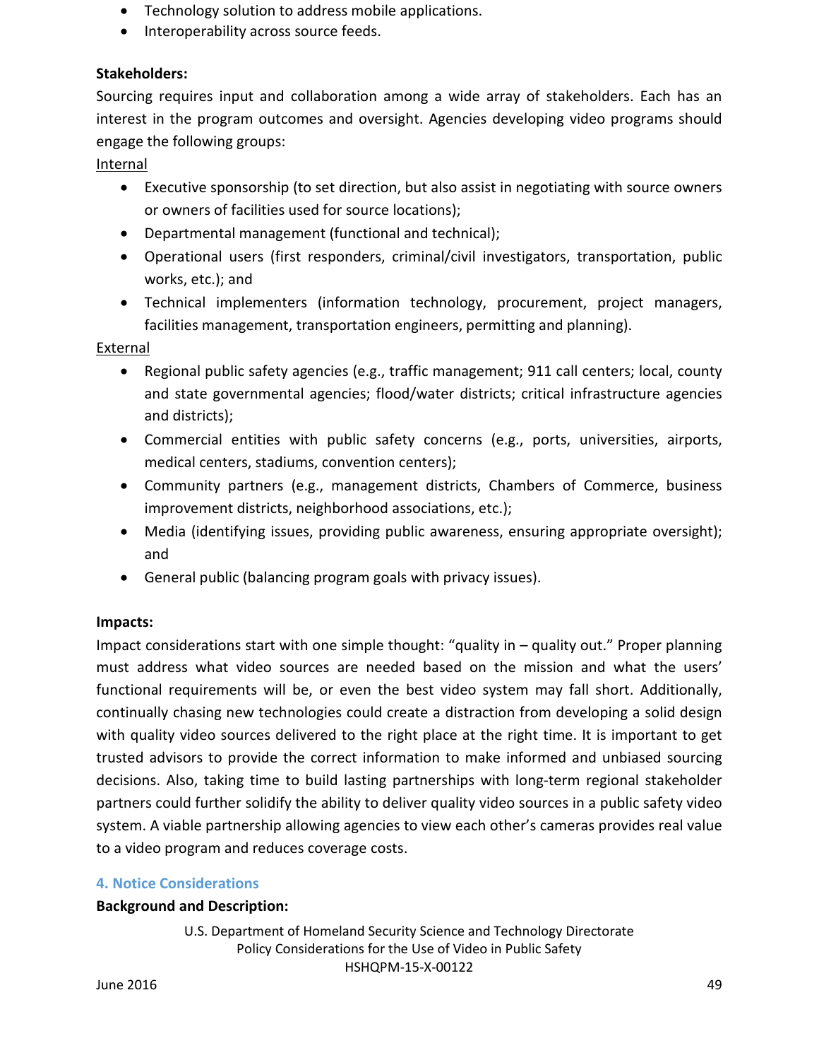- Technology solution to address mobile applications.
- Interoperability across source feeds.

**Stakeholders:**

Sourcing requires input and collaboration among a wide array of stakeholders. Each has an interest in the program outcomes and oversight. Agencies developing video programs should engage the following groups:

Internal

- Executive sponsorship (to set direction, but also assist in negotiating with source owners or owners of facilities used for source locations);
- Departmental management (functional and technical);
- Operational users (first responders, criminal/civil investigators, transportation, public works, etc.); and
- Technical implementers (information technology, procurement, project managers, facilities management, transportation engineers, permitting and planning).

External

- Regional public safety agencies (e.g., traffic management; 911 call centers; local, county and state governmental agencies; flood/water districts; critical infrastructure agencies and districts);
- Commercial entities with public safety concerns (e.g., ports, universities, airports, medical centers, stadiums, convention centers);
- Community partners (e.g., management districts, Chambers of Commerce, business improvement districts, neighborhood associations, etc.);
- Media (identifying issues, providing public awareness, ensuring appropriate oversight); and
- General public (balancing program goals with privacy issues).

**Impacts:**

Impact considerations start with one simple thought: "quality in – quality out." Proper planning must address what video sources are needed based on the mission and what the users' functional requirements will be, or even the best video system may fall short. Additionally, continually chasing new technologies could create a distraction from developing a solid design with quality video sources delivered to the right place at the right time. It is important to get trusted advisors to provide the correct information to make informed and unbiased sourcing decisions. Also, taking time to build lasting partnerships with long-term regional stakeholder partners could further solidify the ability to deliver quality video sources in a public safety video system. A viable partnership allowing agencies to view each other's cameras provides real value to a video program and reduces coverage costs.

## 4. Notice Considerations

**Background and Description:**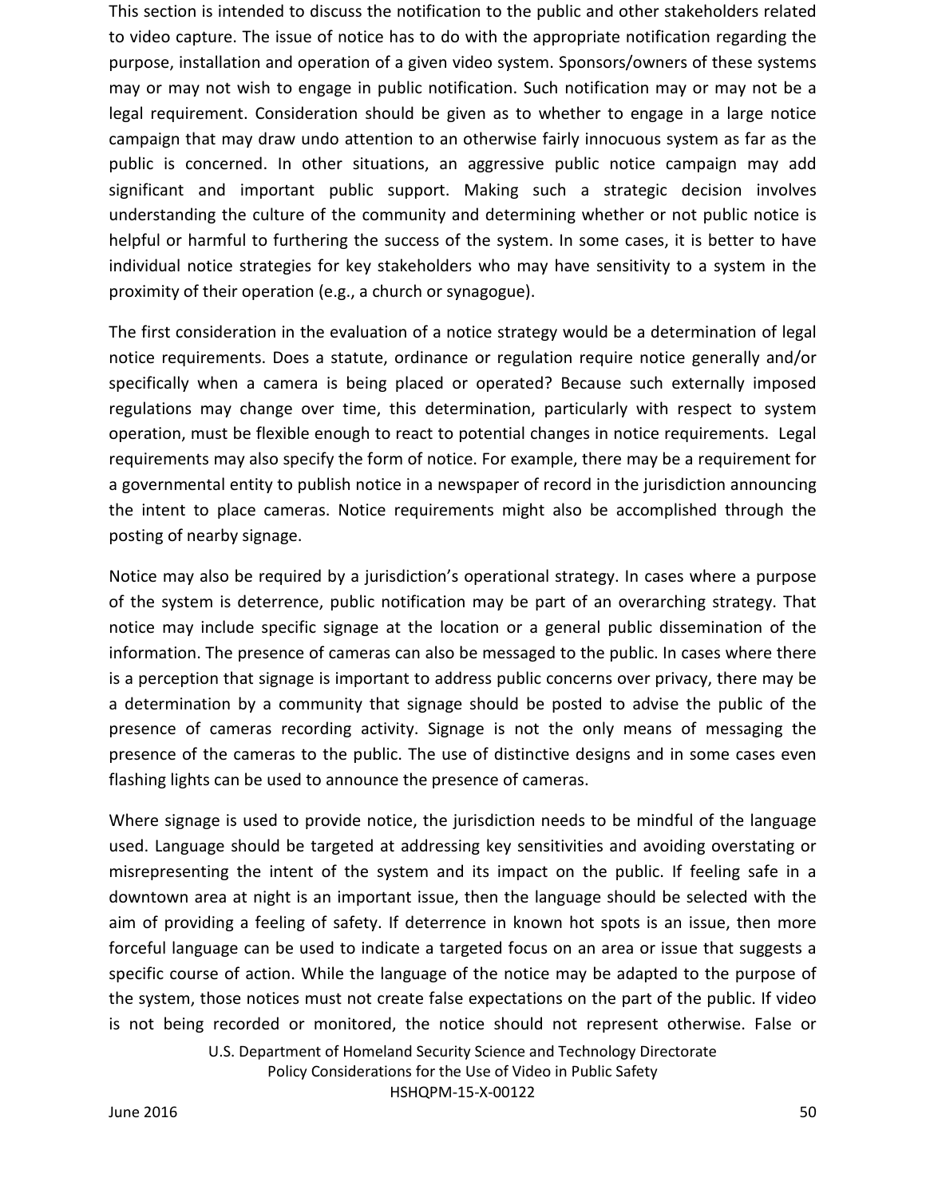This section is intended to discuss the notification to the public and other stakeholders related to video capture. The issue of notice has to do with the appropriate notification regarding the purpose, installation and operation of a given video system. Sponsors/owners of these systems may or may not wish to engage in public notification. Such notification may or may not be a legal requirement. Consideration should be given as to whether to engage in a large notice campaign that may draw undo attention to an otherwise fairly innocuous system as far as the public is concerned. In other situations, an aggressive public notice campaign may add significant and important public support. Making such a strategic decision involves understanding the culture of the community and determining whether or not public notice is helpful or harmful to furthering the success of the system. In some cases, it is better to have individual notice strategies for key stakeholders who may have sensitivity to a system in the proximity of their operation (e.g., a church or synagogue).

The first consideration in the evaluation of a notice strategy would be a determination of legal notice requirements. Does a statute, ordinance or regulation require notice generally and/or specifically when a camera is being placed or operated? Because such externally imposed regulations may change over time, this determination, particularly with respect to system operation, must be flexible enough to react to potential changes in notice requirements. Legal requirements may also specify the form of notice. For example, there may be a requirement for a governmental entity to publish notice in a newspaper of record in the jurisdiction announcing the intent to place cameras. Notice requirements might also be accomplished through the posting of nearby signage.

Notice may also be required by a jurisdiction's operational strategy. In cases where a purpose of the system is deterrence, public notification may be part of an overarching strategy. That notice may include specific signage at the location or a general public dissemination of the information. The presence of cameras can also be messaged to the public. In cases where there is a perception that signage is important to address public concerns over privacy, there may be a determination by a community that signage should be posted to advise the public of the presence of cameras recording activity. Signage is not the only means of messaging the presence of the cameras to the public. The use of distinctive designs and in some cases even flashing lights can be used to announce the presence of cameras.

Where signage is used to provide notice, the jurisdiction needs to be mindful of the language used. Language should be targeted at addressing key sensitivities and avoiding overstating or misrepresenting the intent of the system and its impact on the public. If feeling safe in a downtown area at night is an important issue, then the language should be selected with the aim of providing a feeling of safety. If deterrence in known hot spots is an issue, then more forceful language can be used to indicate a targeted focus on an area or issue that suggests a specific course of action. While the language of the notice may be adapted to the purpose of the system, those notices must not create false expectations on the part of the public. If video is not being recorded or monitored, the notice should not represent otherwise. False or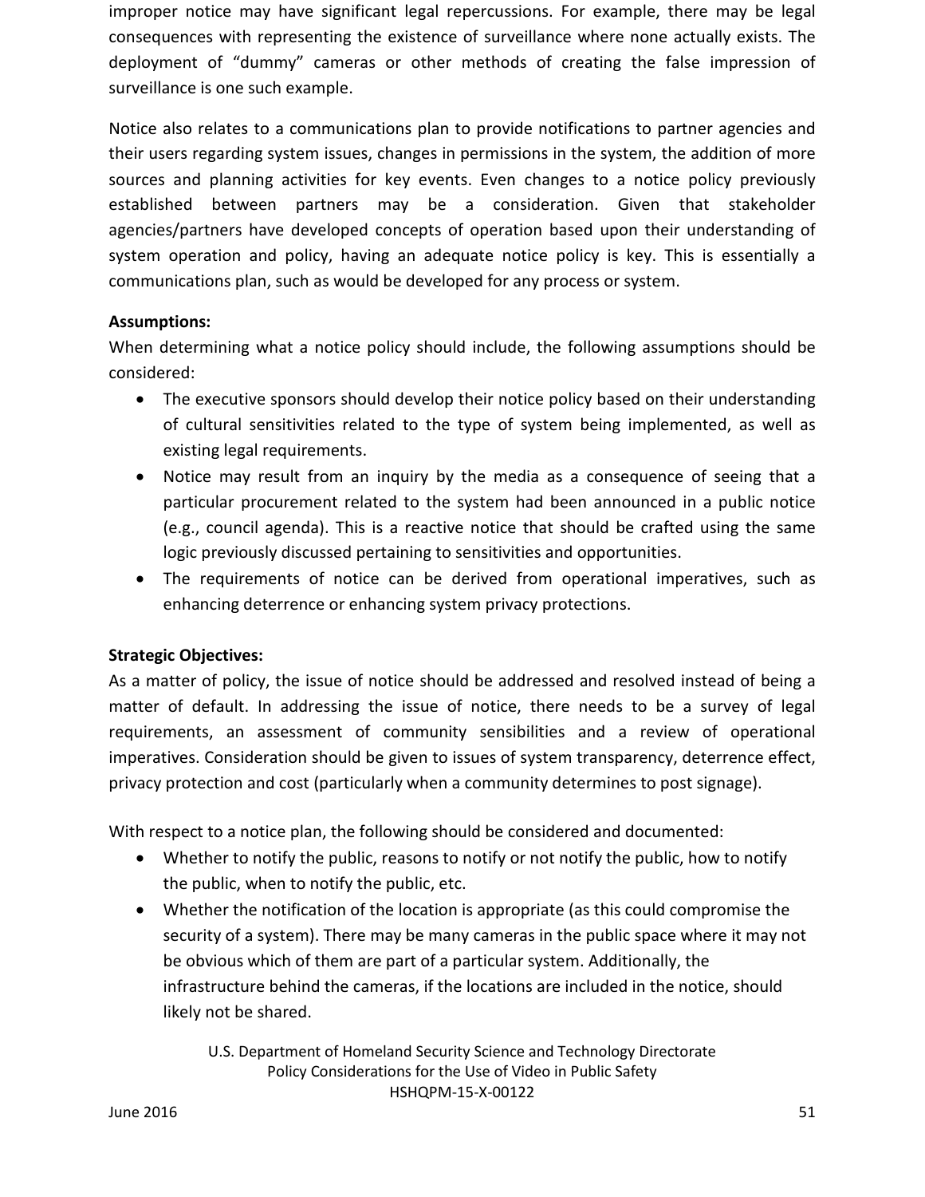improper notice may have significant legal repercussions. For example, there may be legal consequences with representing the existence of surveillance where none actually exists. The deployment of "dummy" cameras or other methods of creating the false impression of surveillance is one such example.

Notice also relates to a communications plan to provide notifications to partner agencies and their users regarding system issues, changes in permissions in the system, the addition of more sources and planning activities for key events. Even changes to a notice policy previously established between partners may be a consideration. Given that stakeholder agencies/partners have developed concepts of operation based upon their understanding of system operation and policy, having an adequate notice policy is key. This is essentially a communications plan, such as would be developed for any process or system.

**Assumptions:**

When determining what a notice policy should include, the following assumptions should be considered:

- The executive sponsors should develop their notice policy based on their understanding of cultural sensitivities related to the type of system being implemented, as well as existing legal requirements.
- Notice may result from an inquiry by the media as a consequence of seeing that a particular procurement related to the system had been announced in a public notice (e.g., council agenda). This is a reactive notice that should be crafted using the same logic previously discussed pertaining to sensitivities and opportunities.
- The requirements of notice can be derived from operational imperatives, such as enhancing deterrence or enhancing system privacy protections.

**Strategic Objectives:**

As a matter of policy, the issue of notice should be addressed and resolved instead of being a matter of default. In addressing the issue of notice, there needs to be a survey of legal requirements, an assessment of community sensibilities and a review of operational imperatives. Consideration should be given to issues of system transparency, deterrence effect, privacy protection and cost (particularly when a community determines to post signage).

With respect to a notice plan, the following should be considered and documented:

- Whether to notify the public, reasons to notify or not notify the public, how to notify the public, when to notify the public, etc.
- Whether the notification of the location is appropriate (as this could compromise the security of a system). There may be many cameras in the public space where it may not be obvious which of them are part of a particular system. Additionally, the infrastructure behind the cameras, if the locations are included in the notice, should likely not be shared.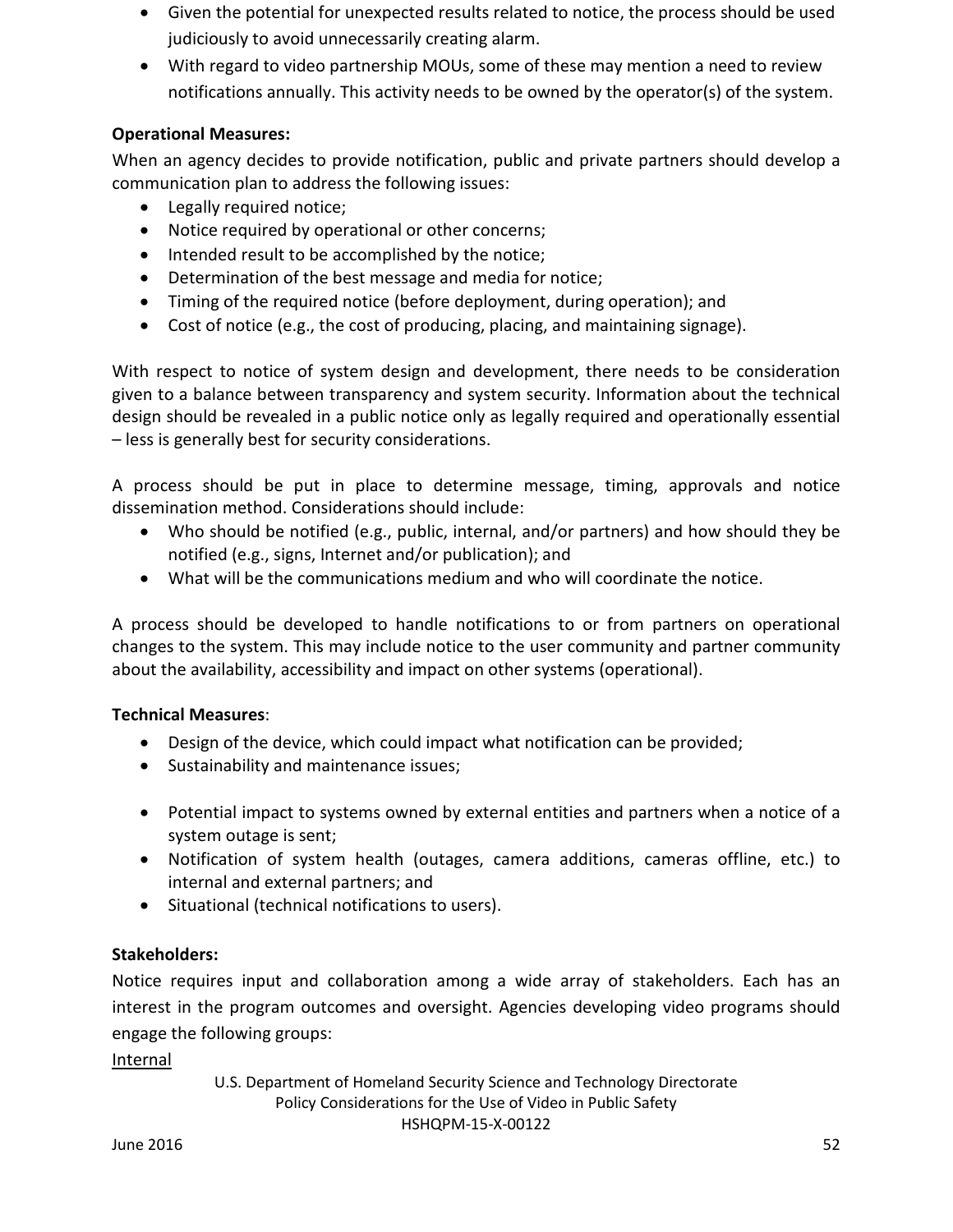- Given the potential for unexpected results related to notice, the process should be used judiciously to avoid unnecessarily creating alarm.
- With regard to video partnership MOUs, some of these may mention a need to review notifications annually. This activity needs to be owned by the operator(s) of the system.

**Operational Measures:**

When an agency decides to provide notification, public and private partners should develop a communication plan to address the following issues:

- Legally required notice;
- Notice required by operational or other concerns;
- Intended result to be accomplished by the notice;
- Determination of the best message and media for notice;
- Timing of the required notice (before deployment, during operation); and
- Cost of notice (e.g., the cost of producing, placing, and maintaining signage).

With respect to notice of system design and development, there needs to be consideration given to a balance between transparency and system security. Information about the technical design should be revealed in a public notice only as legally required and operationally essential – less is generally best for security considerations.

A process should be put in place to determine message, timing, approvals and notice dissemination method. Considerations should include:

- Who should be notified (e.g., public, internal, and/or partners) and how should they be notified (e.g., signs, Internet and/or publication); and
- What will be the communications medium and who will coordinate the notice.

A process should be developed to handle notifications to or from partners on operational changes to the system. This may include notice to the user community and partner community about the availability, accessibility and impact on other systems (operational).

**Technical Measures**:

- Design of the device, which could impact what notification can be provided;
- Sustainability and maintenance issues;
- Potential impact to systems owned by external entities and partners when a notice of a system outage is sent;
- Notification of system health (outages, camera additions, cameras offline, etc.) to internal and external partners; and
- Situational (technical notifications to users).

**Stakeholders:**

Notice requires input and collaboration among a wide array of stakeholders. Each has an interest in the program outcomes and oversight. Agencies developing video programs should engage the following groups:

<u>Internal</u>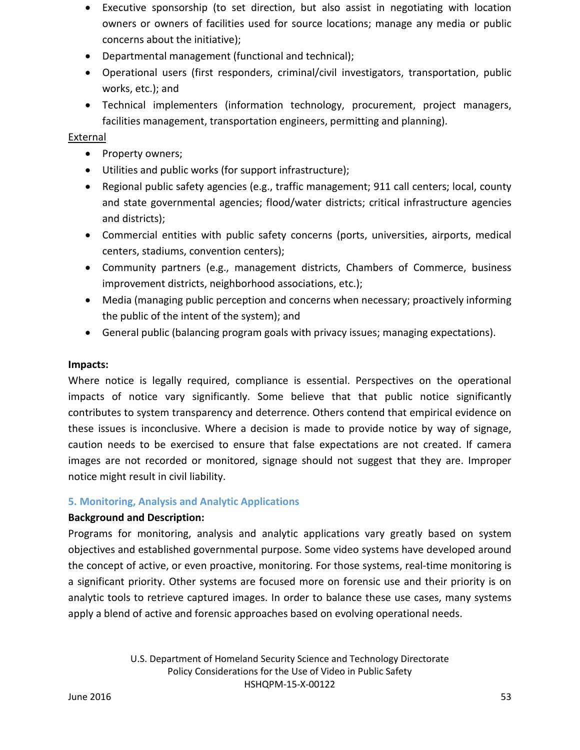- Executive sponsorship (to set direction, but also assist in negotiating with location owners or owners of facilities used for source locations; manage any media or public concerns about the initiative);
- Departmental management (functional and technical);
- Operational users (first responders, criminal/civil investigators, transportation, public works, etc.); and
- Technical implementers (information technology, procurement, project managers, facilities management, transportation engineers, permitting and planning).

External

- Property owners;
- Utilities and public works (for support infrastructure);
- Regional public safety agencies (e.g., traffic management; 911 call centers; local, county and state governmental agencies; flood/water districts; critical infrastructure agencies and districts);
- Commercial entities with public safety concerns (ports, universities, airports, medical centers, stadiums, convention centers);
- Community partners (e.g., management districts, Chambers of Commerce, business improvement districts, neighborhood associations, etc.);
- Media (managing public perception and concerns when necessary; proactively informing the public of the intent of the system); and
- General public (balancing program goals with privacy issues; managing expectations).

**Impacts:**

Where notice is legally required, compliance is essential. Perspectives on the operational impacts of notice vary significantly. Some believe that that public notice significantly contributes to system transparency and deterrence. Others contend that empirical evidence on these issues is inconclusive. Where a decision is made to provide notice by way of signage, caution needs to be exercised to ensure that false expectations are not created. If camera images are not recorded or monitored, signage should not suggest that they are. Improper notice might result in civil liability.

### 5. Monitoring, Analysis and Analytic Applications

**Background and Description:**

Programs for monitoring, analysis and analytic applications vary greatly based on system objectives and established governmental purpose. Some video systems have developed around the concept of active, or even proactive, monitoring. For those systems, real-time monitoring is a significant priority. Other systems are focused more on forensic use and their priority is on analytic tools to retrieve captured images. In order to balance these use cases, many systems apply a blend of active and forensic approaches based on evolving operational needs.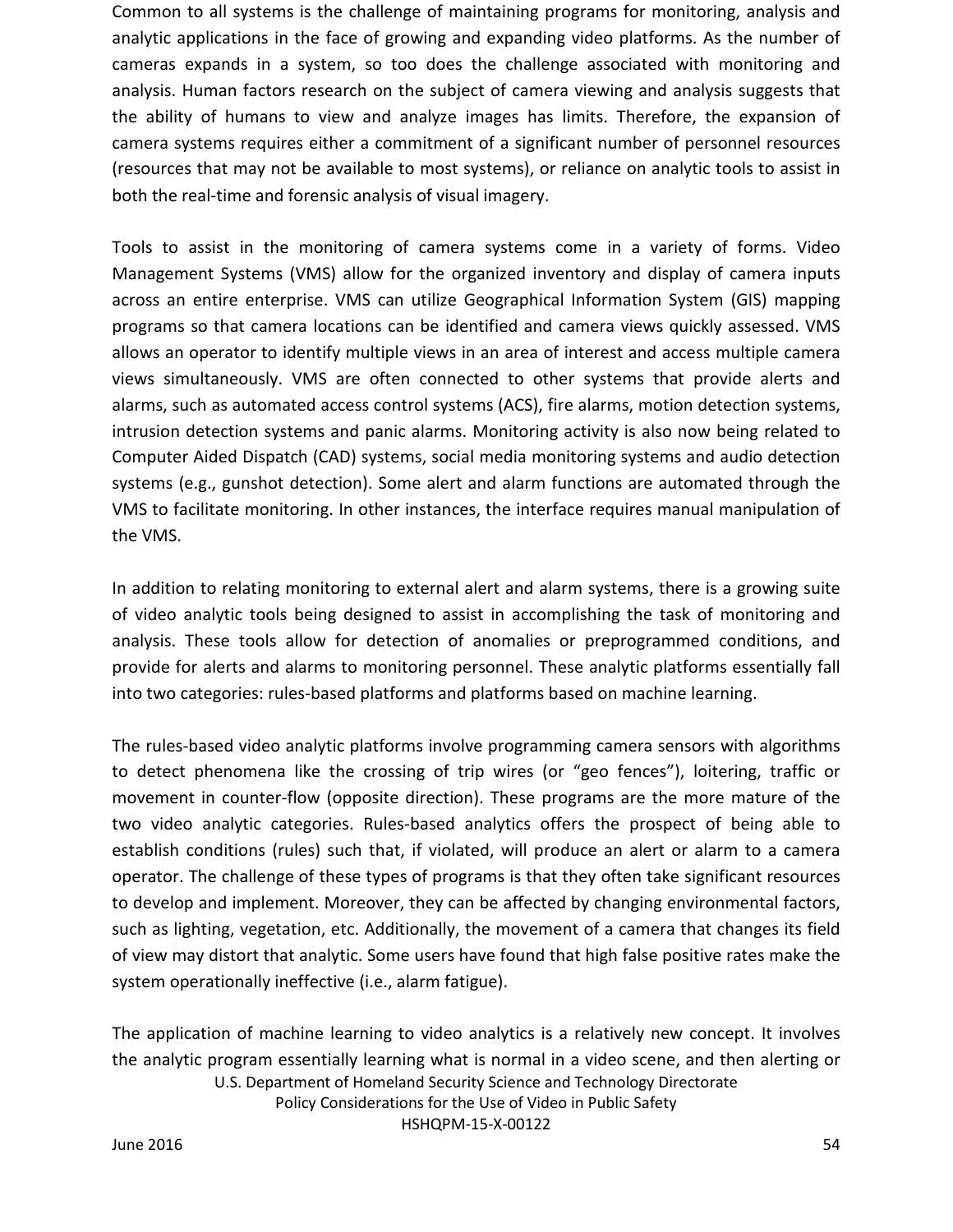Common to all systems is the challenge of maintaining programs for monitoring, analysis and analytic applications in the face of growing and expanding video platforms. As the number of cameras expands in a system, so too does the challenge associated with monitoring and analysis. Human factors research on the subject of camera viewing and analysis suggests that the ability of humans to view and analyze images has limits. Therefore, the expansion of camera systems requires either a commitment of a significant number of personnel resources (resources that may not be available to most systems), or reliance on analytic tools to assist in both the real-time and forensic analysis of visual imagery.

Tools to assist in the monitoring of camera systems come in a variety of forms. Video Management Systems (VMS) allow for the organized inventory and display of camera inputs across an entire enterprise. VMS can utilize Geographical Information System (GIS) mapping programs so that camera locations can be identified and camera views quickly assessed. VMS allows an operator to identify multiple views in an area of interest and access multiple camera views simultaneously. VMS are often connected to other systems that provide alerts and alarms, such as automated access control systems (ACS), fire alarms, motion detection systems, intrusion detection systems and panic alarms. Monitoring activity is also now being related to Computer Aided Dispatch (CAD) systems, social media monitoring systems and audio detection systems (e.g., gunshot detection). Some alert and alarm functions are automated through the VMS to facilitate monitoring. In other instances, the interface requires manual manipulation of the VMS.

In addition to relating monitoring to external alert and alarm systems, there is a growing suite of video analytic tools being designed to assist in accomplishing the task of monitoring and analysis. These tools allow for detection of anomalies or preprogrammed conditions, and provide for alerts and alarms to monitoring personnel. These analytic platforms essentially fall into two categories: rules-based platforms and platforms based on machine learning.

The rules-based video analytic platforms involve programming camera sensors with algorithms to detect phenomena like the crossing of trip wires (or "geo fences"), loitering, traffic or movement in counter-flow (opposite direction). These programs are the more mature of the two video analytic categories. Rules-based analytics offers the prospect of being able to establish conditions (rules) such that, if violated, will produce an alert or alarm to a camera operator. The challenge of these types of programs is that they often take significant resources to develop and implement. Moreover, they can be affected by changing environmental factors, such as lighting, vegetation, etc. Additionally, the movement of a camera that changes its field of view may distort that analytic. Some users have found that high false positive rates make the system operationally ineffective (i.e., alarm fatigue).

The application of machine learning to video analytics is a relatively new concept. It involves the analytic program essentially learning what is normal in a video scene, and then alerting or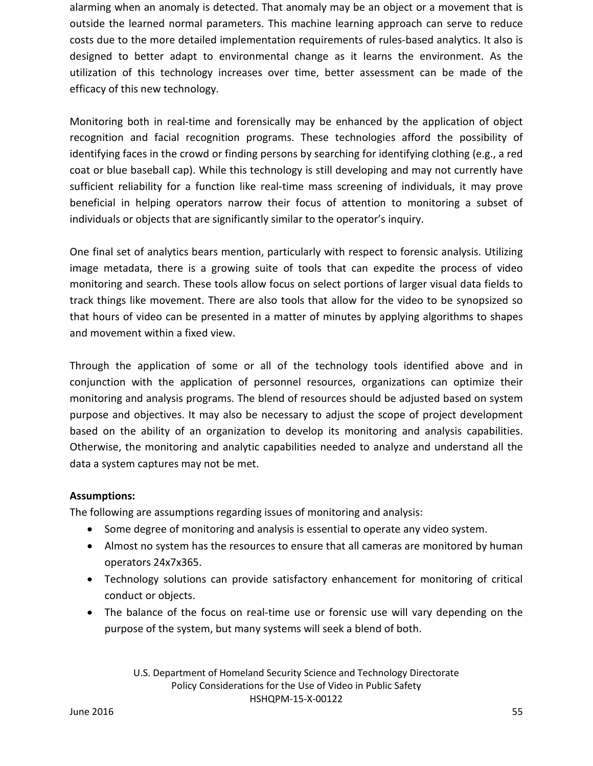alarming when an anomaly is detected. That anomaly may be an object or a movement that is outside the learned normal parameters. This machine learning approach can serve to reduce costs due to the more detailed implementation requirements of rules-based analytics. It also is designed to better adapt to environmental change as it learns the environment. As the utilization of this technology increases over time, better assessment can be made of the efficacy of this new technology.

Monitoring both in real-time and forensically may be enhanced by the application of object recognition and facial recognition programs. These technologies afford the possibility of identifying faces in the crowd or finding persons by searching for identifying clothing (e.g., a red coat or blue baseball cap). While this technology is still developing and may not currently have sufficient reliability for a function like real-time mass screening of individuals, it may prove beneficial in helping operators narrow their focus of attention to monitoring a subset of individuals or objects that are significantly similar to the operator's inquiry.

One final set of analytics bears mention, particularly with respect to forensic analysis. Utilizing image metadata, there is a growing suite of tools that can expedite the process of video monitoring and search. These tools allow focus on select portions of larger visual data fields to track things like movement. There are also tools that allow for the video to be synopsized so that hours of video can be presented in a matter of minutes by applying algorithms to shapes and movement within a fixed view.

Through the application of some or all of the technology tools identified above and in conjunction with the application of personnel resources, organizations can optimize their monitoring and analysis programs. The blend of resources should be adjusted based on system purpose and objectives. It may also be necessary to adjust the scope of project development based on the ability of an organization to develop its monitoring and analysis capabilities. Otherwise, the monitoring and analytic capabilities needed to analyze and understand all the data a system captures may not be met.

**Assumptions:**

The following are assumptions regarding issues of monitoring and analysis:

- Some degree of monitoring and analysis is essential to operate any video system.
- Almost no system has the resources to ensure that all cameras are monitored by human operators 24x7x365.
- Technology solutions can provide satisfactory enhancement for monitoring of critical conduct or objects.
- The balance of the focus on real-time use or forensic use will vary depending on the purpose of the system, but many systems will seek a blend of both.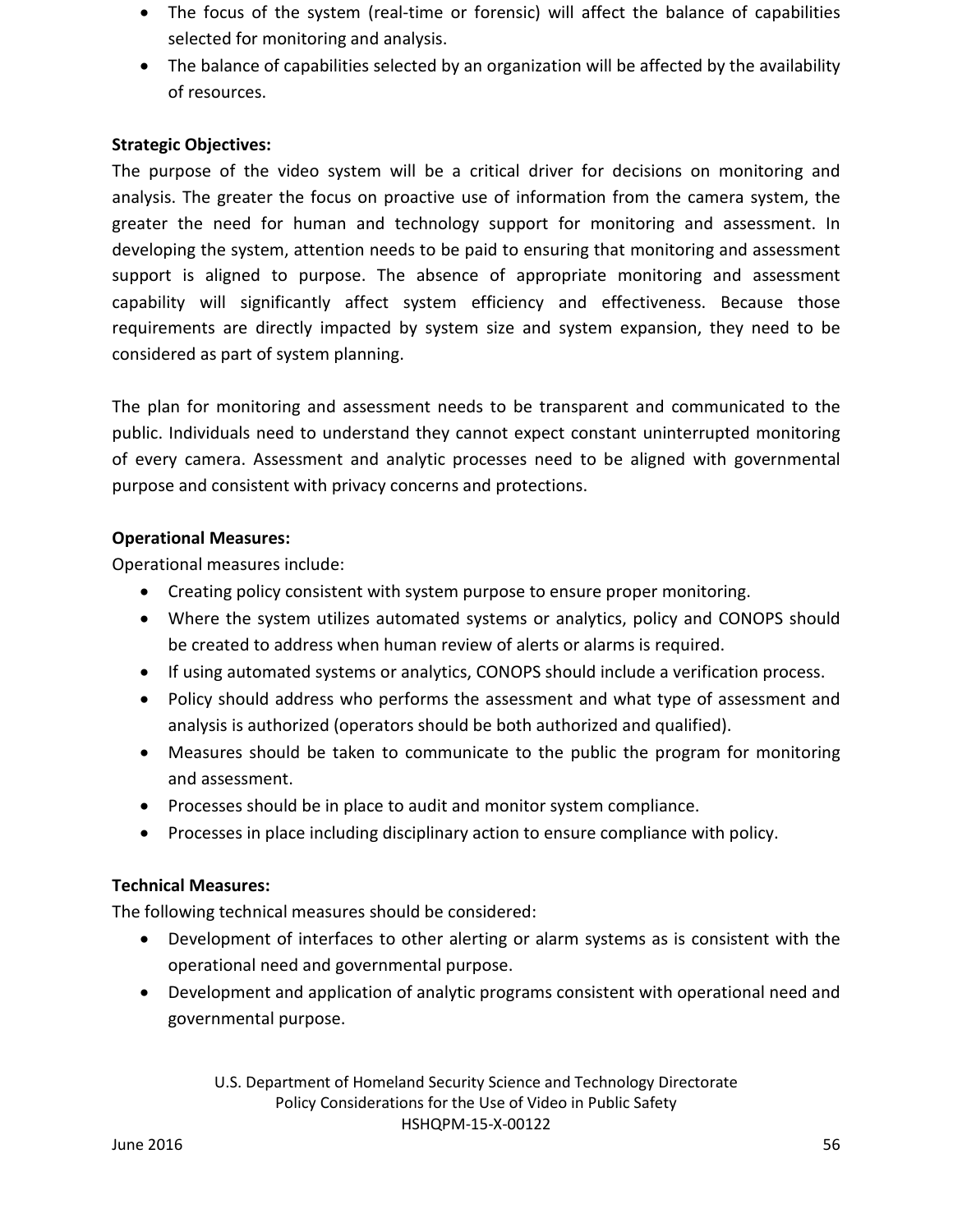- The focus of the system (real-time or forensic) will affect the balance of capabilities selected for monitoring and analysis.
- The balance of capabilities selected by an organization will be affected by the availability of resources.

**Strategic Objectives:**

The purpose of the video system will be a critical driver for decisions on monitoring and analysis. The greater the focus on proactive use of information from the camera system, the greater the need for human and technology support for monitoring and assessment. In developing the system, attention needs to be paid to ensuring that monitoring and assessment support is aligned to purpose. The absence of appropriate monitoring and assessment capability will significantly affect system efficiency and effectiveness. Because those requirements are directly impacted by system size and system expansion, they need to be considered as part of system planning.

The plan for monitoring and assessment needs to be transparent and communicated to the public. Individuals need to understand they cannot expect constant uninterrupted monitoring of every camera. Assessment and analytic processes need to be aligned with governmental purpose and consistent with privacy concerns and protections.

**Operational Measures:**

Operational measures include:

- Creating policy consistent with system purpose to ensure proper monitoring.
- Where the system utilizes automated systems or analytics, policy and CONOPS should be created to address when human review of alerts or alarms is required.
- If using automated systems or analytics, CONOPS should include a verification process.
- Policy should address who performs the assessment and what type of assessment and analysis is authorized (operators should be both authorized and qualified).
- Measures should be taken to communicate to the public the program for monitoring and assessment.
- Processes should be in place to audit and monitor system compliance.
- Processes in place including disciplinary action to ensure compliance with policy.

**Technical Measures:**

The following technical measures should be considered:

- Development of interfaces to other alerting or alarm systems as is consistent with the operational need and governmental purpose.
- Development and application of analytic programs consistent with operational need and governmental purpose.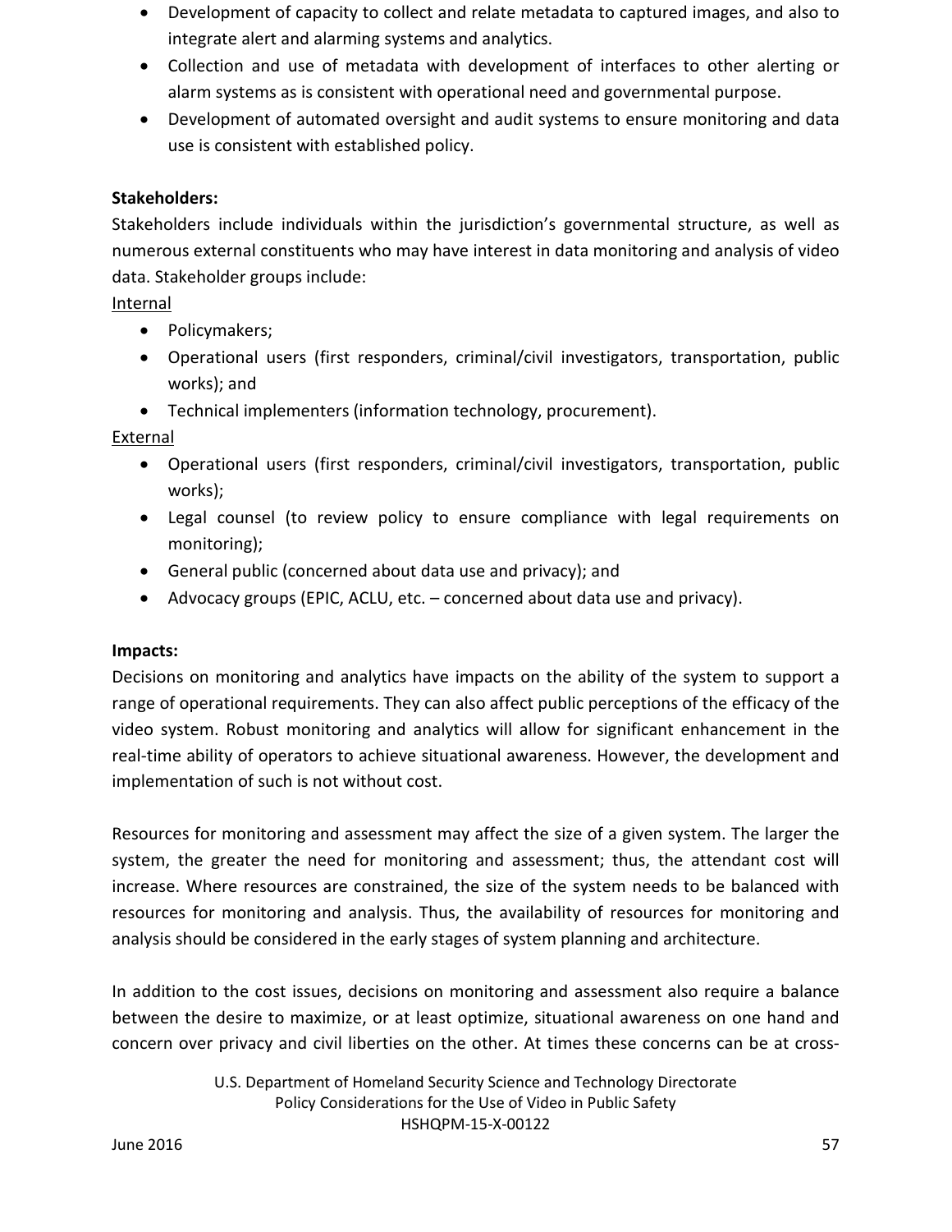- Development of capacity to collect and relate metadata to captured images, and also to integrate alert and alarming systems and analytics.
- Collection and use of metadata with development of interfaces to other alerting or alarm systems as is consistent with operational need and governmental purpose.
- Development of automated oversight and audit systems to ensure monitoring and data use is consistent with established policy.

**Stakeholders:**

Stakeholders include individuals within the jurisdiction's governmental structure, as well as numerous external constituents who may have interest in data monitoring and analysis of video data. Stakeholder groups include:

Internal

- Policymakers;
- Operational users (first responders, criminal/civil investigators, transportation, public works); and
- Technical implementers (information technology, procurement).

External

- Operational users (first responders, criminal/civil investigators, transportation, public works);
- Legal counsel (to review policy to ensure compliance with legal requirements on monitoring);
- General public (concerned about data use and privacy); and
- Advocacy groups (EPIC, ACLU, etc. – concerned about data use and privacy).

**Impacts:**

Decisions on monitoring and analytics have impacts on the ability of the system to support a range of operational requirements. They can also affect public perceptions of the efficacy of the video system. Robust monitoring and analytics will allow for significant enhancement in the real-time ability of operators to achieve situational awareness. However, the development and implementation of such is not without cost.

Resources for monitoring and assessment may affect the size of a given system. The larger the system, the greater the need for monitoring and assessment; thus, the attendant cost will increase. Where resources are constrained, the size of the system needs to be balanced with resources for monitoring and analysis. Thus, the availability of resources for monitoring and analysis should be considered in the early stages of system planning and architecture.

In addition to the cost issues, decisions on monitoring and assessment also require a balance between the desire to maximize, or at least optimize, situational awareness on one hand and concern over privacy and civil liberties on the other. At times these concerns can be at cross-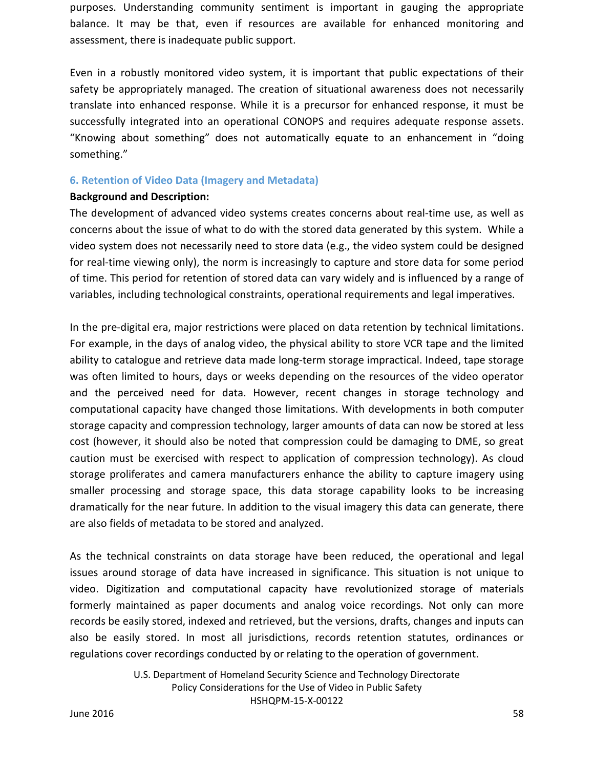purposes. Understanding community sentiment is important in gauging the appropriate balance. It may be that, even if resources are available for enhanced monitoring and assessment, there is inadequate public support.

Even in a robustly monitored video system, it is important that public expectations of their safety be appropriately managed. The creation of situational awareness does not necessarily translate into enhanced response. While it is a precursor for enhanced response, it must be successfully integrated into an operational CONOPS and requires adequate response assets. "Knowing about something" does not automatically equate to an enhancement in "doing something."

### 6. Retention of Video Data (Imagery and Metadata)

**Background and Description:**

The development of advanced video systems creates concerns about real-time use, as well as concerns about the issue of what to do with the stored data generated by this system. While a video system does not necessarily need to store data (e.g., the video system could be designed for real-time viewing only), the norm is increasingly to capture and store data for some period of time. This period for retention of stored data can vary widely and is influenced by a range of variables, including technological constraints, operational requirements and legal imperatives.

In the pre-digital era, major restrictions were placed on data retention by technical limitations. For example, in the days of analog video, the physical ability to store VCR tape and the limited ability to catalogue and retrieve data made long-term storage impractical. Indeed, tape storage was often limited to hours, days or weeks depending on the resources of the video operator and the perceived need for data. However, recent changes in storage technology and computational capacity have changed those limitations. With developments in both computer storage capacity and compression technology, larger amounts of data can now be stored at less cost (however, it should also be noted that compression could be damaging to DME, so great caution must be exercised with respect to application of compression technology). As cloud storage proliferates and camera manufacturers enhance the ability to capture imagery using smaller processing and storage space, this data storage capability looks to be increasing dramatically for the near future. In addition to the visual imagery this data can generate, there are also fields of metadata to be stored and analyzed.

As the technical constraints on data storage have been reduced, the operational and legal issues around storage of data have increased in significance. This situation is not unique to video. Digitization and computational capacity have revolutionized storage of materials formerly maintained as paper documents and analog voice recordings. Not only can more records be easily stored, indexed and retrieved, but the versions, drafts, changes and inputs can also be easily stored. In most all jurisdictions, records retention statutes, ordinances or regulations cover recordings conducted by or relating to the operation of government.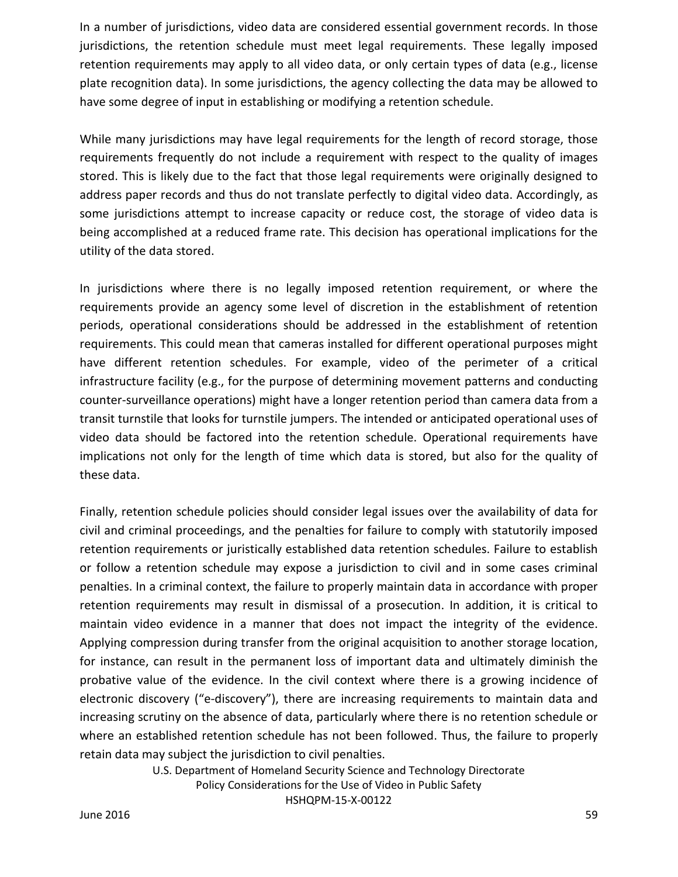In a number of jurisdictions, video data are considered essential government records. In those jurisdictions, the retention schedule must meet legal requirements. These legally imposed retention requirements may apply to all video data, or only certain types of data (e.g., license plate recognition data). In some jurisdictions, the agency collecting the data may be allowed to have some degree of input in establishing or modifying a retention schedule.

While many jurisdictions may have legal requirements for the length of record storage, those requirements frequently do not include a requirement with respect to the quality of images stored. This is likely due to the fact that those legal requirements were originally designed to address paper records and thus do not translate perfectly to digital video data. Accordingly, as some jurisdictions attempt to increase capacity or reduce cost, the storage of video data is being accomplished at a reduced frame rate. This decision has operational implications for the utility of the data stored.

In jurisdictions where there is no legally imposed retention requirement, or where the requirements provide an agency some level of discretion in the establishment of retention periods, operational considerations should be addressed in the establishment of retention requirements. This could mean that cameras installed for different operational purposes might have different retention schedules. For example, video of the perimeter of a critical infrastructure facility (e.g., for the purpose of determining movement patterns and conducting counter-surveillance operations) might have a longer retention period than camera data from a transit turnstile that looks for turnstile jumpers. The intended or anticipated operational uses of video data should be factored into the retention schedule. Operational requirements have implications not only for the length of time which data is stored, but also for the quality of these data.

Finally, retention schedule policies should consider legal issues over the availability of data for civil and criminal proceedings, and the penalties for failure to comply with statutorily imposed retention requirements or juristically established data retention schedules. Failure to establish or follow a retention schedule may expose a jurisdiction to civil and in some cases criminal penalties. In a criminal context, the failure to properly maintain data in accordance with proper retention requirements may result in dismissal of a prosecution. In addition, it is critical to maintain video evidence in a manner that does not impact the integrity of the evidence. Applying compression during transfer from the original acquisition to another storage location, for instance, can result in the permanent loss of important data and ultimately diminish the probative value of the evidence. In the civil context where there is a growing incidence of electronic discovery ("e-discovery"), there are increasing requirements to maintain data and increasing scrutiny on the absence of data, particularly where there is no retention schedule or where an established retention schedule has not been followed. Thus, the failure to properly retain data may subject the jurisdiction to civil penalties.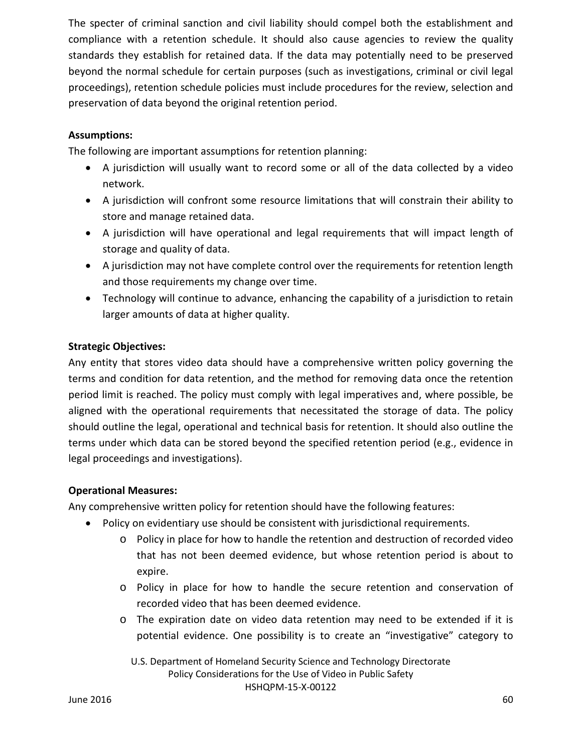The specter of criminal sanction and civil liability should compel both the establishment and compliance with a retention schedule. It should also cause agencies to review the quality standards they establish for retained data. If the data may potentially need to be preserved beyond the normal schedule for certain purposes (such as investigations, criminal or civil legal proceedings), retention schedule policies must include procedures for the review, selection and preservation of data beyond the original retention period.

**Assumptions:**

The following are important assumptions for retention planning:

- A jurisdiction will usually want to record some or all of the data collected by a video network.
- A jurisdiction will confront some resource limitations that will constrain their ability to store and manage retained data.
- A jurisdiction will have operational and legal requirements that will impact length of storage and quality of data.
- A jurisdiction may not have complete control over the requirements for retention length and those requirements my change over time.
- Technology will continue to advance, enhancing the capability of a jurisdiction to retain larger amounts of data at higher quality.

**Strategic Objectives:**

Any entity that stores video data should have a comprehensive written policy governing the terms and condition for data retention, and the method for removing data once the retention period limit is reached. The policy must comply with legal imperatives and, where possible, be aligned with the operational requirements that necessitated the storage of data. The policy should outline the legal, operational and technical basis for retention. It should also outline the terms under which data can be stored beyond the specified retention period (e.g., evidence in legal proceedings and investigations).

**Operational Measures:**

Any comprehensive written policy for retention should have the following features:

- Policy on evidentiary use should be consistent with jurisdictional requirements.
    - Policy in place for how to handle the retention and destruction of recorded video that has not been deemed evidence, but whose retention period is about to expire.
    - Policy in place for how to handle the secure retention and conservation of recorded video that has been deemed evidence.
    - The expiration date on video data retention may need to be extended if it is potential evidence. One possibility is to create an "investigative" category to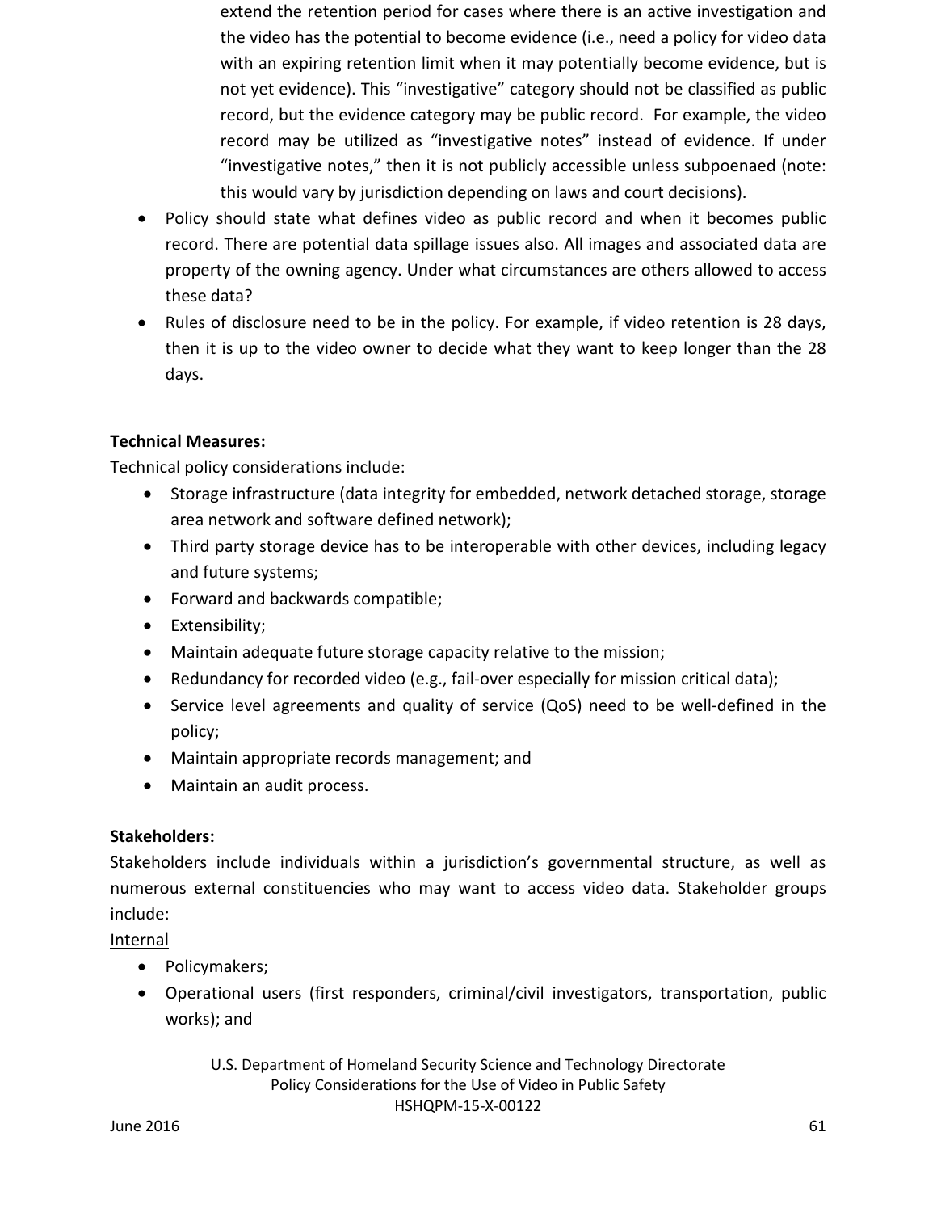extend the retention period for cases where there is an active investigation and the video has the potential to become evidence (i.e., need a policy for video data with an expiring retention limit when it may potentially become evidence, but is not yet evidence). This "investigative" category should not be classified as public record, but the evidence category may be public record. For example, the video record may be utilized as "investigative notes" instead of evidence. If under "investigative notes," then it is not publicly accessible unless subpoenaed (note: this would vary by jurisdiction depending on laws and court decisions).

- Policy should state what defines video as public record and when it becomes public record. There are potential data spillage issues also. All images and associated data are property of the owning agency. Under what circumstances are others allowed to access these data?
- Rules of disclosure need to be in the policy. For example, if video retention is 28 days, then it is up to the video owner to decide what they want to keep longer than the 28 days.

**Technical Measures:**

Technical policy considerations include:

- Storage infrastructure (data integrity for embedded, network detached storage, storage area network and software defined network);
- Third party storage device has to be interoperable with other devices, including legacy and future systems;
- Forward and backwards compatible;
- Extensibility;
- Maintain adequate future storage capacity relative to the mission;
- Redundancy for recorded video (e.g., fail-over especially for mission critical data);
- Service level agreements and quality of service (QoS) need to be well-defined in the policy;
- Maintain appropriate records management; and
- Maintain an audit process.

**Stakeholders:**

Stakeholders include individuals within a jurisdiction's governmental structure, as well as numerous external constituencies who may want to access video data. Stakeholder groups include:

Internal

- Policymakers;
- Operational users (first responders, criminal/civil investigators, transportation, public works); and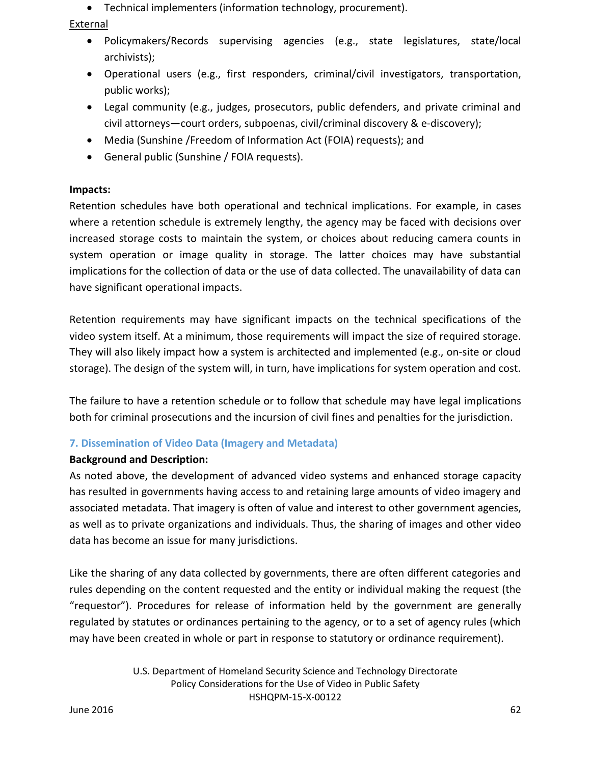- Technical implementers (information technology, procurement).

External

- Policymakers/Records supervising agencies (e.g., state legislatures, state/local archivists);
- Operational users (e.g., first responders, criminal/civil investigators, transportation, public works);
- Legal community (e.g., judges, prosecutors, public defenders, and private criminal and civil attorneys—court orders, subpoenas, civil/criminal discovery & e-discovery);
- Media (Sunshine /Freedom of Information Act (FOIA) requests); and
- General public (Sunshine / FOIA requests).

**Impacts:**

Retention schedules have both operational and technical implications. For example, in cases where a retention schedule is extremely lengthy, the agency may be faced with decisions over increased storage costs to maintain the system, or choices about reducing camera counts in system operation or image quality in storage. The latter choices may have substantial implications for the collection of data or the use of data collected. The unavailability of data can have significant operational impacts.

Retention requirements may have significant impacts on the technical specifications of the video system itself. At a minimum, those requirements will impact the size of required storage. They will also likely impact how a system is architected and implemented (e.g., on-site or cloud storage). The design of the system will, in turn, have implications for system operation and cost.

The failure to have a retention schedule or to follow that schedule may have legal implications both for criminal prosecutions and the incursion of civil fines and penalties for the jurisdiction.

### 7. Dissemination of Video Data (Imagery and Metadata)

**Background and Description:**

As noted above, the development of advanced video systems and enhanced storage capacity has resulted in governments having access to and retaining large amounts of video imagery and associated metadata. That imagery is often of value and interest to other government agencies, as well as to private organizations and individuals. Thus, the sharing of images and other video data has become an issue for many jurisdictions.

Like the sharing of any data collected by governments, there are often different categories and rules depending on the content requested and the entity or individual making the request (the "requestor"). Procedures for release of information held by the government are generally regulated by statutes or ordinances pertaining to the agency, or to a set of agency rules (which may have been created in whole or part in response to statutory or ordinance requirement).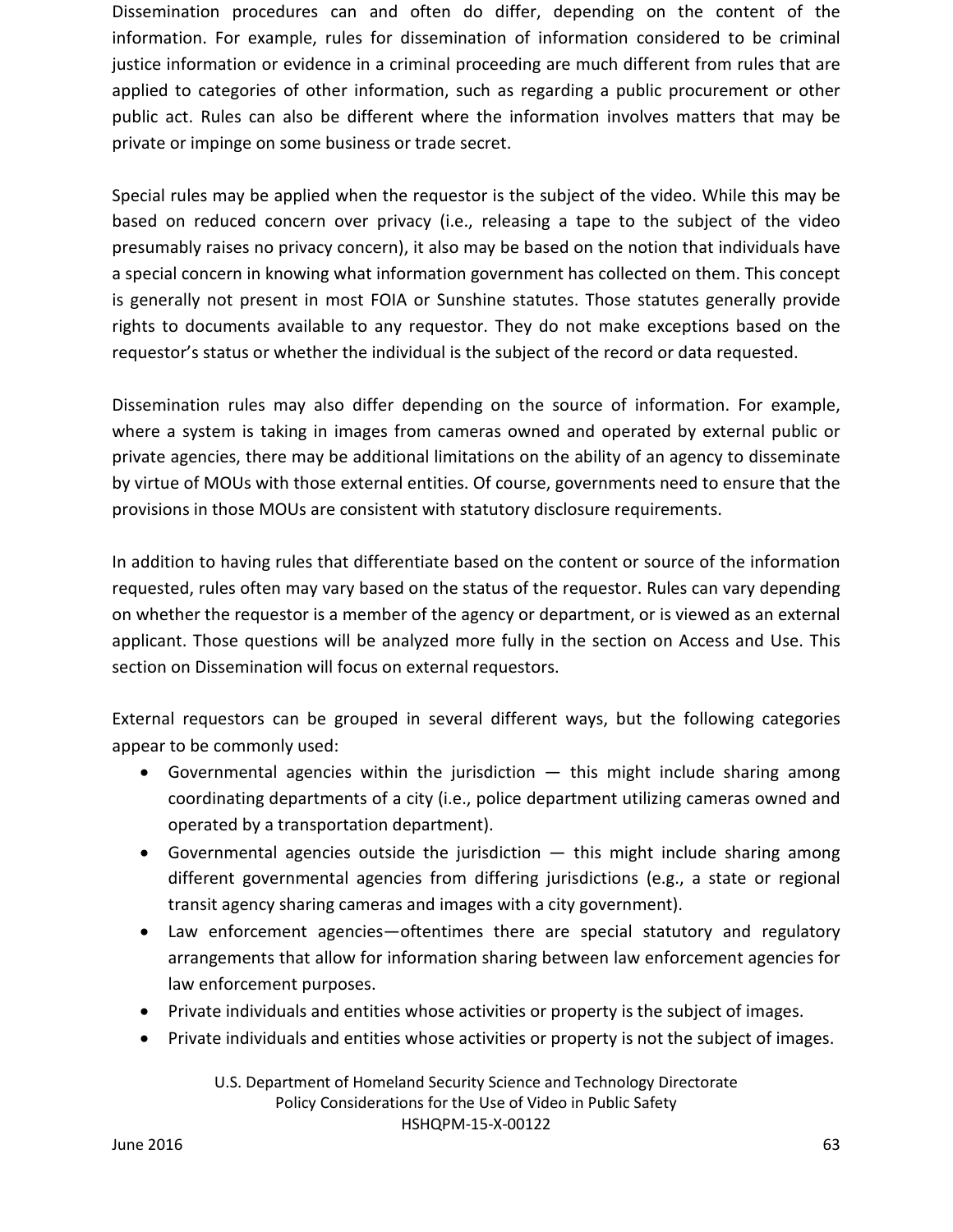Dissemination procedures can and often do differ, depending on the content of the information. For example, rules for dissemination of information considered to be criminal justice information or evidence in a criminal proceeding are much different from rules that are applied to categories of other information, such as regarding a public procurement or other public act. Rules can also be different where the information involves matters that may be private or impinge on some business or trade secret.

Special rules may be applied when the requestor is the subject of the video. While this may be based on reduced concern over privacy (i.e., releasing a tape to the subject of the video presumably raises no privacy concern), it also may be based on the notion that individuals have a special concern in knowing what information government has collected on them. This concept is generally not present in most FOIA or Sunshine statutes. Those statutes generally provide rights to documents available to any requestor. They do not make exceptions based on the requestor's status or whether the individual is the subject of the record or data requested.

Dissemination rules may also differ depending on the source of information. For example, where a system is taking in images from cameras owned and operated by external public or private agencies, there may be additional limitations on the ability of an agency to disseminate by virtue of MOUs with those external entities. Of course, governments need to ensure that the provisions in those MOUs are consistent with statutory disclosure requirements.

In addition to having rules that differentiate based on the content or source of the information requested, rules often may vary based on the status of the requestor. Rules can vary depending on whether the requestor is a member of the agency or department, or is viewed as an external applicant. Those questions will be analyzed more fully in the section on Access and Use. This section on Dissemination will focus on external requestors.

External requestors can be grouped in several different ways, but the following categories appear to be commonly used:

- Governmental agencies within the jurisdiction — this might include sharing among coordinating departments of a city (i.e., police department utilizing cameras owned and operated by a transportation department).
- Governmental agencies outside the jurisdiction — this might include sharing among different governmental agencies from differing jurisdictions (e.g., a state or regional transit agency sharing cameras and images with a city government).
- Law enforcement agencies—oftentimes there are special statutory and regulatory arrangements that allow for information sharing between law enforcement agencies for law enforcement purposes.
- Private individuals and entities whose activities or property is the subject of images.
- Private individuals and entities whose activities or property is not the subject of images.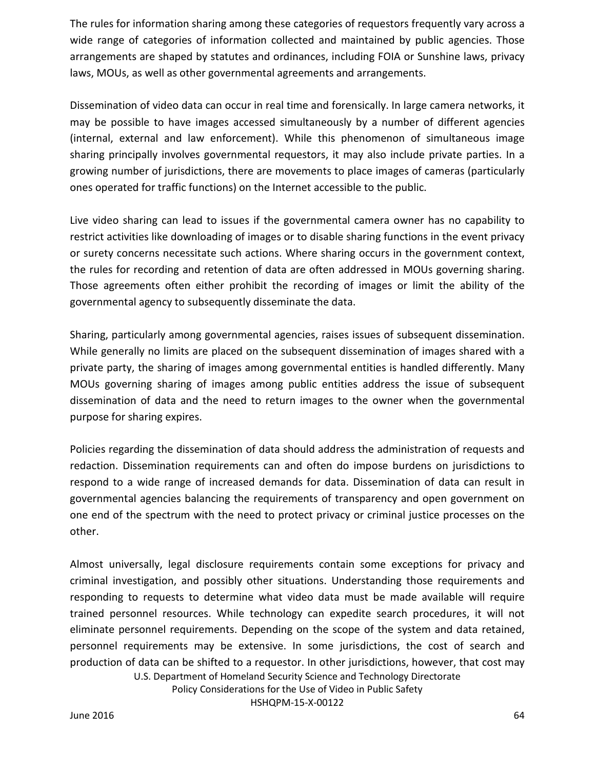The rules for information sharing among these categories of requestors frequently vary across a wide range of categories of information collected and maintained by public agencies. Those arrangements are shaped by statutes and ordinances, including FOIA or Sunshine laws, privacy laws, MOUs, as well as other governmental agreements and arrangements.

Dissemination of video data can occur in real time and forensically. In large camera networks, it may be possible to have images accessed simultaneously by a number of different agencies (internal, external and law enforcement). While this phenomenon of simultaneous image sharing principally involves governmental requestors, it may also include private parties. In a growing number of jurisdictions, there are movements to place images of cameras (particularly ones operated for traffic functions) on the Internet accessible to the public.

Live video sharing can lead to issues if the governmental camera owner has no capability to restrict activities like downloading of images or to disable sharing functions in the event privacy or surety concerns necessitate such actions. Where sharing occurs in the government context, the rules for recording and retention of data are often addressed in MOUs governing sharing. Those agreements often either prohibit the recording of images or limit the ability of the governmental agency to subsequently disseminate the data.

Sharing, particularly among governmental agencies, raises issues of subsequent dissemination. While generally no limits are placed on the subsequent dissemination of images shared with a private party, the sharing of images among governmental entities is handled differently. Many MOUs governing sharing of images among public entities address the issue of subsequent dissemination of data and the need to return images to the owner when the governmental purpose for sharing expires.

Policies regarding the dissemination of data should address the administration of requests and redaction. Dissemination requirements can and often do impose burdens on jurisdictions to respond to a wide range of increased demands for data. Dissemination of data can result in governmental agencies balancing the requirements of transparency and open government on one end of the spectrum with the need to protect privacy or criminal justice processes on the other.

Almost universally, legal disclosure requirements contain some exceptions for privacy and criminal investigation, and possibly other situations. Understanding those requirements and responding to requests to determine what video data must be made available will require trained personnel resources. While technology can expedite search procedures, it will not eliminate personnel requirements. Depending on the scope of the system and data retained, personnel requirements may be extensive. In some jurisdictions, the cost of search and production of data can be shifted to a requestor. In other jurisdictions, however, that cost may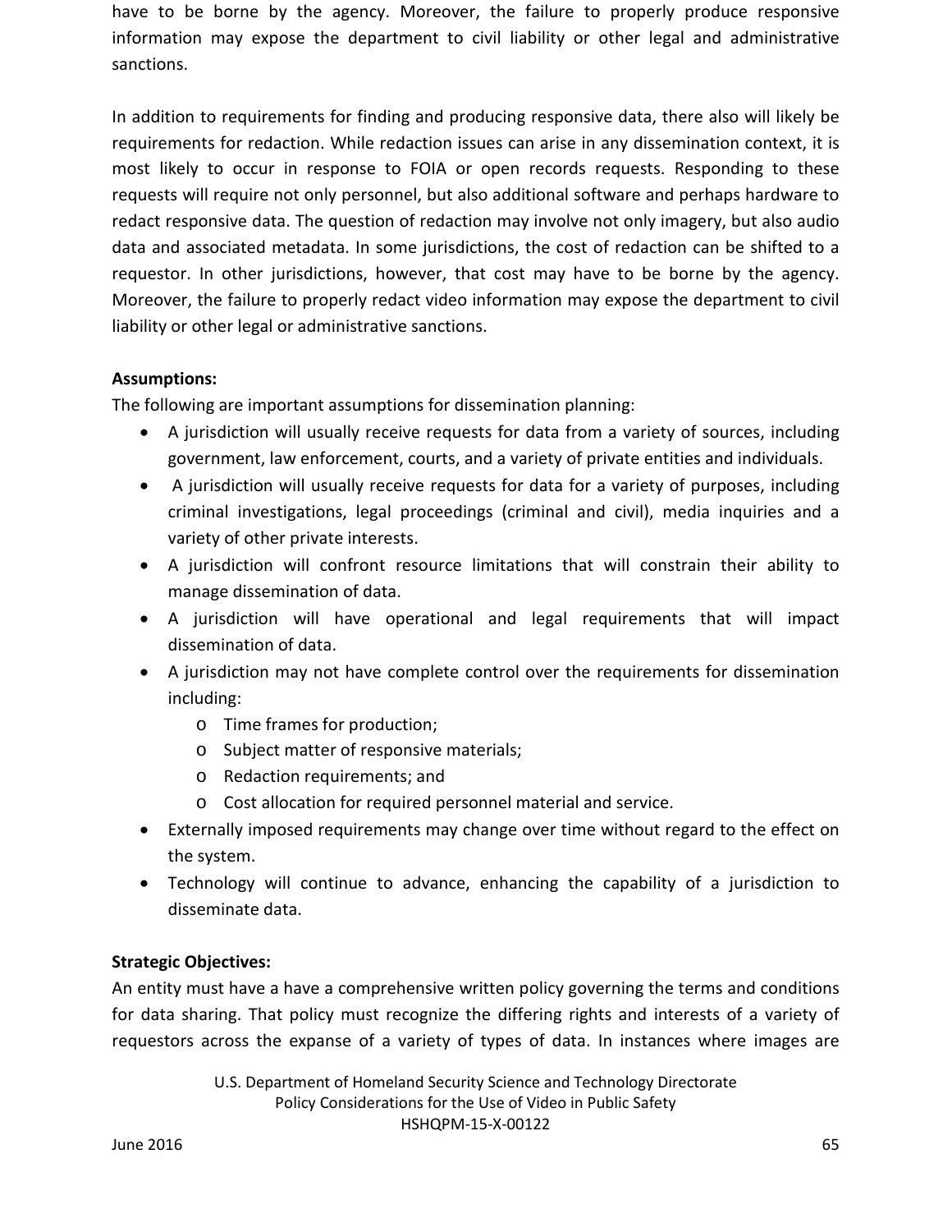have to be borne by the agency. Moreover, the failure to properly produce responsive information may expose the department to civil liability or other legal and administrative sanctions.

In addition to requirements for finding and producing responsive data, there also will likely be requirements for redaction. While redaction issues can arise in any dissemination context, it is most likely to occur in response to FOIA or open records requests. Responding to these requests will require not only personnel, but also additional software and perhaps hardware to redact responsive data. The question of redaction may involve not only imagery, but also audio data and associated metadata. In some jurisdictions, the cost of redaction can be shifted to a requestor. In other jurisdictions, however, that cost may have to be borne by the agency. Moreover, the failure to properly redact video information may expose the department to civil liability or other legal or administrative sanctions.

**Assumptions:**

The following are important assumptions for dissemination planning:

- A jurisdiction will usually receive requests for data from a variety of sources, including government, law enforcement, courts, and a variety of private entities and individuals.
- A jurisdiction will usually receive requests for data for a variety of purposes, including criminal investigations, legal proceedings (criminal and civil), media inquiries and a variety of other private interests.
- A jurisdiction will confront resource limitations that will constrain their ability to manage dissemination of data.
- A jurisdiction will have operational and legal requirements that will impact dissemination of data.
- A jurisdiction may not have complete control over the requirements for dissemination including:
    - Time frames for production;
    - Subject matter of responsive materials;
    - Redaction requirements; and
    - Cost allocation for required personnel material and service.
- Externally imposed requirements may change over time without regard to the effect on the system.
- Technology will continue to advance, enhancing the capability of a jurisdiction to disseminate data.

**Strategic Objectives:**

An entity must have a have a comprehensive written policy governing the terms and conditions for data sharing. That policy must recognize the differing rights and interests of a variety of requestors across the expanse of a variety of types of data. In instances where images are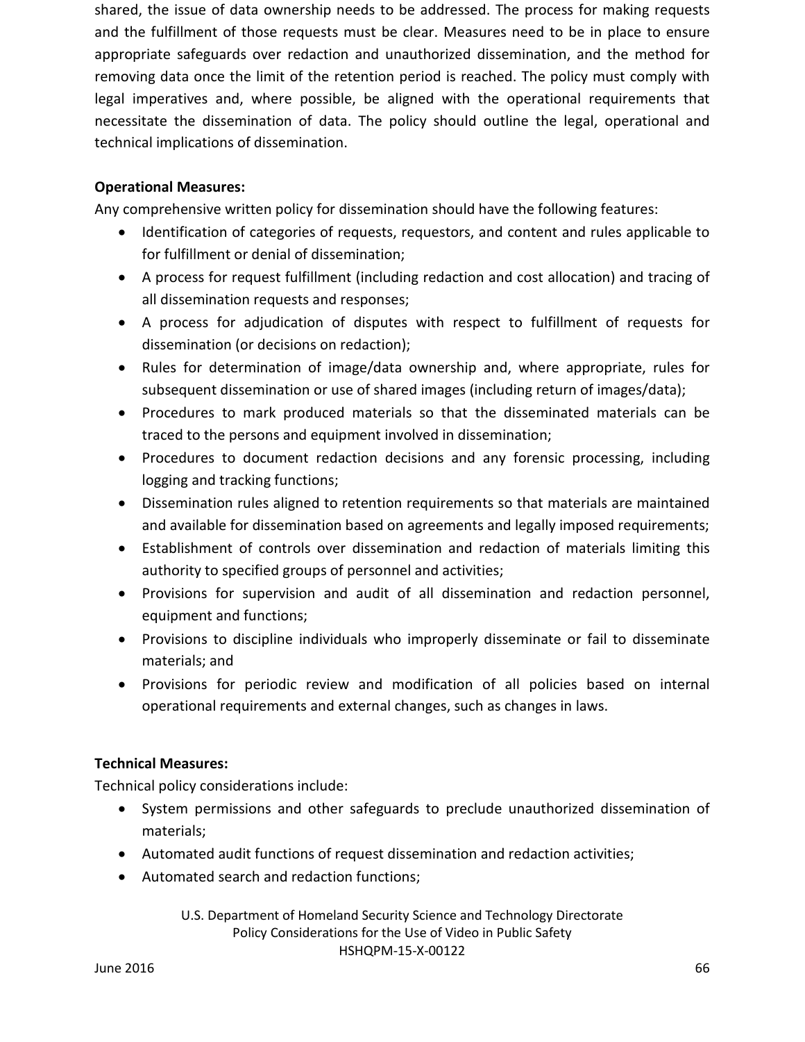shared, the issue of data ownership needs to be addressed. The process for making requests and the fulfillment of those requests must be clear. Measures need to be in place to ensure appropriate safeguards over redaction and unauthorized dissemination, and the method for removing data once the limit of the retention period is reached. The policy must comply with legal imperatives and, where possible, be aligned with the operational requirements that necessitate the dissemination of data. The policy should outline the legal, operational and technical implications of dissemination.

**Operational Measures:**

Any comprehensive written policy for dissemination should have the following features:

- Identification of categories of requests, requestors, and content and rules applicable to for fulfillment or denial of dissemination;
- A process for request fulfillment (including redaction and cost allocation) and tracing of all dissemination requests and responses;
- A process for adjudication of disputes with respect to fulfillment of requests for dissemination (or decisions on redaction);
- Rules for determination of image/data ownership and, where appropriate, rules for subsequent dissemination or use of shared images (including return of images/data);
- Procedures to mark produced materials so that the disseminated materials can be traced to the persons and equipment involved in dissemination;
- Procedures to document redaction decisions and any forensic processing, including logging and tracking functions;
- Dissemination rules aligned to retention requirements so that materials are maintained and available for dissemination based on agreements and legally imposed requirements;
- Establishment of controls over dissemination and redaction of materials limiting this authority to specified groups of personnel and activities;
- Provisions for supervision and audit of all dissemination and redaction personnel, equipment and functions;
- Provisions to discipline individuals who improperly disseminate or fail to disseminate materials; and
- Provisions for periodic review and modification of all policies based on internal operational requirements and external changes, such as changes in laws.

**Technical Measures:**

Technical policy considerations include:

- System permissions and other safeguards to preclude unauthorized dissemination of materials;
- Automated audit functions of request dissemination and redaction activities;
- Automated search and redaction functions;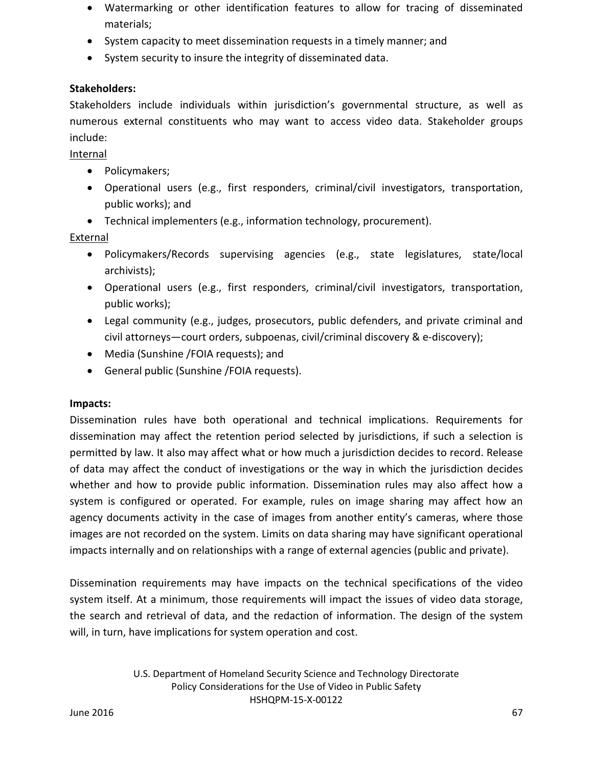- Watermarking or other identification features to allow for tracing of disseminated materials;
- System capacity to meet dissemination requests in a timely manner; and
- System security to insure the integrity of disseminated data.

**Stakeholders:**

Stakeholders include individuals within jurisdiction's governmental structure, as well as numerous external constituents who may want to access video data. Stakeholder groups include:

<u>Internal</u>

- Policymakers;
- Operational users (e.g., first responders, criminal/civil investigators, transportation, public works); and
- Technical implementers (e.g., information technology, procurement).

<u>External</u>

- Policymakers/Records supervising agencies (e.g., state legislatures, state/local archivists);
- Operational users (e.g., first responders, criminal/civil investigators, transportation, public works);
- Legal community (e.g., judges, prosecutors, public defenders, and private criminal and civil attorneys—court orders, subpoenas, civil/criminal discovery & e-discovery);
- Media (Sunshine /FOIA requests); and
- General public (Sunshine /FOIA requests).

**Impacts:**

Dissemination rules have both operational and technical implications. Requirements for dissemination may affect the retention period selected by jurisdictions, if such a selection is permitted by law. It also may affect what or how much a jurisdiction decides to record. Release of data may affect the conduct of investigations or the way in which the jurisdiction decides whether and how to provide public information. Dissemination rules may also affect how a system is configured or operated. For example, rules on image sharing may affect how an agency documents activity in the case of images from another entity's cameras, where those images are not recorded on the system. Limits on data sharing may have significant operational impacts internally and on relationships with a range of external agencies (public and private).

Dissemination requirements may have impacts on the technical specifications of the video system itself. At a minimum, those requirements will impact the issues of video data storage, the search and retrieval of data, and the redaction of information. The design of the system will, in turn, have implications for system operation and cost.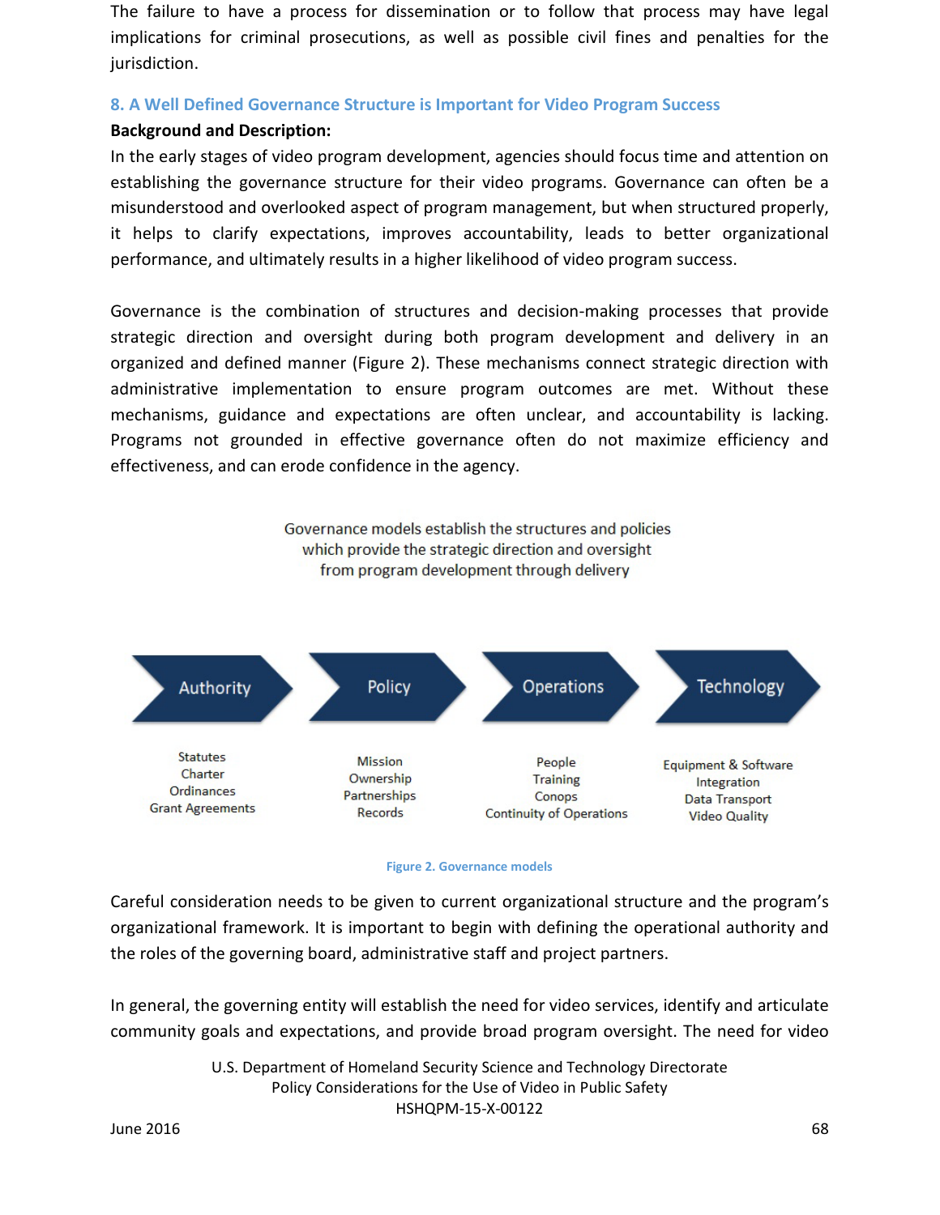The failure to have a process for dissemination or to follow that process may have legal implications for criminal prosecutions, as well as possible civil fines and penalties for the jurisdiction.

### 8. A Well Defined Governance Structure is Important for Video Program Success

**Background and Description:**

In the early stages of video program development, agencies should focus time and attention on establishing the governance structure for their video programs. Governance can often be a misunderstood and overlooked aspect of program management, but when structured properly, it helps to clarify expectations, improves accountability, leads to better organizational performance, and ultimately results in a higher likelihood of video program success.

Governance is the combination of structures and decision-making processes that provide strategic direction and oversight during both program development and delivery in an organized and defined manner (Figure 2). These mechanisms connect strategic direction with administrative implementation to ensure program outcomes are met. Without these mechanisms, guidance and expectations are often unclear, and accountability is lacking. Programs not grounded in effective governance often do not maximize efficiency and effectiveness, and can erode confidence in the agency.

Governance models establish the structures and policies which provide the strategic direction and oversight from program development through delivery

| Authority | Policy | Operations | Technology |
|---|---|---|---|
| Statutes<br>Charter<br>Ordinances<br>Grant Agreements | Mission<br>Ownership<br>Partnerships<br>Records | People<br>Training<br>Conops<br>Continuity of Operations | Equipment & Software<br>Integration<br>Data Transport<br>Video Quality |

Figure 2. Governance models

Careful consideration needs to be given to current organizational structure and the program's organizational framework. It is important to begin with defining the operational authority and the roles of the governing board, administrative staff and project partners.

In general, the governing entity will establish the need for video services, identify and articulate community goals and expectations, and provide broad program oversight. The need for video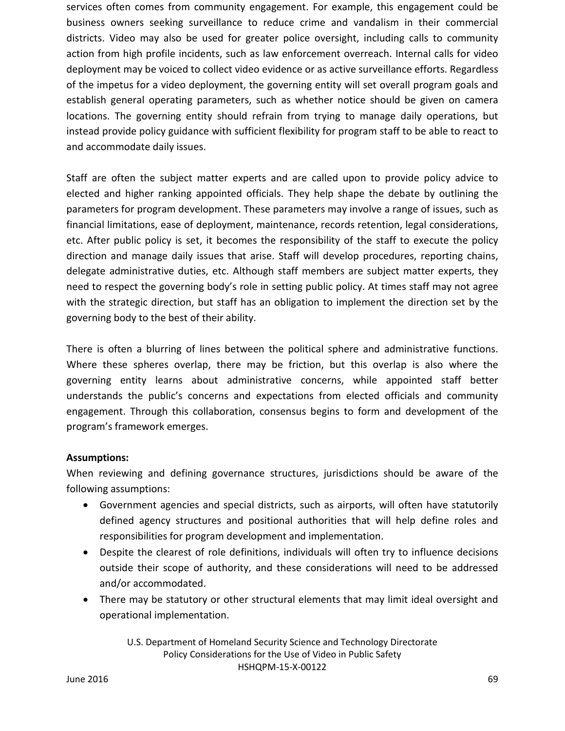services often comes from community engagement. For example, this engagement could be business owners seeking surveillance to reduce crime and vandalism in their commercial districts. Video may also be used for greater police oversight, including calls to community action from high profile incidents, such as law enforcement overreach. Internal calls for video deployment may be voiced to collect video evidence or as active surveillance efforts. Regardless of the impetus for a video deployment, the governing entity will set overall program goals and establish general operating parameters, such as whether notice should be given on camera locations. The governing entity should refrain from trying to manage daily operations, but instead provide policy guidance with sufficient flexibility for program staff to be able to react to and accommodate daily issues.

Staff are often the subject matter experts and are called upon to provide policy advice to elected and higher ranking appointed officials. They help shape the debate by outlining the parameters for program development. These parameters may involve a range of issues, such as financial limitations, ease of deployment, maintenance, records retention, legal considerations, etc. After public policy is set, it becomes the responsibility of the staff to execute the policy direction and manage daily issues that arise. Staff will develop procedures, reporting chains, delegate administrative duties, etc. Although staff members are subject matter experts, they need to respect the governing body's role in setting public policy. At times staff may not agree with the strategic direction, but staff has an obligation to implement the direction set by the governing body to the best of their ability.

There is often a blurring of lines between the political sphere and administrative functions. Where these spheres overlap, there may be friction, but this overlap is also where the governing entity learns about administrative concerns, while appointed staff better understands the public's concerns and expectations from elected officials and community engagement. Through this collaboration, consensus begins to form and development of the program's framework emerges.

**Assumptions:**

When reviewing and defining governance structures, jurisdictions should be aware of the following assumptions:

- Government agencies and special districts, such as airports, will often have statutorily defined agency structures and positional authorities that will help define roles and responsibilities for program development and implementation.
- Despite the clearest of role definitions, individuals will often try to influence decisions outside their scope of authority, and these considerations will need to be addressed and/or accommodated.
- There may be statutory or other structural elements that may limit ideal oversight and operational implementation.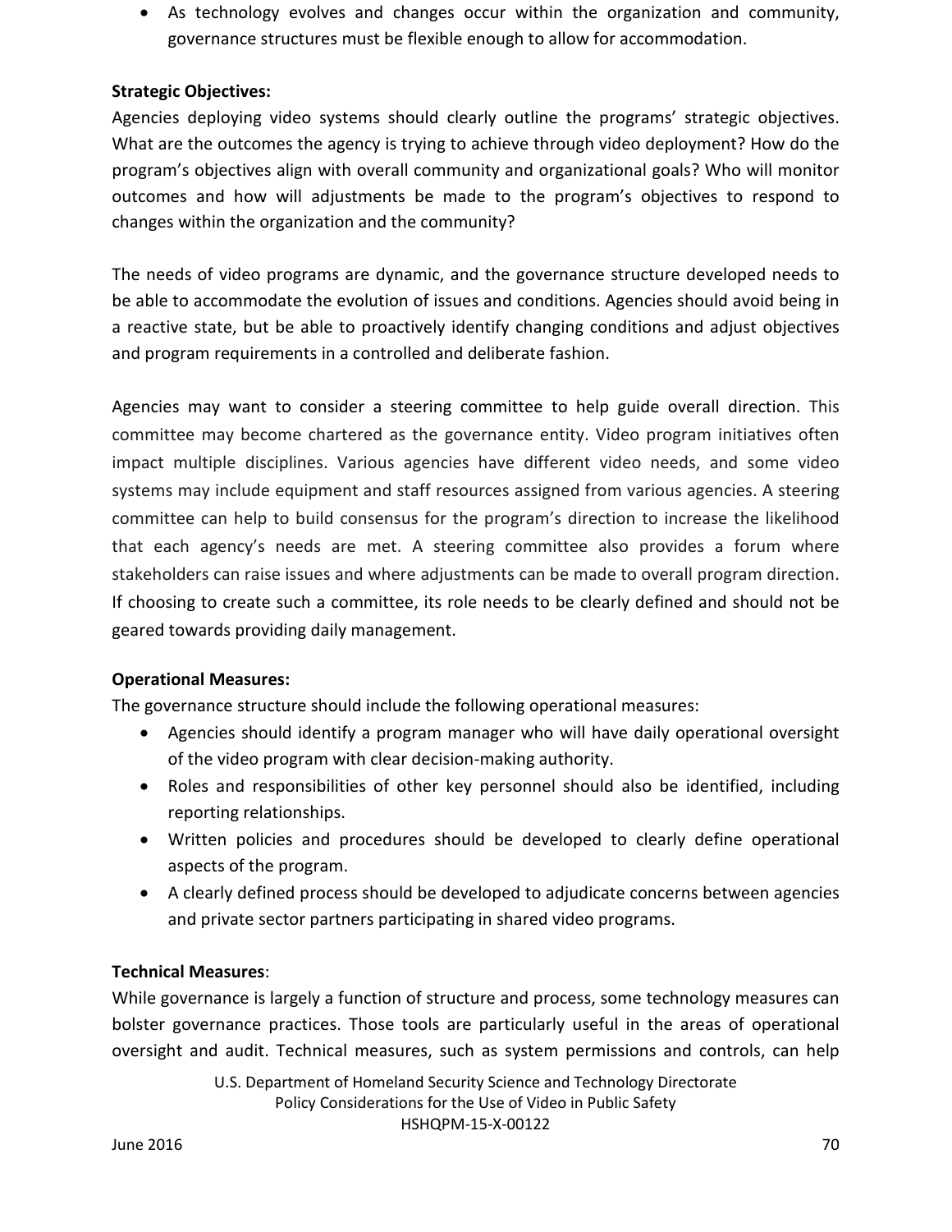- As technology evolves and changes occur within the organization and community, governance structures must be flexible enough to allow for accommodation.

**Strategic Objectives:**

Agencies deploying video systems should clearly outline the programs' strategic objectives. What are the outcomes the agency is trying to achieve through video deployment? How do the program's objectives align with overall community and organizational goals? Who will monitor outcomes and how will adjustments be made to the program's objectives to respond to changes within the organization and the community?

The needs of video programs are dynamic, and the governance structure developed needs to be able to accommodate the evolution of issues and conditions. Agencies should avoid being in a reactive state, but be able to proactively identify changing conditions and adjust objectives and program requirements in a controlled and deliberate fashion.

Agencies may want to consider a steering committee to help guide overall direction. This committee may become chartered as the governance entity. Video program initiatives often impact multiple disciplines. Various agencies have different video needs, and some video systems may include equipment and staff resources assigned from various agencies. A steering committee can help to build consensus for the program's direction to increase the likelihood that each agency's needs are met. A steering committee also provides a forum where stakeholders can raise issues and where adjustments can be made to overall program direction. If choosing to create such a committee, its role needs to be clearly defined and should not be geared towards providing daily management.

**Operational Measures:**

The governance structure should include the following operational measures:

- Agencies should identify a program manager who will have daily operational oversight of the video program with clear decision-making authority.
- Roles and responsibilities of other key personnel should also be identified, including reporting relationships.
- Written policies and procedures should be developed to clearly define operational aspects of the program.
- A clearly defined process should be developed to adjudicate concerns between agencies and private sector partners participating in shared video programs.

**Technical Measures**:

While governance is largely a function of structure and process, some technology measures can bolster governance practices. Those tools are particularly useful in the areas of operational oversight and audit. Technical measures, such as system permissions and controls, can help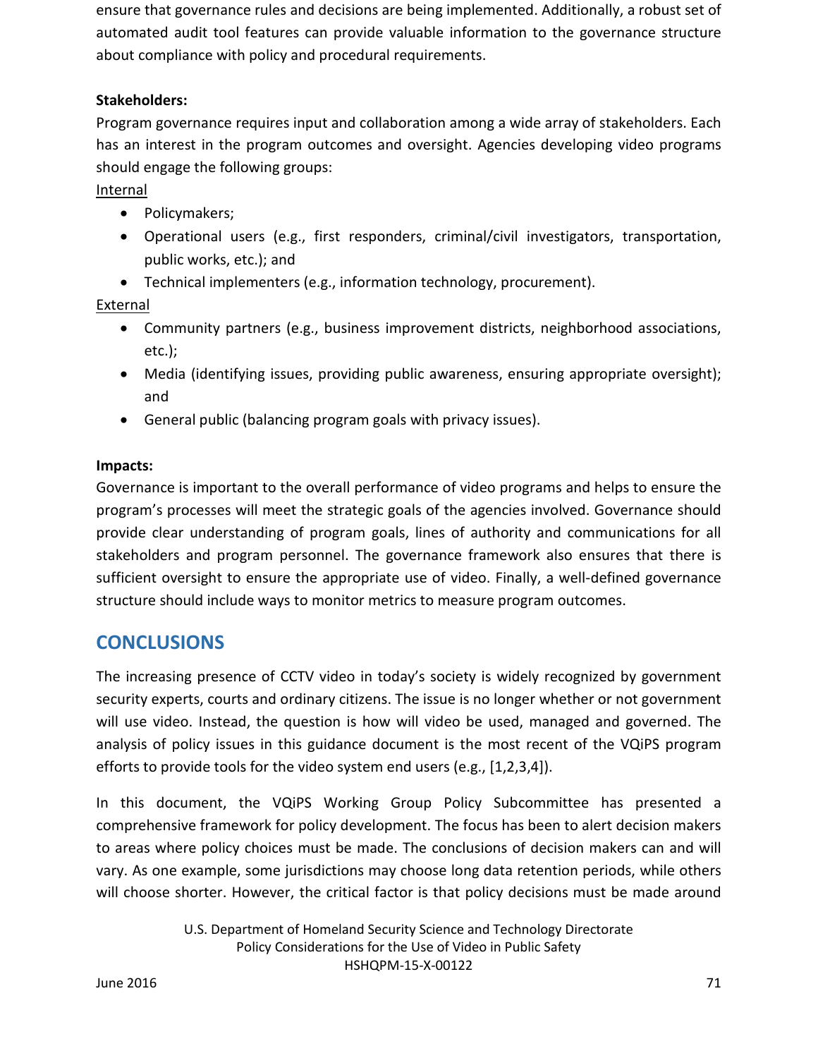ensure that governance rules and decisions are being implemented. Additionally, a robust set of automated audit tool features can provide valuable information to the governance structure about compliance with policy and procedural requirements.

**Stakeholders:**

Program governance requires input and collaboration among a wide array of stakeholders. Each has an interest in the program outcomes and oversight. Agencies developing video programs should engage the following groups:

<u>Internal</u>

- Policymakers;
- Operational users (e.g., first responders, criminal/civil investigators, transportation, public works, etc.); and
- Technical implementers (e.g., information technology, procurement).

<u>External</u>

- Community partners (e.g., business improvement districts, neighborhood associations, etc.);
- Media (identifying issues, providing public awareness, ensuring appropriate oversight); and
- General public (balancing program goals with privacy issues).

**Impacts:**

Governance is important to the overall performance of video programs and helps to ensure the program's processes will meet the strategic goals of the agencies involved. Governance should provide clear understanding of program goals, lines of authority and communications for all stakeholders and program personnel. The governance framework also ensures that there is sufficient oversight to ensure the appropriate use of video. Finally, a well-defined governance structure should include ways to monitor metrics to measure program outcomes.

## CONCLUSIONS

The increasing presence of CCTV video in today's society is widely recognized by government security experts, courts and ordinary citizens. The issue is no longer whether or not government will use video. Instead, the question is how will video be used, managed and governed. The analysis of policy issues in this guidance document is the most recent of the VQiPS program efforts to provide tools for the video system end users (e.g., [1,2,3,4]).

In this document, the VQiPS Working Group Policy Subcommittee has presented a comprehensive framework for policy development. The focus has been to alert decision makers to areas where policy choices must be made. The conclusions of decision makers can and will vary. As one example, some jurisdictions may choose long data retention periods, while others will choose shorter. However, the critical factor is that policy decisions must be made around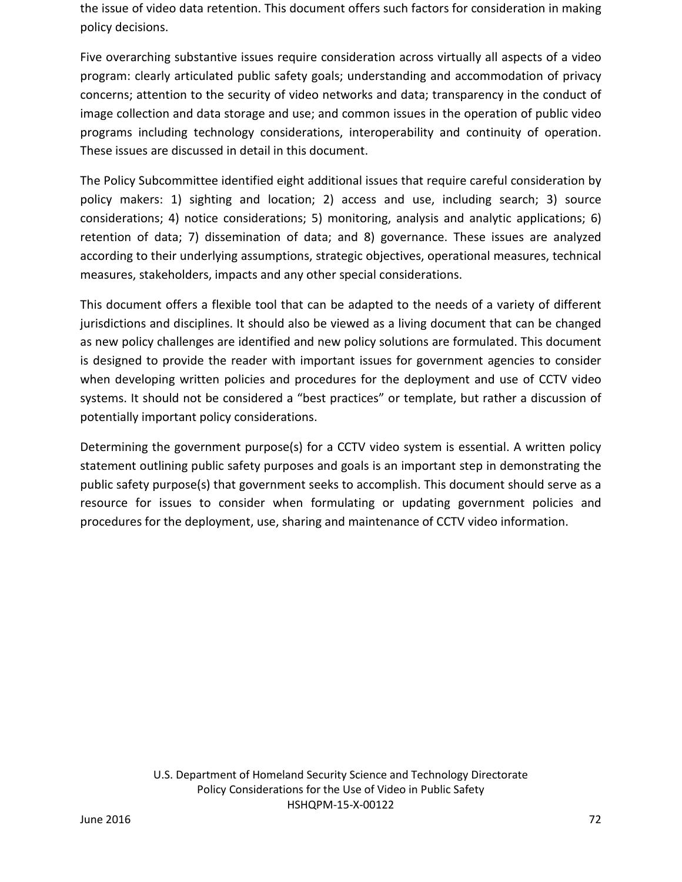the issue of video data retention. This document offers such factors for consideration in making policy decisions.

Five overarching substantive issues require consideration across virtually all aspects of a video program: clearly articulated public safety goals; understanding and accommodation of privacy concerns; attention to the security of video networks and data; transparency in the conduct of image collection and data storage and use; and common issues in the operation of public video programs including technology considerations, interoperability and continuity of operation. These issues are discussed in detail in this document.

The Policy Subcommittee identified eight additional issues that require careful consideration by policy makers: 1) sighting and location; 2) access and use, including search; 3) source considerations; 4) notice considerations; 5) monitoring, analysis and analytic applications; 6) retention of data; 7) dissemination of data; and 8) governance. These issues are analyzed according to their underlying assumptions, strategic objectives, operational measures, technical measures, stakeholders, impacts and any other special considerations.

This document offers a flexible tool that can be adapted to the needs of a variety of different jurisdictions and disciplines. It should also be viewed as a living document that can be changed as new policy challenges are identified and new policy solutions are formulated. This document is designed to provide the reader with important issues for government agencies to consider when developing written policies and procedures for the deployment and use of CCTV video systems. It should not be considered a "best practices" or template, but rather a discussion of potentially important policy considerations.

Determining the government purpose(s) for a CCTV video system is essential. A written policy statement outlining public safety purposes and goals is an important step in demonstrating the public safety purpose(s) that government seeks to accomplish. This document should serve as a resource for issues to consider when formulating or updating government policies and procedures for the deployment, use, sharing and maintenance of CCTV video information.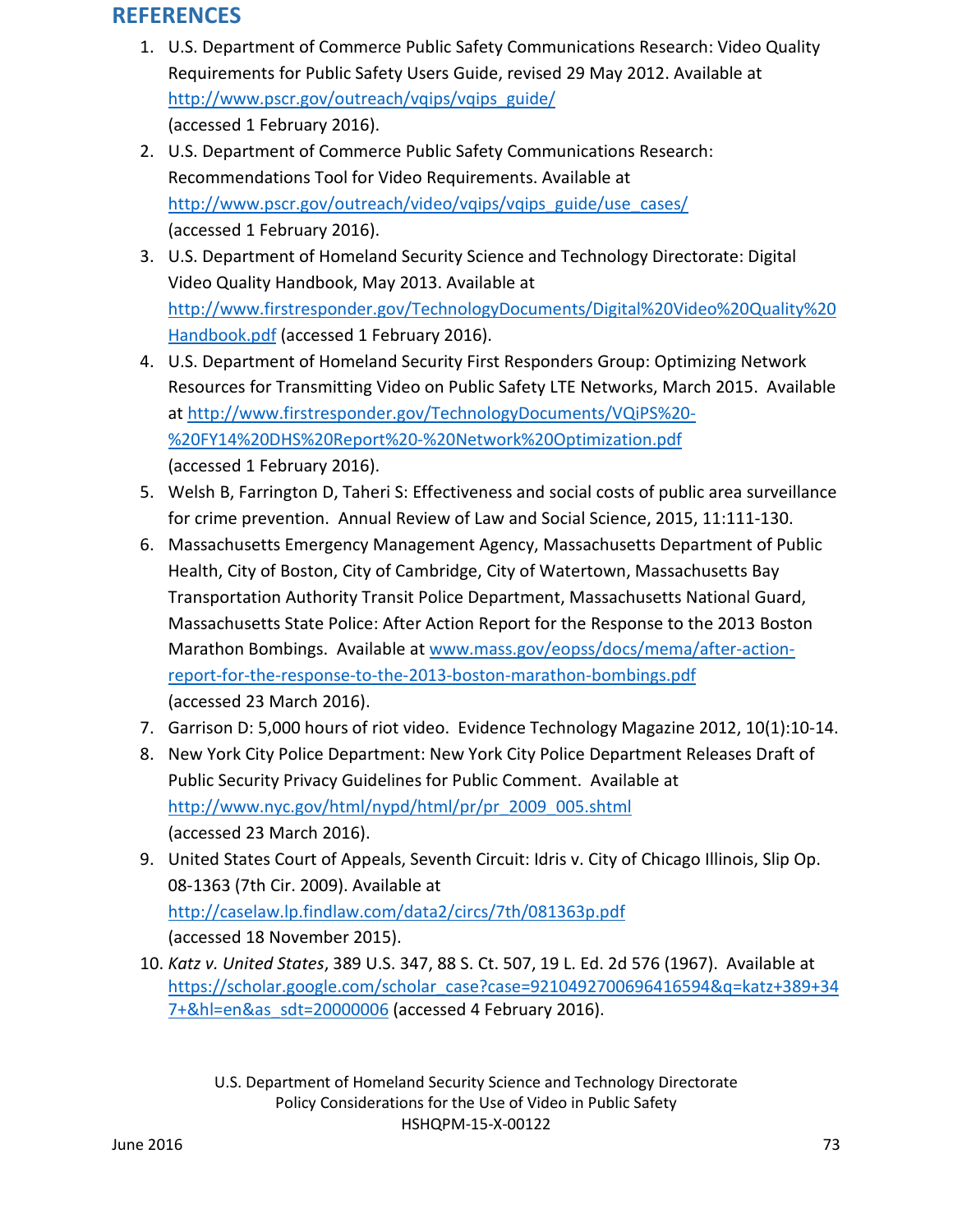# REFERENCES

1. U.S. Department of Commerce Public Safety Communications Research: Video Quality Requirements for Public Safety Users Guide, revised 29 May 2012. Available at http://www.pscr.gov/outreach/vqips/vqips_guide/ (accessed 1 February 2016).
2. U.S. Department of Commerce Public Safety Communications Research: Recommendations Tool for Video Requirements. Available at http://www.pscr.gov/outreach/video/vqips/vqips_guide/use_cases/ (accessed 1 February 2016).
3. U.S. Department of Homeland Security Science and Technology Directorate: Digital Video Quality Handbook, May 2013. Available at http://www.firstresponder.gov/TechnologyDocuments/Digital%20Video%20Quality%20Handbook.pdf (accessed 1 February 2016).
4. U.S. Department of Homeland Security First Responders Group: Optimizing Network Resources for Transmitting Video on Public Safety LTE Networks, March 2015. Available at http://www.firstresponder.gov/TechnologyDocuments/VQiPS%20-%20FY14%20DHS%20Report%20-%20Network%20Optimization.pdf (accessed 1 February 2016).
5. Welsh B, Farrington D, Taheri S: Effectiveness and social costs of public area surveillance for crime prevention. Annual Review of Law and Social Science, 2015, 11:111-130.
6. Massachusetts Emergency Management Agency, Massachusetts Department of Public Health, City of Boston, City of Cambridge, City of Watertown, Massachusetts Bay Transportation Authority Transit Police Department, Massachusetts National Guard, Massachusetts State Police: After Action Report for the Response to the 2013 Boston Marathon Bombings. Available at www.mass.gov/eopss/docs/mema/after-action-report-for-the-response-to-the-2013-boston-marathon-bombings.pdf (accessed 23 March 2016).
7. Garrison D: 5,000 hours of riot video. Evidence Technology Magazine 2012, 10(1):10-14.
8. New York City Police Department: New York City Police Department Releases Draft of Public Security Privacy Guidelines for Public Comment. Available at http://www.nyc.gov/html/nypd/html/pr/pr_2009_005.shtml (accessed 23 March 2016).
9. United States Court of Appeals, Seventh Circuit: Idris v. City of Chicago Illinois, Slip Op. 08-1363 (7th Cir. 2009). Available at http://caselaw.lp.findlaw.com/data2/circs/7th/081363p.pdf (accessed 18 November 2015).
10. *Katz v. United States*, 389 U.S. 347, 88 S. Ct. 507, 19 L. Ed. 2d 576 (1967). Available at https://scholar.google.com/scholar_case?case=9210492700696416594&q=katz+389+347+&hl=en&as_sdt=20000006 (accessed 4 February 2016).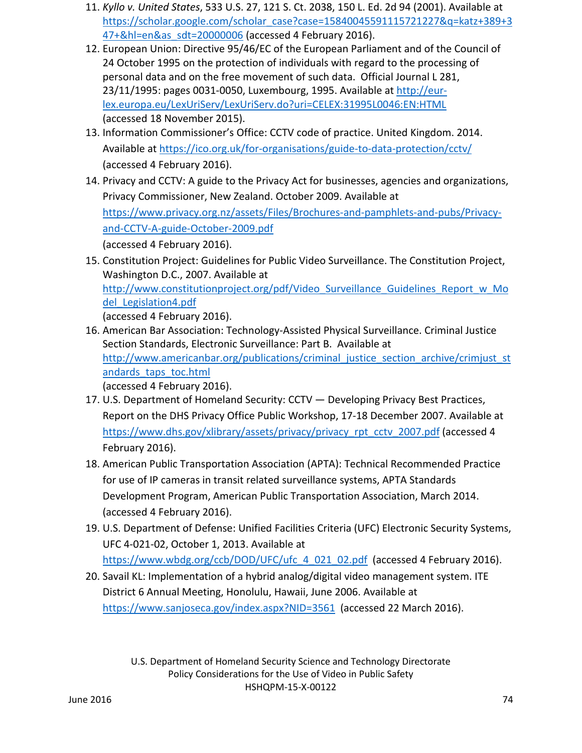11. *Kyllo v. United States*, 533 U.S. 27, 121 S. Ct. 2038, 150 L. Ed. 2d 94 (2001). Available at https://scholar.google.com/scholar_case?case=15840045591115721227&q=katz+389+347+&hl=en&as_sdt=20000006 (accessed 4 February 2016).
12. European Union: Directive 95/46/EC of the European Parliament and of the Council of 24 October 1995 on the protection of individuals with regard to the processing of personal data and on the free movement of such data. Official Journal L 281, 23/11/1995: pages 0031-0050, Luxembourg, 1995. Available at http://eur-lex.europa.eu/LexUriServ/LexUriServ.do?uri=CELEX:31995L0046:EN:HTML (accessed 18 November 2015).
13. Information Commissioner's Office: CCTV code of practice. United Kingdom. 2014. Available at https://ico.org.uk/for-organisations/guide-to-data-protection/cctv/ (accessed 4 February 2016).
14. Privacy and CCTV: A guide to the Privacy Act for businesses, agencies and organizations, Privacy Commissioner, New Zealand. October 2009. Available at https://www.privacy.org.nz/assets/Files/Brochures-and-pamphlets-and-pubs/Privacy-and-CCTV-A-guide-October-2009.pdf (accessed 4 February 2016).
15. Constitution Project: Guidelines for Public Video Surveillance. The Constitution Project, Washington D.C., 2007. Available at http://www.constitutionproject.org/pdf/Video_Surveillance_Guidelines_Report_w_Model_Legislation4.pdf (accessed 4 February 2016).
16. American Bar Association: Technology-Assisted Physical Surveillance. Criminal Justice Section Standards, Electronic Surveillance: Part B. Available at http://www.americanbar.org/publications/criminal_justice_section_archive/crimjust_standards_taps_toc.html (accessed 4 February 2016).
17. U.S. Department of Homeland Security: CCTV — Developing Privacy Best Practices, Report on the DHS Privacy Office Public Workshop, 17-18 December 2007. Available at https://www.dhs.gov/xlibrary/assets/privacy/privacy_rpt_cctv_2007.pdf (accessed 4 February 2016).
18. American Public Transportation Association (APTA): Technical Recommended Practice for use of IP cameras in transit related surveillance systems, APTA Standards Development Program, American Public Transportation Association, March 2014. (accessed 4 February 2016).
19. U.S. Department of Defense: Unified Facilities Criteria (UFC) Electronic Security Systems, UFC 4-021-02, October 1, 2013. Available at https://www.wbdg.org/ccb/DOD/UFC/ufc_4_021_02.pdf (accessed 4 February 2016).
20. Savail KL: Implementation of a hybrid analog/digital video management system. ITE District 6 Annual Meeting, Honolulu, Hawaii, June 2006. Available at https://www.sanjoseca.gov/index.aspx?NID=3561 (accessed 22 March 2016).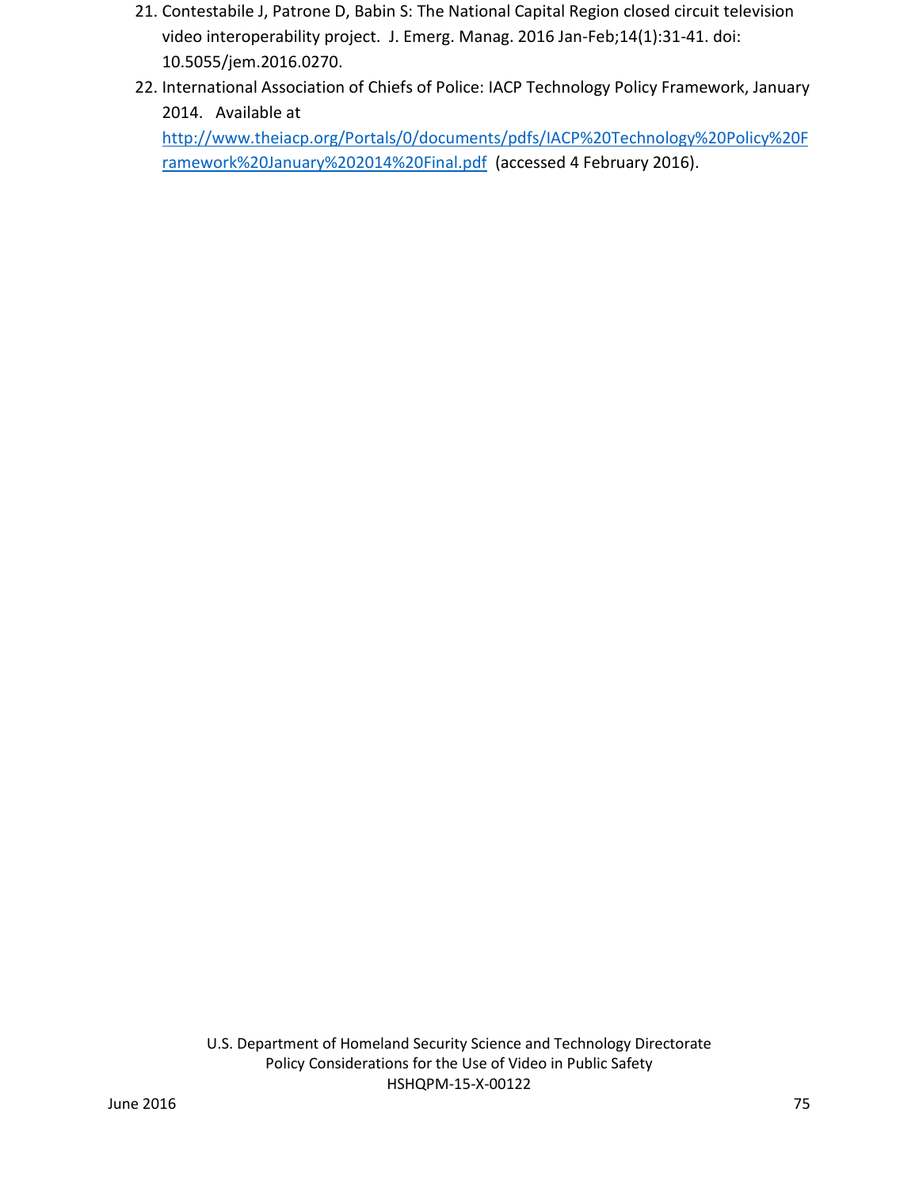21. Contestabile J, Patrone D, Babin S: The National Capital Region closed circuit television video interoperability project. J. Emerg. Manag. 2016 Jan-Feb;14(1):31-41. doi: 10.5055/jem.2016.0270.
22. International Association of Chiefs of Police: IACP Technology Policy Framework, January 2014. Available at [http://www.theiacp.org/Portals/0/documents/pdfs/IACP%20Technology%20Policy%20Framework%20January%202014%20Final.pdf](http://www.theiacp.org/Portals/0/documents/pdfs/IACP%20Technology%20Policy%20Framework%20January%202014%20Final.pdf) (accessed 4 February 2016).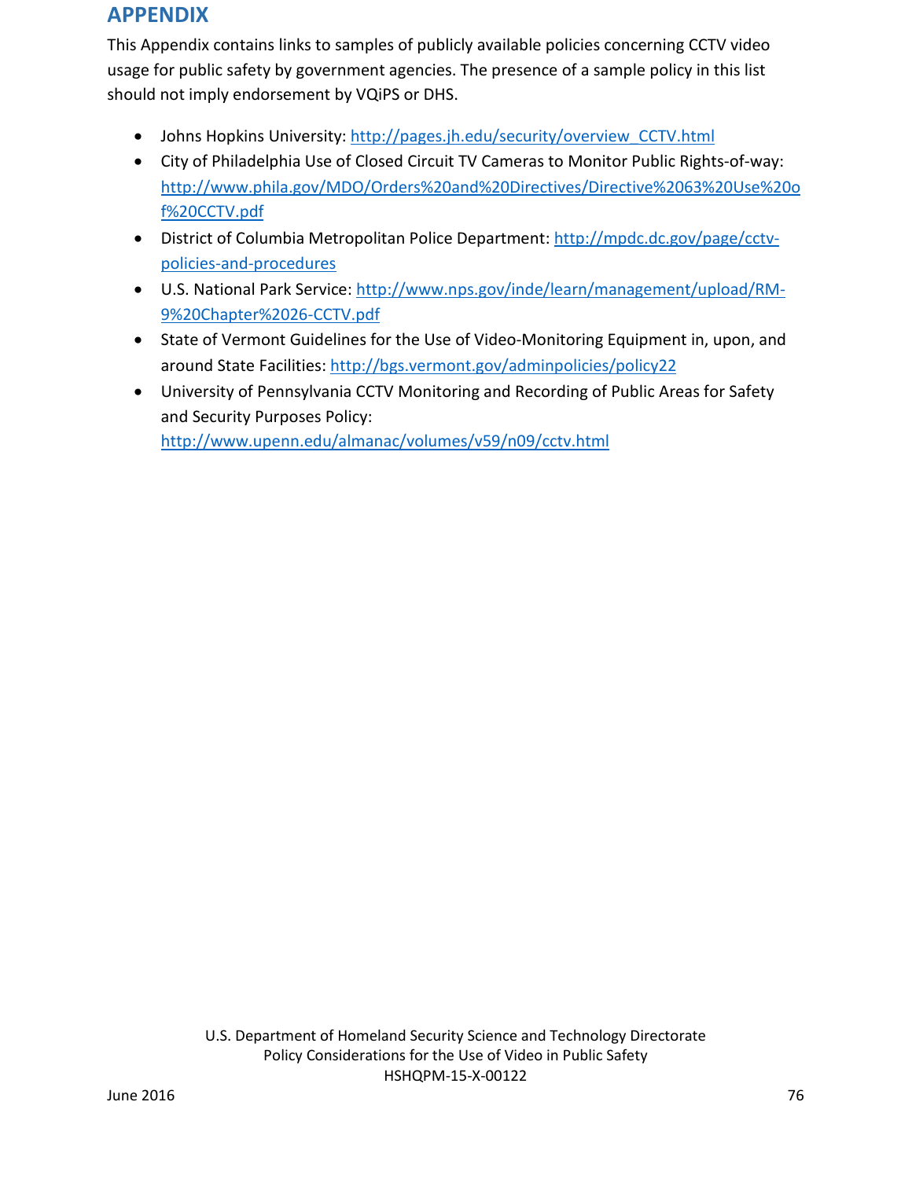# APPENDIX

This Appendix contains links to samples of publicly available policies concerning CCTV video usage for public safety by government agencies. The presence of a sample policy in this list should not imply endorsement by VQiPS or DHS.

- Johns Hopkins University: http://pages.jh.edu/security/overview_CCTV.html
- City of Philadelphia Use of Closed Circuit TV Cameras to Monitor Public Rights-of-way: http://www.phila.gov/MDO/Orders%20and%20Directives/Directive%2063%20Use%20of%20CCTV.pdf
- District of Columbia Metropolitan Police Department: http://mpdc.dc.gov/page/cctv-policies-and-procedures
- U.S. National Park Service: http://www.nps.gov/inde/learn/management/upload/RM-9%20Chapter%2026-CCTV.pdf
- State of Vermont Guidelines for the Use of Video-Monitoring Equipment in, upon, and around State Facilities: http://bgs.vermont.gov/adminpolicies/policy22
- University of Pennsylvania CCTV Monitoring and Recording of Public Areas for Safety and Security Purposes Policy: http://www.upenn.edu/almanac/volumes/v59/n09/cctv.html